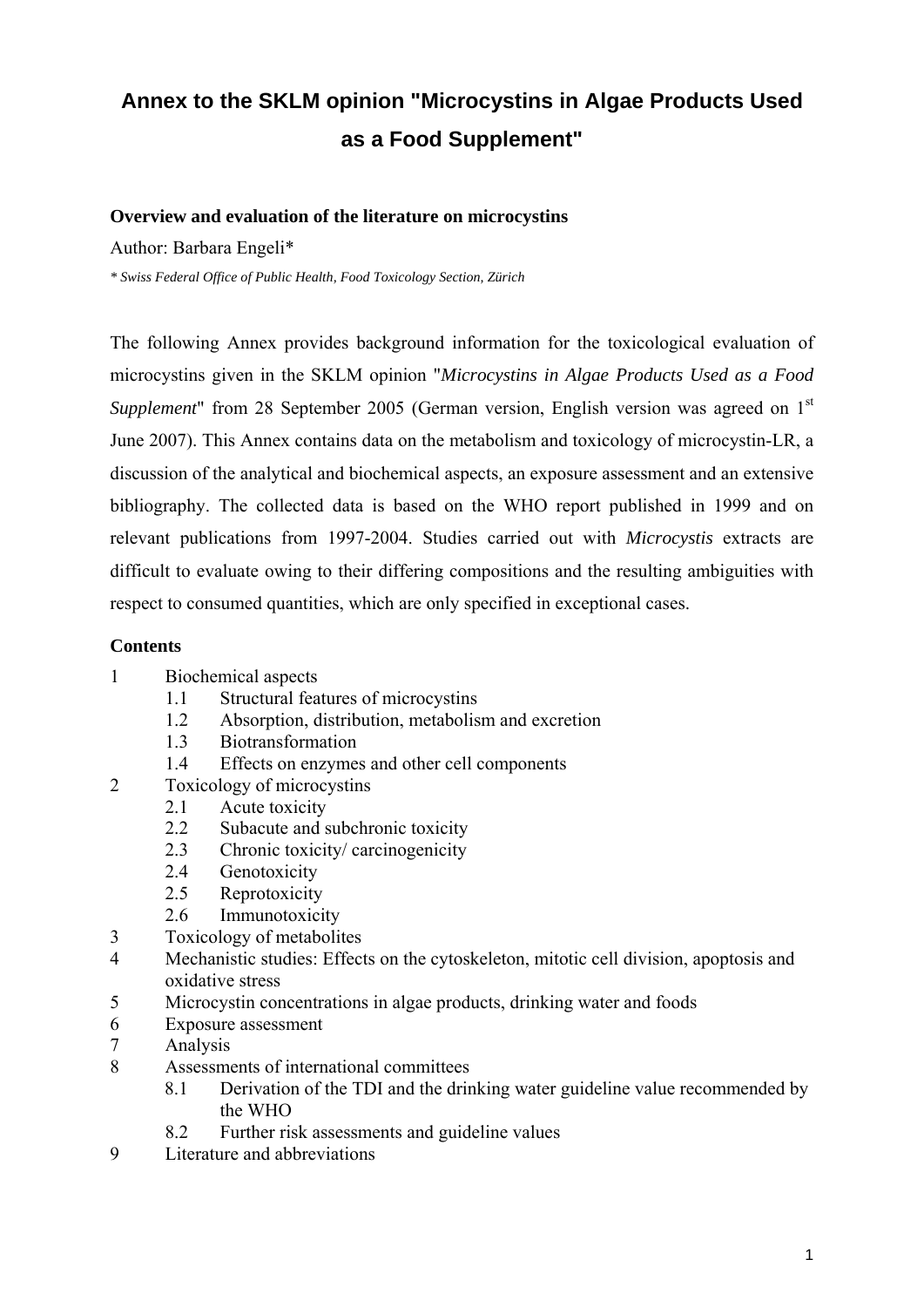# Annex to the SKLM opinion "Microcystins in Algae Products Used as a Food Supplement"

**Overview and evaluation of the literature on microcystins**

Author: Barbara Engeli*

*\* Swiss Federal Office of Public Health, Food Toxicology Section, Zürich*

The following Annex provides background information for the toxicological evaluation of microcystins given in the SKLM opinion "*Microcystins in Algae Products Used as a Food Supplement*" from 28 September 2005 (German version, English version was agreed on 1st June 2007). This Annex contains data on the metabolism and toxicology of microcystin-LR, a discussion of the analytical and biochemical aspects, an exposure assessment and an extensive bibliography. The collected data is based on the WHO report published in 1999 and on relevant publications from 1997-2004. Studies carried out with *Microcystis* extracts are difficult to evaluate owing to their differing compositions and the resulting ambiguities with respect to consumed quantities, which are only specified in exceptional cases.

**Contents**

1 Biochemical aspects
   - 1.1 Structural features of microcystins
   - 1.2 Absorption, distribution, metabolism and excretion
   - 1.3 Biotransformation
   - 1.4 Effects on enzymes and other cell components

2 Toxicology of microcystins
   - 2.1 Acute toxicity
   - 2.2 Subacute and subchronic toxicity
   - 2.3 Chronic toxicity/ carcinogenicity
   - 2.4 Genotoxicity
   - 2.5 Reprotoxicity
   - 2.6 Immunotoxicity

3 Toxicology of metabolites

4 Mechanistic studies: Effects on the cytoskeleton, mitotic cell division, apoptosis and oxidative stress

5 Microcystin concentrations in algae products, drinking water and foods

6 Exposure assessment

7 Analysis

8 Assessments of international committees
   - 8.1 Derivation of the TDI and the drinking water guideline value recommended by the WHO
   - 8.2 Further risk assessments and guideline values

9 Literature and abbreviations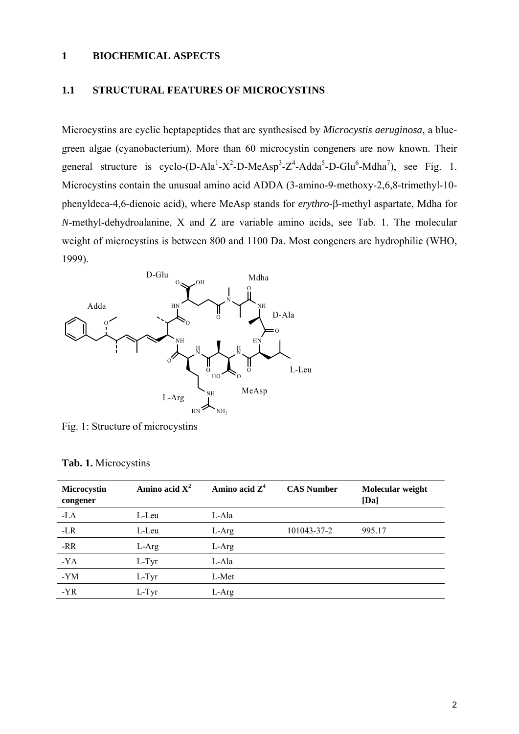# 1 BIOCHEMICAL ASPECTS

## 1.1 STRUCTURAL FEATURES OF MICROCYSTINS

Microcystins are cyclic heptapeptides that are synthesised by *Microcystis aeruginosa*, a blue-green algae (cyanobacterium). More than 60 microcystin congeners are now known. Their general structure is cyclo-(D-Ala$^1$-X$^2$-D-MeAsp$^3$-Z$^4$-Adda$^5$-D-Glu$^6$-Mdha$^7$), see Fig. 1. Microcystins contain the unusual amino acid ADDA (3-amino-9-methoxy-2,6,8-trimethyl-10-phenyldeca-4,6-dienoic acid), where MeAsp stands for *erythro*-β-methyl aspartate, Mdha for *N*-methyl-dehydroalanine, X and Z are variable amino acids, see Tab. 1. The molecular weight of microcystins is between 800 and 1100 Da. Most congeners are hydrophilic (WHO, 1999).

Fig. 1: Structure of microcystins

**Tab. 1.** Microcystins

| Microcystin congener | Amino acid X$^2$ | Amino acid Z$^4$ | CAS Number | Molecular weight [Da] |
|---|---|---|---|---|
| -LA | L-Leu | L-Ala | | |
| -LR | L-Leu | L-Arg | 101043-37-2 | 995.17 |
| -RR | L-Arg | L-Arg | | |
| -YA | L-Tyr | L-Ala | | |
| -YM | L-Tyr | L-Met | | |
| -YR | L-Tyr | L-Arg | | |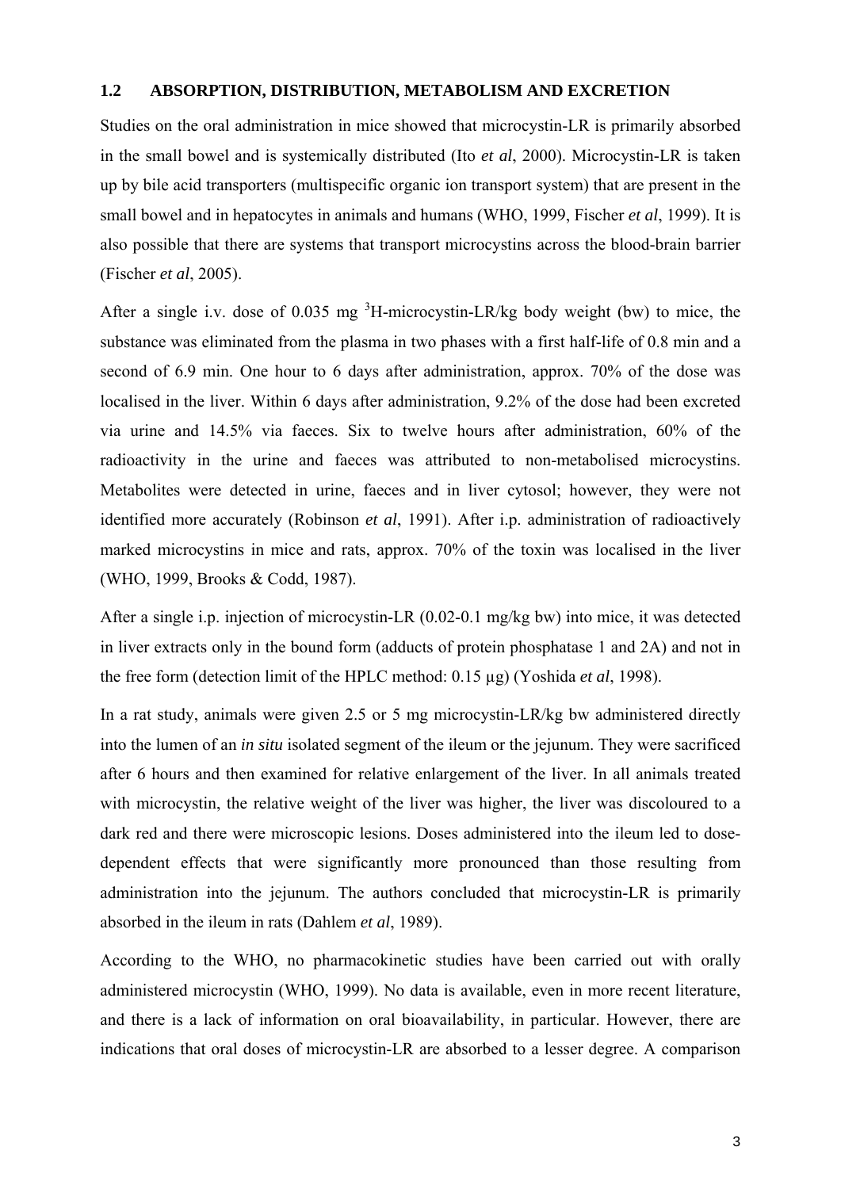## 1.2 ABSORPTION, DISTRIBUTION, METABOLISM AND EXCRETION

Studies on the oral administration in mice showed that microcystin-LR is primarily absorbed in the small bowel and is systemically distributed (Ito *et al*, 2000). Microcystin-LR is taken up by bile acid transporters (multispecific organic ion transport system) that are present in the small bowel and in hepatocytes in animals and humans (WHO, 1999, Fischer *et al*, 1999). It is also possible that there are systems that transport microcystins across the blood-brain barrier (Fischer *et al*, 2005).

After a single i.v. dose of 0.035 mg $^{3}$H-microcystin-LR/kg body weight (bw) to mice, the substance was eliminated from the plasma in two phases with a first half-life of 0.8 min and a second of 6.9 min. One hour to 6 days after administration, approx. 70% of the dose was localised in the liver. Within 6 days after administration, 9.2% of the dose had been excreted via urine and 14.5% via faeces. Six to twelve hours after administration, 60% of the radioactivity in the urine and faeces was attributed to non-metabolised microcystins. Metabolites were detected in urine, faeces and in liver cytosol; however, they were not identified more accurately (Robinson *et al*, 1991). After i.p. administration of radioactively marked microcystins in mice and rats, approx. 70% of the toxin was localised in the liver (WHO, 1999, Brooks & Codd, 1987).

After a single i.p. injection of microcystin-LR (0.02-0.1 mg/kg bw) into mice, it was detected in liver extracts only in the bound form (adducts of protein phosphatase 1 and 2A) and not in the free form (detection limit of the HPLC method: 0.15 µg) (Yoshida *et al*, 1998).

In a rat study, animals were given 2.5 or 5 mg microcystin-LR/kg bw administered directly into the lumen of an *in situ* isolated segment of the ileum or the jejunum. They were sacrificed after 6 hours and then examined for relative enlargement of the liver. In all animals treated with microcystin, the relative weight of the liver was higher, the liver was discoloured to a dark red and there were microscopic lesions. Doses administered into the ileum led to dose-dependent effects that were significantly more pronounced than those resulting from administration into the jejunum. The authors concluded that microcystin-LR is primarily absorbed in the ileum in rats (Dahlem *et al*, 1989).

According to the WHO, no pharmacokinetic studies have been carried out with orally administered microcystin (WHO, 1999). No data is available, even in more recent literature, and there is a lack of information on oral bioavailability, in particular. However, there are indications that oral doses of microcystin-LR are absorbed to a lesser degree. A comparison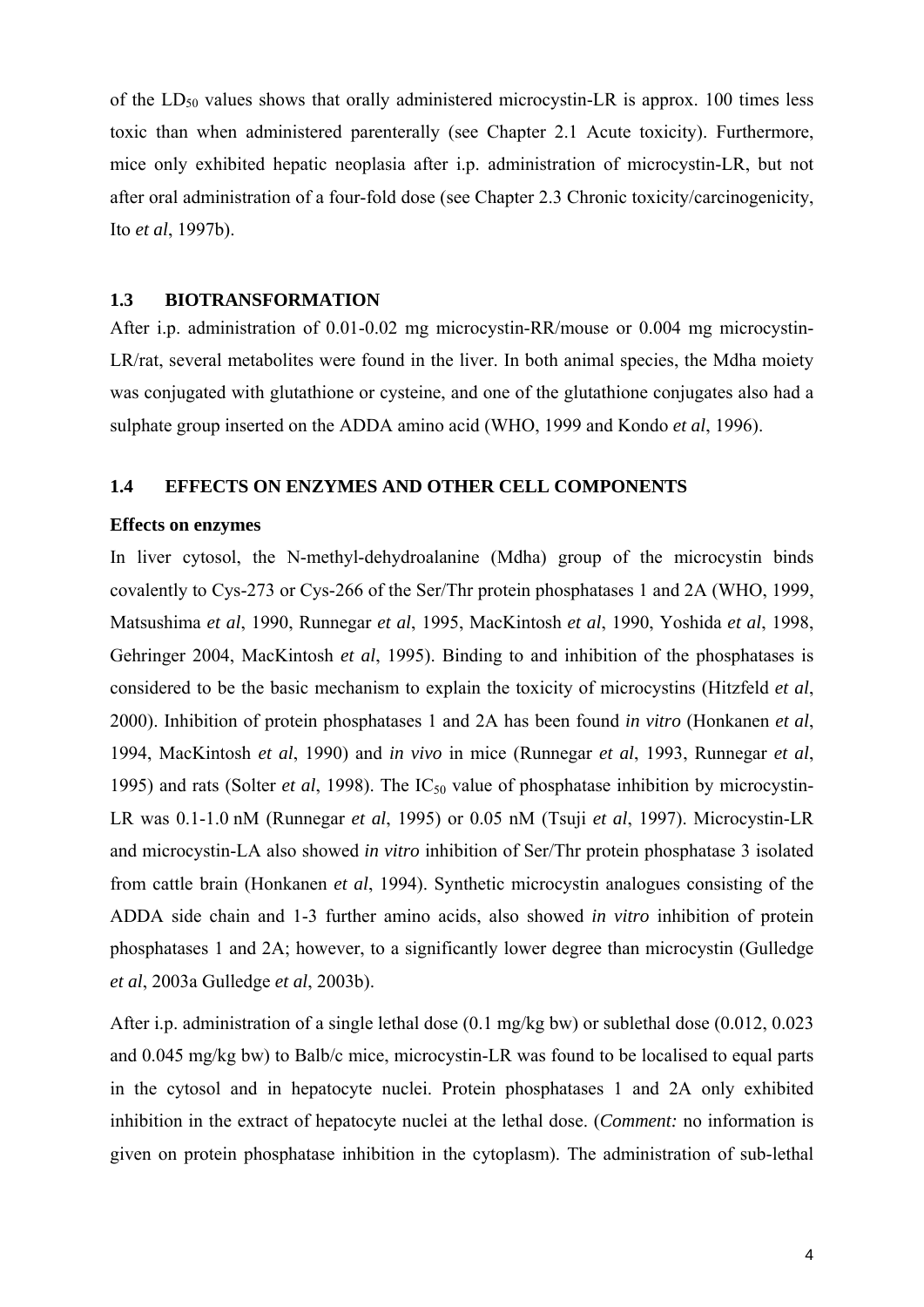of the $LD_{50}$ values shows that orally administered microcystin-LR is approx. 100 times less toxic than when administered parenterally (see Chapter 2.1 Acute toxicity). Furthermore, mice only exhibited hepatic neoplasia after i.p. administration of microcystin-LR, but not after oral administration of a four-fold dose (see Chapter 2.3 Chronic toxicity/carcinogenicity, Ito *et al*, 1997b).

### 1.3 BIOTRANSFORMATION

After i.p. administration of 0.01-0.02 mg microcystin-RR/mouse or 0.004 mg microcystin-LR/rat, several metabolites were found in the liver. In both animal species, the Mdha moiety was conjugated with glutathione or cysteine, and one of the glutathione conjugates also had a sulphate group inserted on the ADDA amino acid (WHO, 1999 and Kondo *et al*, 1996).

### 1.4 EFFECTS ON ENZYMES AND OTHER CELL COMPONENTS

**Effects on enzymes**

In liver cytosol, the N-methyl-dehydroalanine (Mdha) group of the microcystin binds covalently to Cys-273 or Cys-266 of the Ser/Thr protein phosphatases 1 and 2A (WHO, 1999, Matsushima *et al*, 1990, Runnegar *et al*, 1995, MacKintosh *et al*, 1990, Yoshida *et al*, 1998, Gehringer 2004, MacKintosh *et al*, 1995). Binding to and inhibition of the phosphatases is considered to be the basic mechanism to explain the toxicity of microcystins (Hitzfeld *et al*, 2000). Inhibition of protein phosphatases 1 and 2A has been found *in vitro* (Honkanen *et al*, 1994, MacKintosh *et al*, 1990) and *in vivo* in mice (Runnegar *et al*, 1993, Runnegar *et al*, 1995) and rats (Solter *et al*, 1998). The $IC_{50}$ value of phosphatase inhibition by microcystin-LR was 0.1-1.0 nM (Runnegar *et al*, 1995) or 0.05 nM (Tsuji *et al*, 1997). Microcystin-LR and microcystin-LA also showed *in vitro* inhibition of Ser/Thr protein phosphatase 3 isolated from cattle brain (Honkanen *et al*, 1994). Synthetic microcystin analogues consisting of the ADDA side chain and 1-3 further amino acids, also showed *in vitro* inhibition of protein phosphatases 1 and 2A; however, to a significantly lower degree than microcystin (Gulledge *et al*, 2003a Gulledge *et al*, 2003b).

After i.p. administration of a single lethal dose (0.1 mg/kg bw) or sublethal dose (0.012, 0.023 and 0.045 mg/kg bw) to Balb/c mice, microcystin-LR was found to be localised to equal parts in the cytosol and in hepatocyte nuclei. Protein phosphatases 1 and 2A only exhibited inhibition in the extract of hepatocyte nuclei at the lethal dose. (*Comment:* no information is given on protein phosphatase inhibition in the cytoplasm). The administration of sub-lethal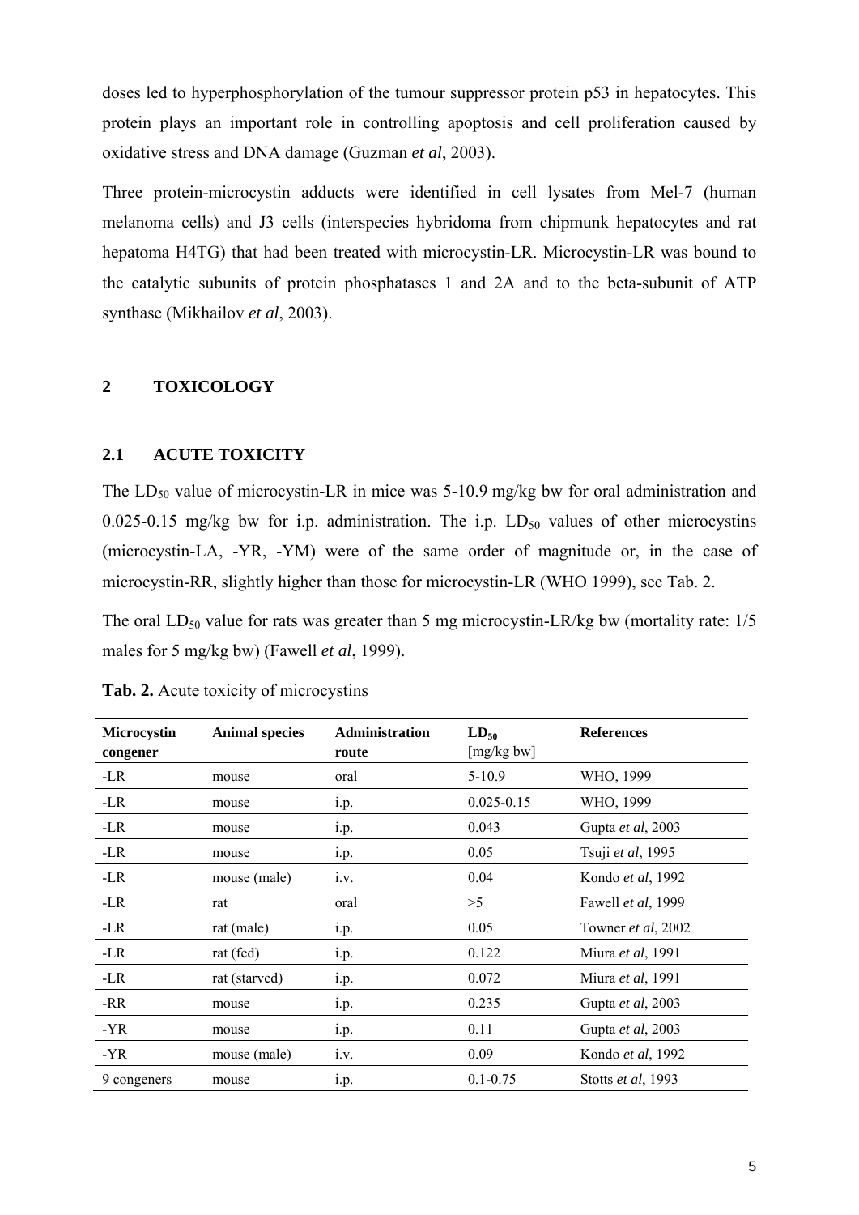doses led to hyperphosphorylation of the tumour suppressor protein p53 in hepatocytes. This protein plays an important role in controlling apoptosis and cell proliferation caused by oxidative stress and DNA damage (Guzman *et al*, 2003).

Three protein-microcystin adducts were identified in cell lysates from Mel-7 (human melanoma cells) and J3 cells (interspecies hybridoma from chipmunk hepatocytes and rat hepatoma H4TG) that had been treated with microcystin-LR. Microcystin-LR was bound to the catalytic subunits of protein phosphatases 1 and 2A and to the beta-subunit of ATP synthase (Mikhailov *et al*, 2003).

## 2 TOXICOLOGY

### 2.1 ACUTE TOXICITY

The $LD_{50}$ value of microcystin-LR in mice was 5-10.9 mg/kg bw for oral administration and 0.025-0.15 mg/kg bw for i.p. administration. The i.p. $LD_{50}$ values of other microcystins (microcystin-LA, -YR, -YM) were of the same order of magnitude or, in the case of microcystin-RR, slightly higher than those for microcystin-LR (WHO 1999), see Tab. 2.

The oral $LD_{50}$ value for rats was greater than 5 mg microcystin-LR/kg bw (mortality rate: 1/5 males for 5 mg/kg bw) (Fawell *et al*, 1999).

**Tab. 2.** Acute toxicity of microcystins

| Microcystin congener | Animal species | Administration route | $LD_{50}$ [mg/kg bw] | References |
|---|---|---|---|---|
| -LR | mouse | oral | 5-10.9 | WHO, 1999 |
| -LR | mouse | i.p. | 0.025-0.15 | WHO, 1999 |
| -LR | mouse | i.p. | 0.043 | Gupta *et al*, 2003 |
| -LR | mouse | i.p. | 0.05 | Tsuji *et al*, 1995 |
| -LR | mouse (male) | i.v. | 0.04 | Kondo *et al*, 1992 |
| -LR | rat | oral | >5 | Fawell *et al*, 1999 |
| -LR | rat (male) | i.p. | 0.05 | Towner *et al*, 2002 |
| -LR | rat (fed) | i.p. | 0.122 | Miura *et al*, 1991 |
| -LR | rat (starved) | i.p. | 0.072 | Miura *et al*, 1991 |
| -RR | mouse | i.p. | 0.235 | Gupta *et al*, 2003 |
| -YR | mouse | i.p. | 0.11 | Gupta *et al*, 2003 |
| -YR | mouse (male) | i.v. | 0.09 | Kondo *et al*, 1992 |
| 9 congeners | mouse | i.p. | 0.1-0.75 | Stotts *et al*, 1993 |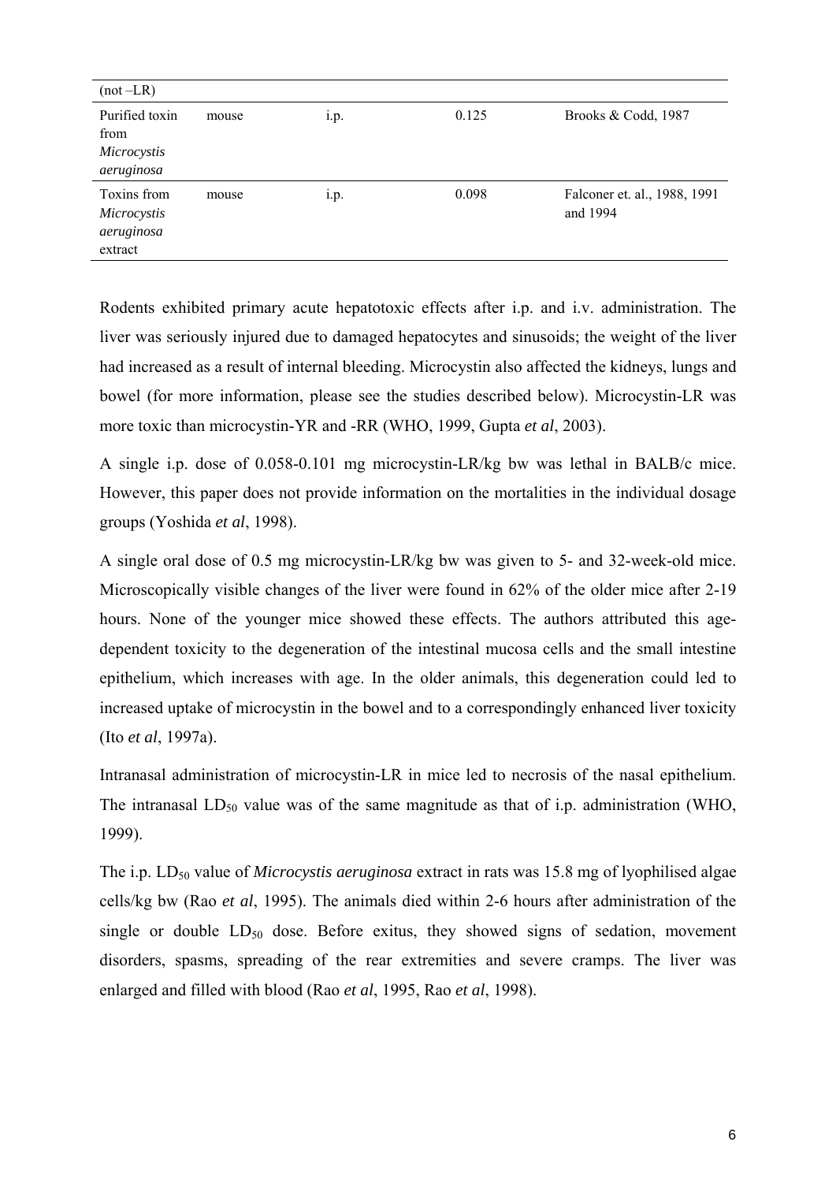| (not –LR) | | | | |
|---|---|---|---|---|
| Purified toxin from *Microcystis aeruginosa* | mouse | i.p. | 0.125 | Brooks & Codd, 1987 |
| Toxins from *Microcystis aeruginosa* extract | mouse | i.p. | 0.098 | Falconer et. al., 1988, 1991 and 1994 |

Rodents exhibited primary acute hepatotoxic effects after i.p. and i.v. administration. The liver was seriously injured due to damaged hepatocytes and sinusoids; the weight of the liver had increased as a result of internal bleeding. Microcystin also affected the kidneys, lungs and bowel (for more information, please see the studies described below). Microcystin-LR was more toxic than microcystin-YR and -RR (WHO, 1999, Gupta *et al*, 2003).

A single i.p. dose of 0.058-0.101 mg microcystin-LR/kg bw was lethal in BALB/c mice. However, this paper does not provide information on the mortalities in the individual dosage groups (Yoshida *et al*, 1998).

A single oral dose of 0.5 mg microcystin-LR/kg bw was given to 5- and 32-week-old mice. Microscopically visible changes of the liver were found in 62% of the older mice after 2-19 hours. None of the younger mice showed these effects. The authors attributed this age-dependent toxicity to the degeneration of the intestinal mucosa cells and the small intestine epithelium, which increases with age. In the older animals, this degeneration could led to increased uptake of microcystin in the bowel and to a correspondingly enhanced liver toxicity (Ito *et al*, 1997a).

Intranasal administration of microcystin-LR in mice led to necrosis of the nasal epithelium. The intranasal $LD_{50}$ value was of the same magnitude as that of i.p. administration (WHO, 1999).

The i.p. $LD_{50}$ value of *Microcystis aeruginosa* extract in rats was 15.8 mg of lyophilised algae cells/kg bw (Rao *et al*, 1995). The animals died within 2-6 hours after administration of the single or double $LD_{50}$ dose. Before exitus, they showed signs of sedation, movement disorders, spasms, spreading of the rear extremities and severe cramps. The liver was enlarged and filled with blood (Rao *et al*, 1995, Rao *et al*, 1998).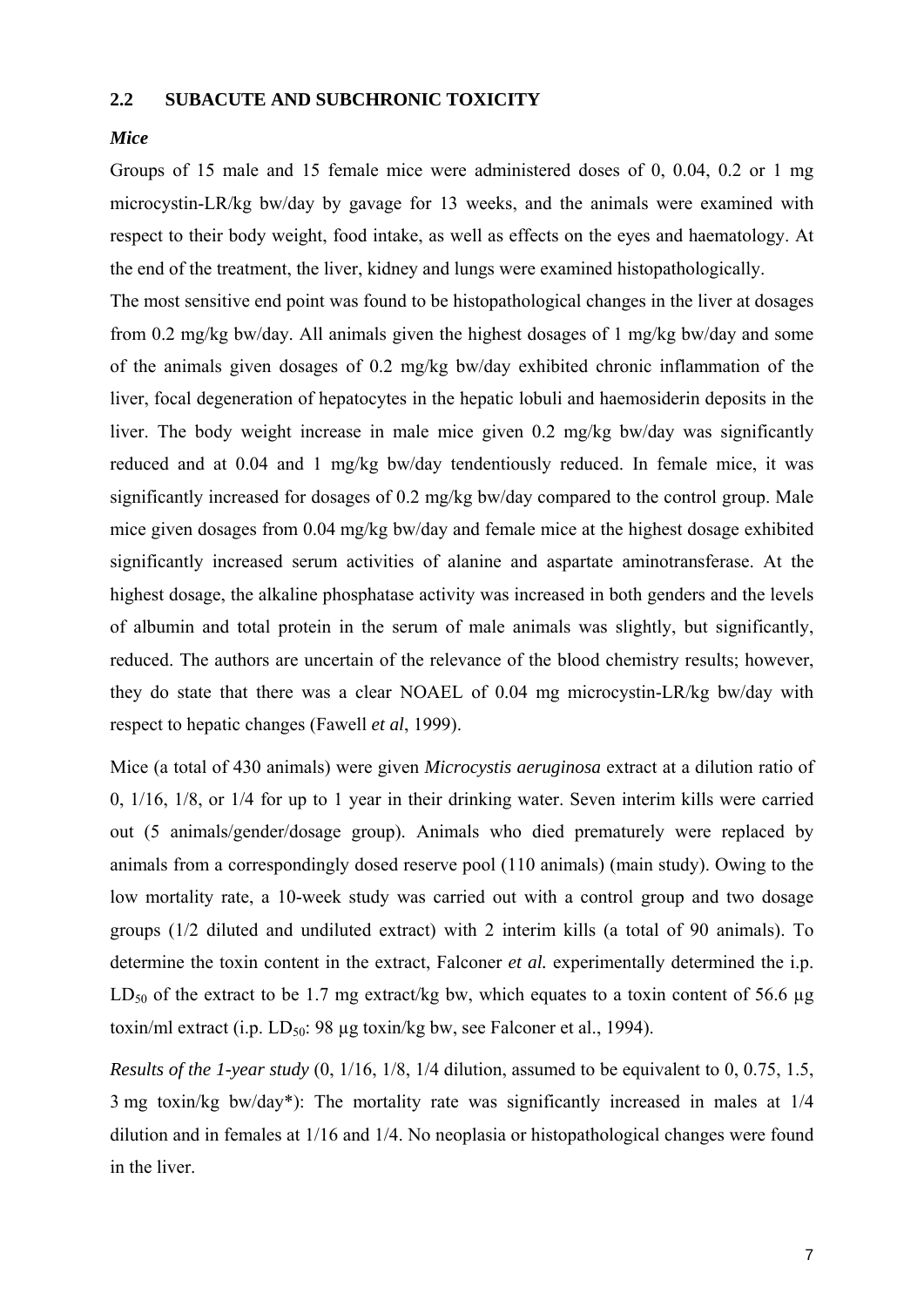## 2.2 SUBACUTE AND SUBCHRONIC TOXICITY

### *Mice*

Groups of 15 male and 15 female mice were administered doses of 0, 0.04, 0.2 or 1 mg microcystin-LR/kg bw/day by gavage for 13 weeks, and the animals were examined with respect to their body weight, food intake, as well as effects on the eyes and haematology. At the end of the treatment, the liver, kidney and lungs were examined histopathologically.

The most sensitive end point was found to be histopathological changes in the liver at dosages from 0.2 mg/kg bw/day. All animals given the highest dosages of 1 mg/kg bw/day and some of the animals given dosages of 0.2 mg/kg bw/day exhibited chronic inflammation of the liver, focal degeneration of hepatocytes in the hepatic lobuli and haemosiderin deposits in the liver. The body weight increase in male mice given 0.2 mg/kg bw/day was significantly reduced and at 0.04 and 1 mg/kg bw/day tendentiously reduced. In female mice, it was significantly increased for dosages of 0.2 mg/kg bw/day compared to the control group. Male mice given dosages from 0.04 mg/kg bw/day and female mice at the highest dosage exhibited significantly increased serum activities of alanine and aspartate aminotransferase. At the highest dosage, the alkaline phosphatase activity was increased in both genders and the levels of albumin and total protein in the serum of male animals was slightly, but significantly, reduced. The authors are uncertain of the relevance of the blood chemistry results; however, they do state that there was a clear NOAEL of 0.04 mg microcystin-LR/kg bw/day with respect to hepatic changes (Fawell *et al*, 1999).

Mice (a total of 430 animals) were given *Microcystis aeruginosa* extract at a dilution ratio of 0, 1/16, 1/8, or 1/4 for up to 1 year in their drinking water. Seven interim kills were carried out (5 animals/gender/dosage group). Animals who died prematurely were replaced by animals from a correspondingly dosed reserve pool (110 animals) (main study). Owing to the low mortality rate, a 10-week study was carried out with a control group and two dosage groups (1/2 diluted and undiluted extract) with 2 interim kills (a total of 90 animals). To determine the toxin content in the extract, Falconer *et al.* experimentally determined the i.p. $LD_{50}$ of the extract to be 1.7 mg extract/kg bw, which equates to a toxin content of 56.6 µg toxin/ml extract (i.p. $LD_{50}$: 98 µg toxin/kg bw, see Falconer et al., 1994).

*Results of the 1-year study* (0, 1/16, 1/8, 1/4 dilution, assumed to be equivalent to 0, 0.75, 1.5, 3 mg toxin/kg bw/day*): The mortality rate was significantly increased in males at 1/4 dilution and in females at 1/16 and 1/4. No neoplasia or histopathological changes were found in the liver.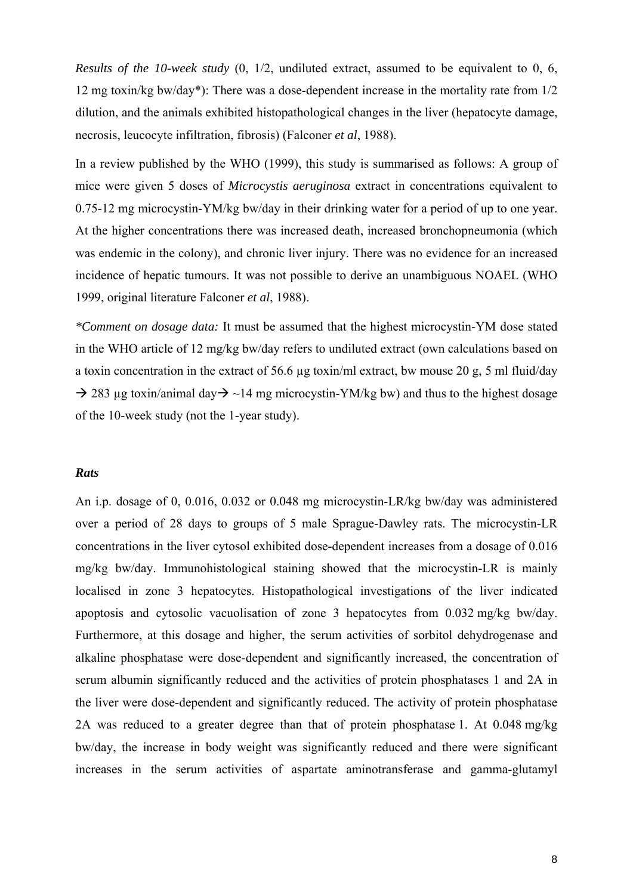*Results of the 10-week study* (0, 1/2, undiluted extract, assumed to be equivalent to 0, 6, 12 mg toxin/kg bw/day*): There was a dose-dependent increase in the mortality rate from 1/2 dilution, and the animals exhibited histopathological changes in the liver (hepatocyte damage, necrosis, leucocyte infiltration, fibrosis) (Falconer *et al*, 1988).

In a review published by the WHO (1999), this study is summarised as follows: A group of mice were given 5 doses of *Microcystis aeruginosa* extract in concentrations equivalent to 0.75-12 mg microcystin-YM/kg bw/day in their drinking water for a period of up to one year. At the higher concentrations there was increased death, increased bronchopneumonia (which was endemic in the colony), and chronic liver injury. There was no evidence for an increased incidence of hepatic tumours. It was not possible to derive an unambiguous NOAEL (WHO 1999, original literature Falconer *et al*, 1988).

*\*Comment on dosage data:* It must be assumed that the highest microcystin-YM dose stated in the WHO article of 12 mg/kg bw/day refers to undiluted extract (own calculations based on a toxin concentration in the extract of 56.6 µg toxin/ml extract, bw mouse 20 g, 5 ml fluid/day → 283 µg toxin/animal day→ ~14 mg microcystin-YM/kg bw) and thus to the highest dosage of the 10-week study (not the 1-year study).

### *Rats*

An i.p. dosage of 0, 0.016, 0.032 or 0.048 mg microcystin-LR/kg bw/day was administered over a period of 28 days to groups of 5 male Sprague-Dawley rats. The microcystin-LR concentrations in the liver cytosol exhibited dose-dependent increases from a dosage of 0.016 mg/kg bw/day. Immunohistological staining showed that the microcystin-LR is mainly localised in zone 3 hepatocytes. Histopathological investigations of the liver indicated apoptosis and cytosolic vacuolisation of zone 3 hepatocytes from 0.032 mg/kg bw/day. Furthermore, at this dosage and higher, the serum activities of sorbitol dehydrogenase and alkaline phosphatase were dose-dependent and significantly increased, the concentration of serum albumin significantly reduced and the activities of protein phosphatases 1 and 2A in the liver were dose-dependent and significantly reduced. The activity of protein phosphatase 2A was reduced to a greater degree than that of protein phosphatase 1. At 0.048 mg/kg bw/day, the increase in body weight was significantly reduced and there were significant increases in the serum activities of aspartate aminotransferase and gamma-glutamyl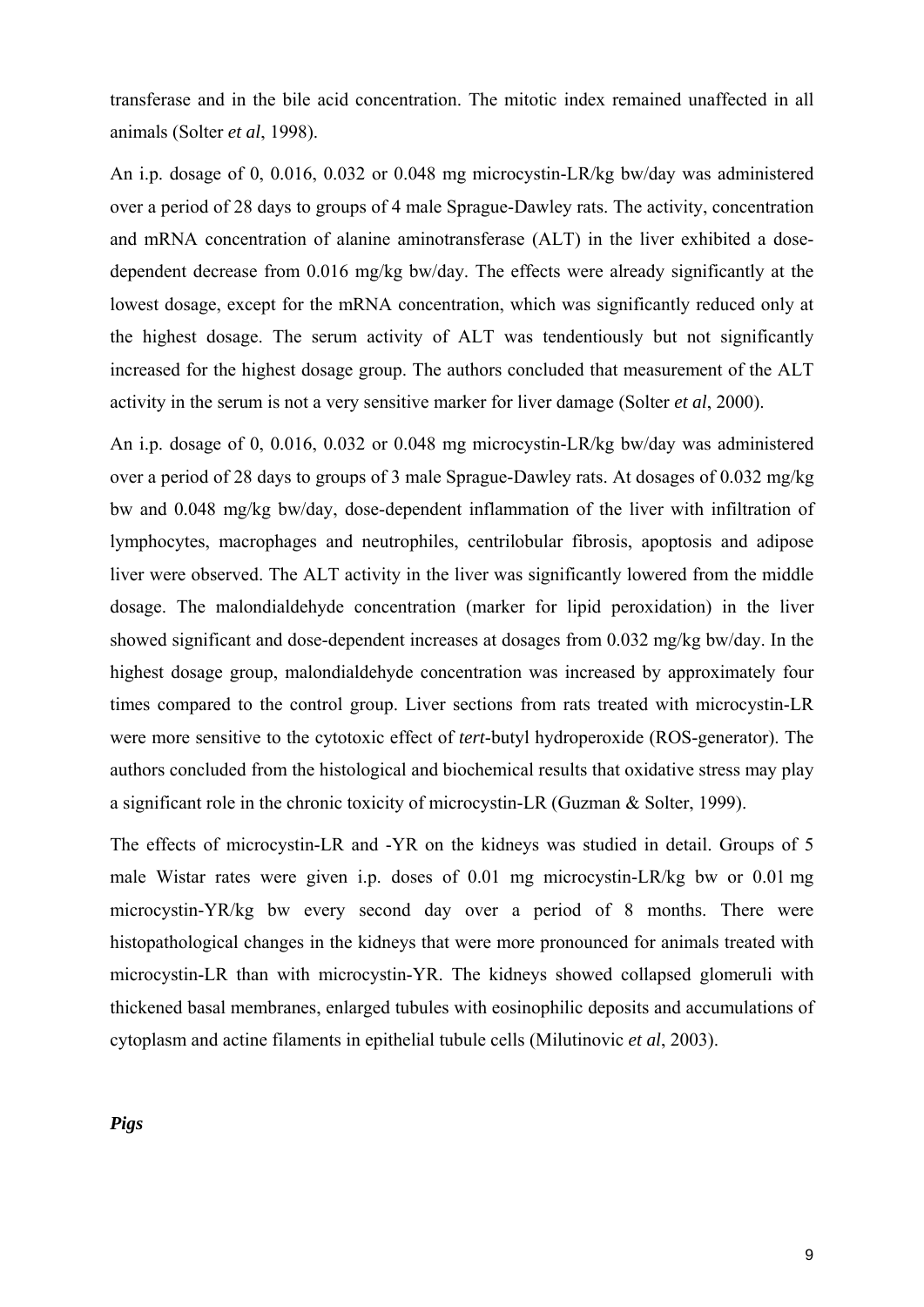transferase and in the bile acid concentration. The mitotic index remained unaffected in all animals (Solter *et al*, 1998).

An i.p. dosage of 0, 0.016, 0.032 or 0.048 mg microcystin-LR/kg bw/day was administered over a period of 28 days to groups of 4 male Sprague-Dawley rats. The activity, concentration and mRNA concentration of alanine aminotransferase (ALT) in the liver exhibited a dose-dependent decrease from 0.016 mg/kg bw/day. The effects were already significantly at the lowest dosage, except for the mRNA concentration, which was significantly reduced only at the highest dosage. The serum activity of ALT was tendentiously but not significantly increased for the highest dosage group. The authors concluded that measurement of the ALT activity in the serum is not a very sensitive marker for liver damage (Solter *et al*, 2000).

An i.p. dosage of 0, 0.016, 0.032 or 0.048 mg microcystin-LR/kg bw/day was administered over a period of 28 days to groups of 3 male Sprague-Dawley rats. At dosages of 0.032 mg/kg bw and 0.048 mg/kg bw/day, dose-dependent inflammation of the liver with infiltration of lymphocytes, macrophages and neutrophiles, centrilobular fibrosis, apoptosis and adipose liver were observed. The ALT activity in the liver was significantly lowered from the middle dosage. The malondialdehyde concentration (marker for lipid peroxidation) in the liver showed significant and dose-dependent increases at dosages from 0.032 mg/kg bw/day. In the highest dosage group, malondialdehyde concentration was increased by approximately four times compared to the control group. Liver sections from rats treated with microcystin-LR were more sensitive to the cytotoxic effect of *tert*-butyl hydroperoxide (ROS-generator). The authors concluded from the histological and biochemical results that oxidative stress may play a significant role in the chronic toxicity of microcystin-LR (Guzman & Solter, 1999).

The effects of microcystin-LR and -YR on the kidneys was studied in detail. Groups of 5 male Wistar rates were given i.p. doses of 0.01 mg microcystin-LR/kg bw or 0.01 mg microcystin-YR/kg bw every second day over a period of 8 months. There were histopathological changes in the kidneys that were more pronounced for animals treated with microcystin-LR than with microcystin-YR. The kidneys showed collapsed glomeruli with thickened basal membranes, enlarged tubules with eosinophilic deposits and accumulations of cytoplasm and actine filaments in epithelial tubule cells (Milutinovic *et al*, 2003).

***Pigs***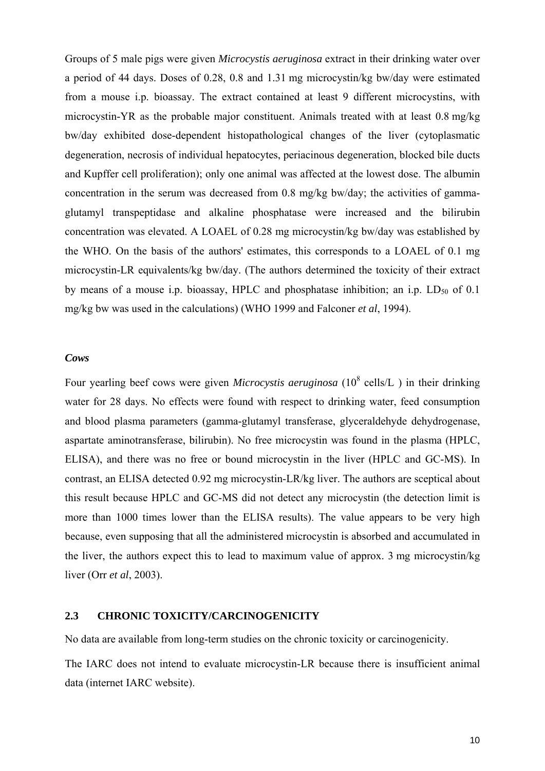Groups of 5 male pigs were given *Microcystis aeruginosa* extract in their drinking water over a period of 44 days. Doses of 0.28, 0.8 and 1.31 mg microcystin/kg bw/day were estimated from a mouse i.p. bioassay. The extract contained at least 9 different microcystins, with microcystin-YR as the probable major constituent. Animals treated with at least 0.8 mg/kg bw/day exhibited dose-dependent histopathological changes of the liver (cytoplasmatic degeneration, necrosis of individual hepatocytes, periacinous degeneration, blocked bile ducts and Kupffer cell proliferation); only one animal was affected at the lowest dose. The albumin concentration in the serum was decreased from 0.8 mg/kg bw/day; the activities of gamma-glutamyl transpeptidase and alkaline phosphatase were increased and the bilirubin concentration was elevated. A LOAEL of 0.28 mg microcystin/kg bw/day was established by the WHO. On the basis of the authors' estimates, this corresponds to a LOAEL of 0.1 mg microcystin-LR equivalents/kg bw/day. (The authors determined the toxicity of their extract by means of a mouse i.p. bioassay, HPLC and phosphatase inhibition; an i.p. $LD_{50}$ of 0.1 mg/kg bw was used in the calculations) (WHO 1999 and Falconer *et al*, 1994).

### *Cows*

Four yearling beef cows were given *Microcystis aeruginosa* ($10^8$ cells/L ) in their drinking water for 28 days. No effects were found with respect to drinking water, feed consumption and blood plasma parameters (gamma-glutamyl transferase, glyceraldehyde dehydrogenase, aspartate aminotransferase, bilirubin). No free microcystin was found in the plasma (HPLC, ELISA), and there was no free or bound microcystin in the liver (HPLC and GC-MS). In contrast, an ELISA detected 0.92 mg microcystin-LR/kg liver. The authors are sceptical about this result because HPLC and GC-MS did not detect any microcystin (the detection limit is more than 1000 times lower than the ELISA results). The value appears to be very high because, even supposing that all the administered microcystin is absorbed and accumulated in the liver, the authors expect this to lead to maximum value of approx. 3 mg microcystin/kg liver (Orr *et al*, 2003).

## 2.3 CHRONIC TOXICITY/CARCINOGENICITY

No data are available from long-term studies on the chronic toxicity or carcinogenicity.

The IARC does not intend to evaluate microcystin-LR because there is insufficient animal data (internet IARC website).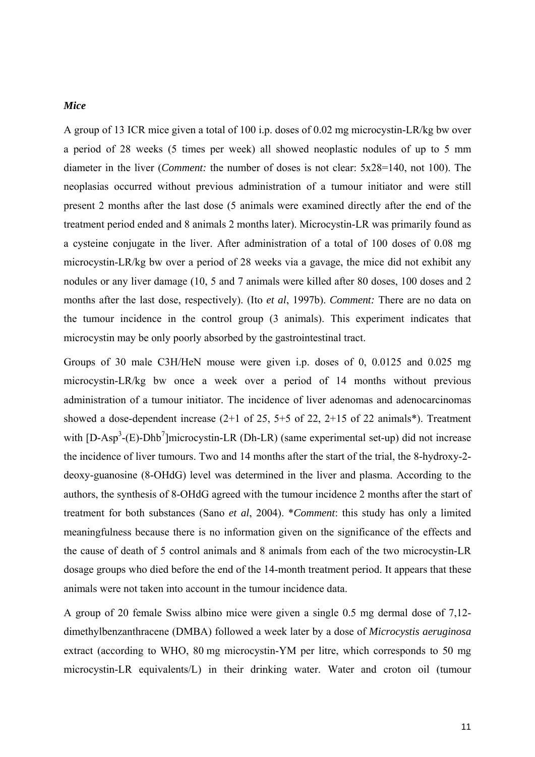***Mice***

A group of 13 ICR mice given a total of 100 i.p. doses of 0.02 mg microcystin-LR/kg bw over a period of 28 weeks (5 times per week) all showed neoplastic nodules of up to 5 mm diameter in the liver (*Comment:* the number of doses is not clear: 5x28=140, not 100). The neoplasias occurred without previous administration of a tumour initiator and were still present 2 months after the last dose (5 animals were examined directly after the end of the treatment period ended and 8 animals 2 months later). Microcystin-LR was primarily found as a cysteine conjugate in the liver. After administration of a total of 100 doses of 0.08 mg microcystin-LR/kg bw over a period of 28 weeks via a gavage, the mice did not exhibit any nodules or any liver damage (10, 5 and 7 animals were killed after 80 doses, 100 doses and 2 months after the last dose, respectively). (Ito *et al*, 1997b). *Comment:* There are no data on the tumour incidence in the control group (3 animals). This experiment indicates that microcystin may be only poorly absorbed by the gastrointestinal tract.

Groups of 30 male C3H/HeN mouse were given i.p. doses of 0, 0.0125 and 0.025 mg microcystin-LR/kg bw once a week over a period of 14 months without previous administration of a tumour initiator. The incidence of liver adenomas and adenocarcinomas showed a dose-dependent increase (2+1 of 25, 5+5 of 22, 2+15 of 22 animals*). Treatment with [D-Asp[3]-(E)-Dhb[7]]microcystin-LR (Dh-LR) (same experimental set-up) did not increase the incidence of liver tumours. Two and 14 months after the start of the trial, the 8-hydroxy-2-deoxy-guanosine (8-OHdG) level was determined in the liver and plasma. According to the authors, the synthesis of 8-OHdG agreed with the tumour incidence 2 months after the start of treatment for both substances (Sano *et al*, 2004). \**Comment*: this study has only a limited meaningfulness because there is no information given on the significance of the effects and the cause of death of 5 control animals and 8 animals from each of the two microcystin-LR dosage groups who died before the end of the 14-month treatment period. It appears that these animals were not taken into account in the tumour incidence data.

A group of 20 female Swiss albino mice were given a single 0.5 mg dermal dose of 7,12-dimethylbenzanthracene (DMBA) followed a week later by a dose of *Microcystis aeruginosa* extract (according to WHO, 80 mg microcystin-YM per litre, which corresponds to 50 mg microcystin-LR equivalents/L) in their drinking water. Water and croton oil (tumour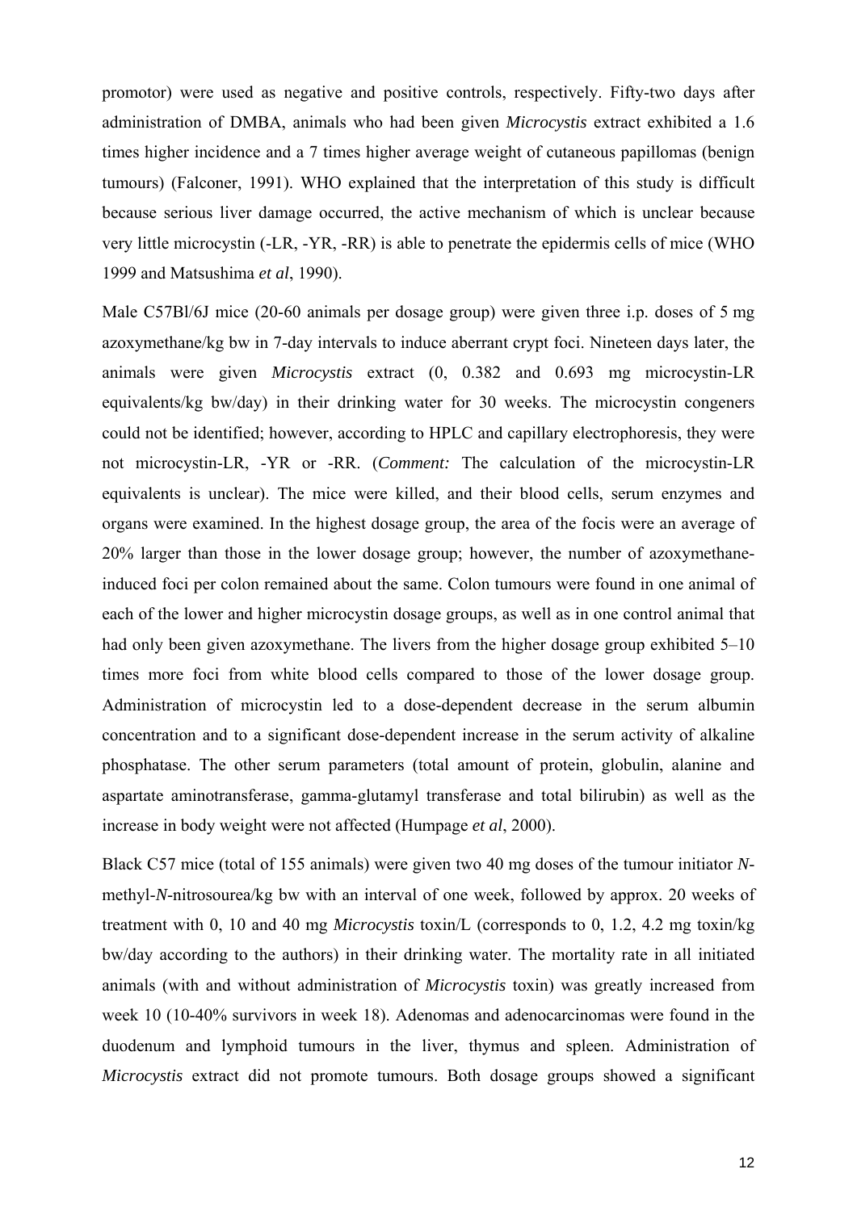promotor) were used as negative and positive controls, respectively. Fifty-two days after administration of DMBA, animals who had been given *Microcystis* extract exhibited a 1.6 times higher incidence and a 7 times higher average weight of cutaneous papillomas (benign tumours) (Falconer, 1991). WHO explained that the interpretation of this study is difficult because serious liver damage occurred, the active mechanism of which is unclear because very little microcystin (-LR, -YR, -RR) is able to penetrate the epidermis cells of mice (WHO 1999 and Matsushima *et al*, 1990).

Male C57Bl/6J mice (20-60 animals per dosage group) were given three i.p. doses of 5 mg azoxymethane/kg bw in 7-day intervals to induce aberrant crypt foci. Nineteen days later, the animals were given *Microcystis* extract (0, 0.382 and 0.693 mg microcystin-LR equivalents/kg bw/day) in their drinking water for 30 weeks. The microcystin congeners could not be identified; however, according to HPLC and capillary electrophoresis, they were not microcystin-LR, -YR or -RR. (*Comment:* The calculation of the microcystin-LR equivalents is unclear). The mice were killed, and their blood cells, serum enzymes and organs were examined. In the highest dosage group, the area of the focis were an average of 20% larger than those in the lower dosage group; however, the number of azoxymethane-induced foci per colon remained about the same. Colon tumours were found in one animal of each of the lower and higher microcystin dosage groups, as well as in one control animal that had only been given azoxymethane. The livers from the higher dosage group exhibited 5–10 times more foci from white blood cells compared to those of the lower dosage group. Administration of microcystin led to a dose-dependent decrease in the serum albumin concentration and to a significant dose-dependent increase in the serum activity of alkaline phosphatase. The other serum parameters (total amount of protein, globulin, alanine and aspartate aminotransferase, gamma-glutamyl transferase and total bilirubin) as well as the increase in body weight were not affected (Humpage *et al*, 2000).

Black C57 mice (total of 155 animals) were given two 40 mg doses of the tumour initiator ***N***-methyl-***N***-nitrosourea/kg bw with an interval of one week, followed by approx. 20 weeks of treatment with 0, 10 and 40 mg *Microcystis* toxin/L (corresponds to 0, 1.2, 4.2 mg toxin/kg bw/day according to the authors) in their drinking water. The mortality rate in all initiated animals (with and without administration of *Microcystis* toxin) was greatly increased from week 10 (10-40% survivors in week 18). Adenomas and adenocarcinomas were found in the duodenum and lymphoid tumours in the liver, thymus and spleen. Administration of *Microcystis* extract did not promote tumours. Both dosage groups showed a significant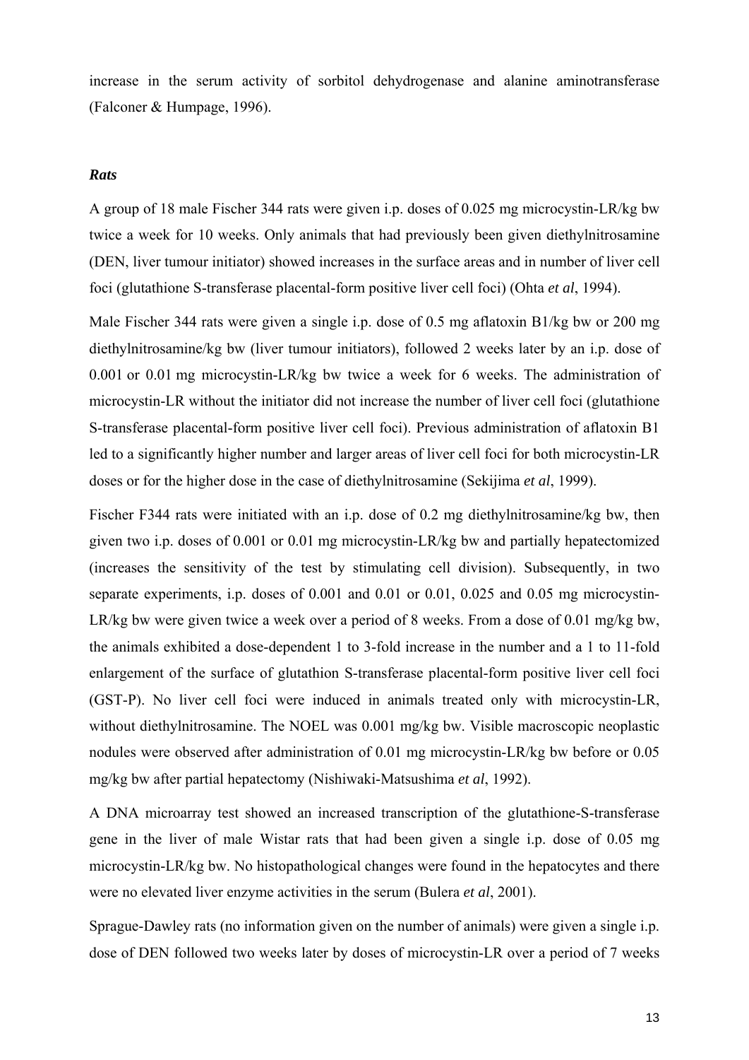increase in the serum activity of sorbitol dehydrogenase and alanine aminotransferase (Falconer & Humpage, 1996).

### *Rats*

A group of 18 male Fischer 344 rats were given i.p. doses of 0.025 mg microcystin-LR/kg bw twice a week for 10 weeks. Only animals that had previously been given diethylnitrosamine (DEN, liver tumour initiator) showed increases in the surface areas and in number of liver cell foci (glutathione S-transferase placental-form positive liver cell foci) (Ohta *et al*, 1994).

Male Fischer 344 rats were given a single i.p. dose of 0.5 mg aflatoxin B1/kg bw or 200 mg diethylnitrosamine/kg bw (liver tumour initiators), followed 2 weeks later by an i.p. dose of 0.001 or 0.01 mg microcystin-LR/kg bw twice a week for 6 weeks. The administration of microcystin-LR without the initiator did not increase the number of liver cell foci (glutathione S-transferase placental-form positive liver cell foci). Previous administration of aflatoxin B1 led to a significantly higher number and larger areas of liver cell foci for both microcystin-LR doses or for the higher dose in the case of diethylnitrosamine (Sekijima *et al*, 1999).

Fischer F344 rats were initiated with an i.p. dose of 0.2 mg diethylnitrosamine/kg bw, then given two i.p. doses of 0.001 or 0.01 mg microcystin-LR/kg bw and partially hepatectomized (increases the sensitivity of the test by stimulating cell division). Subsequently, in two separate experiments, i.p. doses of 0.001 and 0.01 or 0.01, 0.025 and 0.05 mg microcystin-LR/kg bw were given twice a week over a period of 8 weeks. From a dose of 0.01 mg/kg bw, the animals exhibited a dose-dependent 1 to 3-fold increase in the number and a 1 to 11-fold enlargement of the surface of glutathion S-transferase placental-form positive liver cell foci (GST-P). No liver cell foci were induced in animals treated only with microcystin-LR, without diethylnitrosamine. The NOEL was 0.001 mg/kg bw. Visible macroscopic neoplastic nodules were observed after administration of 0.01 mg microcystin-LR/kg bw before or 0.05 mg/kg bw after partial hepatectomy (Nishiwaki-Matsushima *et al*, 1992).

A DNA microarray test showed an increased transcription of the glutathione-S-transferase gene in the liver of male Wistar rats that had been given a single i.p. dose of 0.05 mg microcystin-LR/kg bw. No histopathological changes were found in the hepatocytes and there were no elevated liver enzyme activities in the serum (Bulera *et al*, 2001).

Sprague-Dawley rats (no information given on the number of animals) were given a single i.p. dose of DEN followed two weeks later by doses of microcystin-LR over a period of 7 weeks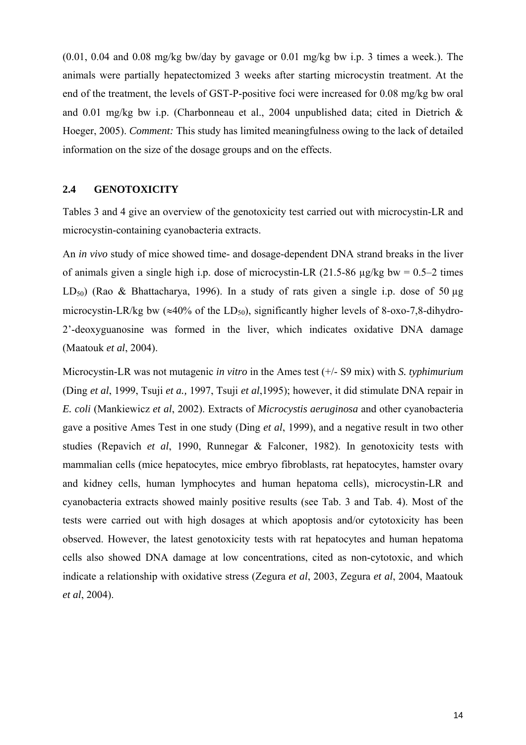(0.01, 0.04 and 0.08 mg/kg bw/day by gavage or 0.01 mg/kg bw i.p. 3 times a week.). The animals were partially hepatectomized 3 weeks after starting microcystin treatment. At the end of the treatment, the levels of GST-P-positive foci were increased for 0.08 mg/kg bw oral and 0.01 mg/kg bw i.p. (Charbonneau et al., 2004 unpublished data; cited in Dietrich & Hoeger, 2005). *Comment:* This study has limited meaningfulness owing to the lack of detailed information on the size of the dosage groups and on the effects.

## 2.4 GENOTOXICITY

Tables 3 and 4 give an overview of the genotoxicity test carried out with microcystin-LR and microcystin-containing cyanobacteria extracts.

An *in vivo* study of mice showed time- and dosage-dependent DNA strand breaks in the liver of animals given a single high i.p. dose of microcystin-LR (21.5-86 µg/kg bw = 0.5–2 times $LD_{50}$) (Rao & Bhattacharya, 1996). In a study of rats given a single i.p. dose of 50 µg microcystin-LR/kg bw (≈40% of the $LD_{50}$), significantly higher levels of 8-oxo-7,8-dihydro-2'-deoxyguanosine was formed in the liver, which indicates oxidative DNA damage (Maatouk *et al*, 2004).

Microcystin-LR was not mutagenic *in vitro* in the Ames test (+/- S9 mix) with *S. typhimurium* (Ding *et al*, 1999, Tsuji *et a.,* 1997, Tsuji *et al*,1995); however, it did stimulate DNA repair in *E. coli* (Mankiewicz *et al*, 2002). Extracts of *Microcystis aeruginosa* and other cyanobacteria gave a positive Ames Test in one study (Ding *et al*, 1999), and a negative result in two other studies (Repavich *et al*, 1990, Runnegar & Falconer, 1982). In genotoxicity tests with mammalian cells (mice hepatocytes, mice embryo fibroblasts, rat hepatocytes, hamster ovary and kidney cells, human lymphocytes and human hepatoma cells), microcystin-LR and cyanobacteria extracts showed mainly positive results (see Tab. 3 and Tab. 4). Most of the tests were carried out with high dosages at which apoptosis and/or cytotoxicity has been observed. However, the latest genotoxicity tests with rat hepatocytes and human hepatoma cells also showed DNA damage at low concentrations, cited as non-cytotoxic, and which indicate a relationship with oxidative stress (Zegura *et al*, 2003, Zegura *et al*, 2004, Maatouk *et al*, 2004).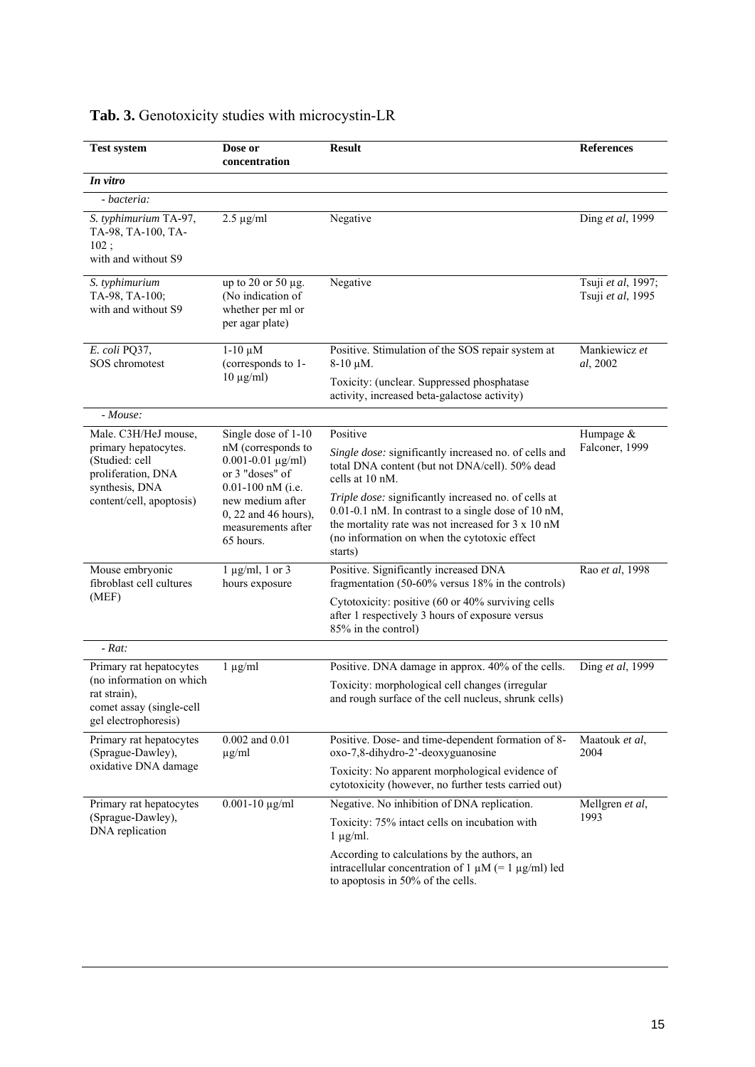**Tab. 3.** Genotoxicity studies with microcystin-LR

| Test system | Dose or concentration | Result | References |
|---|---|---|---|
| ***In vitro*** | | | |
| *- bacteria:* | | | |
| *S. typhimurium* TA-97, TA-98, TA-100, TA-102 ; with and without S9 | 2.5 µg/ml | Negative | Ding *et al*, 1999 |
| *S. typhimurium* TA-98, TA-100; with and without S9 | up to 20 or 50 µg. (No indication of whether per ml or per agar plate) | Negative | Tsuji *et al*, 1997; Tsuji *et al*, 1995 |
| *E. coli* PQ37, SOS chromotest | 1-10 µM (corresponds to 1-10 µg/ml) | Positive. Stimulation of the SOS repair system at 8-10 µM. Toxicity: (unclear. Suppressed phosphatase activity, increased beta-galactose activity) | Mankiewicz *et al*, 2002 |
| *- Mouse:* | | | |
| Male. C3H/HeJ mouse, primary hepatocytes. (Studied: cell proliferation, DNA synthesis, DNA content/cell, apoptosis) | Single dose of 1-10 nM (corresponds to 0.001-0.01 µg/ml) or 3 "doses" of 0.01-100 nM (i.e. new medium after 0, 22 and 46 hours), measurements after 65 hours. | Positive. *Single dose:* significantly increased no. of cells and total DNA content (but not DNA/cell). 50% dead cells at 10 nM. *Triple dose:* significantly increased no. of cells at 0.01-0.1 nM. In contrast to a single dose of 10 nM, the mortality rate was not increased for 3 x 10 nM (no information on when the cytotoxic effect starts) | Humpage & Falconer, 1999 |
| Mouse embryonic fibroblast cell cultures (MEF) | 1 µg/ml, 1 or 3 hours exposure | Positive. Significantly increased DNA fragmentation (50-60% versus 18% in the controls) Cytotoxicity: positive (60 or 40% surviving cells after 1 respectively 3 hours of exposure versus 85% in the control) | Rao *et al*, 1998 |
| *- Rat:* | | | |
| Primary rat hepatocytes (no information on which rat strain), comet assay (single-cell gel electrophoresis) | 1 µg/ml | Positive. DNA damage in approx. 40% of the cells. Toxicity: morphological cell changes (irregular and rough surface of the cell nucleus, shrunk cells) | Ding *et al*, 1999 |
| Primary rat hepatocytes (Sprague-Dawley), oxidative DNA damage | 0.002 and 0.01 µg/ml | Positive. Dose- and time-dependent formation of 8-oxo-7,8-dihydro-2'-deoxyguanosine Toxicity: No apparent morphological evidence of cytotoxicity (however, no further tests carried out) | Maatouk *et al*, 2004 |
| Primary rat hepatocytes (Sprague-Dawley), DNA replication | 0.001-10 µg/ml | Negative. No inhibition of DNA replication. Toxicity: 75% intact cells on incubation with 1 µg/ml. According to calculations by the authors, an intracellular concentration of 1 µM (= 1 µg/ml) led to apoptosis in 50% of the cells. | Mellgren *et al*, 1993 |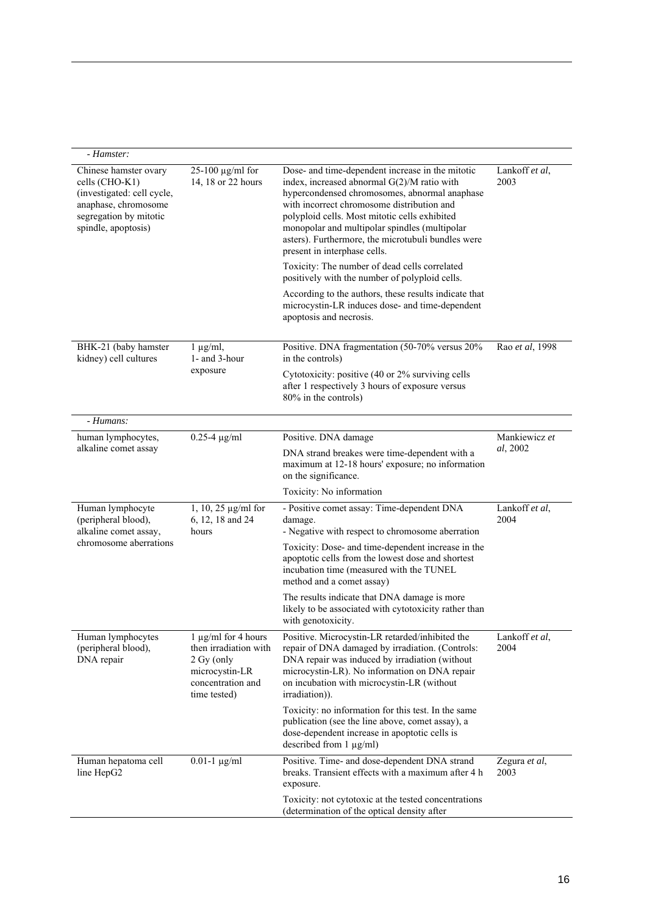| | | | |
|---|---|---|---|
| *- Hamster:* | | | |
| Chinese hamster ovary cells (CHO-K1) (investigated: cell cycle, anaphase, chromosome segregation by mitotic spindle, apoptosis) | 25-100 µg/ml for 14, 18 or 22 hours | Dose- and time-dependent increase in the mitotic index, increased abnormal G(2)/M ratio with hypercondensed chromosomes, abnormal anaphase with incorrect chromosome distribution and polyploid cells. Most mitotic cells exhibited monopolar and multipolar spindles (multipolar asters). Furthermore, the microtubuli bundles were present in interphase cells.<br><br>Toxicity: The number of dead cells correlated positively with the number of polyploid cells.<br><br>According to the authors, these results indicate that microcystin-LR induces dose- and time-dependent apoptosis and necrosis. | Lankoff *et al*, 2003 |
| BHK-21 (baby hamster kidney) cell cultures | 1 µg/ml, 1- and 3-hour exposure | Positive. DNA fragmentation (50-70% versus 20% in the controls)<br><br>Cytotoxicity: positive (40 or 2% surviving cells after 1 respectively 3 hours of exposure versus 80% in the controls) | Rao *et al*, 1998 |
| *- Humans:* | | | |
| human lymphocytes, alkaline comet assay | 0.25-4 µg/ml | Positive. DNA damage<br><br>DNA strand breakes were time-dependent with a maximum at 12-18 hours' exposure; no information on the significance.<br><br>Toxicity: No information | Mankiewicz *et al*, 2002 |
| Human lymphocyte (peripheral blood), alkaline comet assay, chromosome aberrations | 1, 10, 25 µg/ml for 6, 12, 18 and 24 hours | - Positive comet assay: Time-dependent DNA damage.<br>- Negative with respect to chromosome aberration<br><br>Toxicity: Dose- and time-dependent increase in the apoptotic cells from the lowest dose and shortest incubation time (measured with the TUNEL method and a comet assay)<br><br>The results indicate that DNA damage is more likely to be associated with cytotoxicity rather than with genotoxicity. | Lankoff *et al*, 2004 |
| Human lymphocytes (peripheral blood), DNA repair | 1 µg/ml for 4 hours then irradiation with 2 Gy (only microcystin-LR concentration and time tested) | Positive. Microcystin-LR retarded/inhibited the repair of DNA damaged by irradiation. (Controls: DNA repair was induced by irradiation (without microcystin-LR). No information on DNA repair on incubation with microcystin-LR (without irradiation)).<br><br>Toxicity: no information for this test. In the same publication (see the line above, comet assay), a dose-dependent increase in apoptotic cells is described from 1 µg/ml) | Lankoff *et al*, 2004 |
| Human hepatoma cell line HepG2 | 0.01-1 µg/ml | Positive. Time- and dose-dependent DNA strand breaks. Transient effects with a maximum after 4 h exposure.<br><br>Toxicity: not cytotoxic at the tested concentrations (determination of the optical density after | Zegura *et al*, 2003 |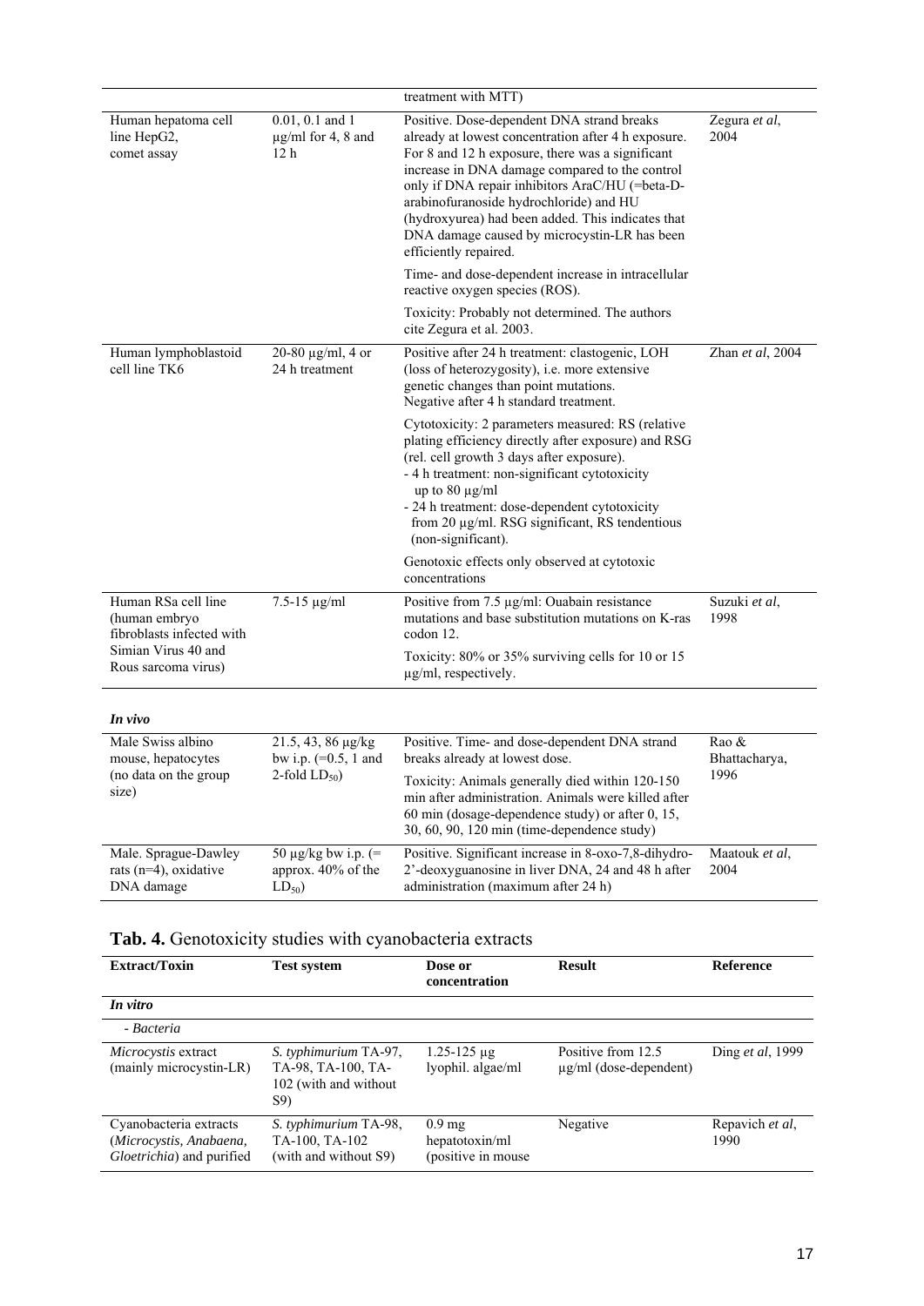| | | treatment with MTT) | |
|---|---|---|---|
| Human hepatoma cell line HepG2, comet assay | 0.01, 0.1 and 1 µg/ml for 4, 8 and 12 h | Positive. Dose-dependent DNA strand breaks already at lowest concentration after 4 h exposure. For 8 and 12 h exposure, there was a significant increase in DNA damage compared to the control only if DNA repair inhibitors AraC/HU (=beta-D-arabinofuranoside hydrochloride) and HU (hydroxyurea) had been added. This indicates that DNA damage caused by microcystin-LR has been efficiently repaired.<br><br>Time- and dose-dependent increase in intracellular reactive oxygen species (ROS).<br><br>Toxicity: Probably not determined. The authors cite Zegura et al. 2003. | Zegura *et al*, 2004 |
| Human lymphoblastoid cell line TK6 | 20-80 µg/ml, 4 or 24 h treatment | Positive after 24 h treatment: clastogenic, LOH (loss of heterozygosity), i.e. more extensive genetic changes than point mutations.<br>Negative after 4 h standard treatment.<br><br>Cytotoxicity: 2 parameters measured: RS (relative plating efficiency directly after exposure) and RSG (rel. cell growth 3 days after exposure).<br>- 4 h treatment: non-significant cytotoxicity up to 80 µg/ml<br>- 24 h treatment: dose-dependent cytotoxicity from 20 µg/ml. RSG significant, RS tendentious (non-significant).<br><br>Genotoxic effects only observed at cytotoxic concentrations | Zhan *et al*, 2004 |
| Human RSa cell line (human embryo fibroblasts infected with Simian Virus 40 and Rous sarcoma virus) | 7.5-15 µg/ml | Positive from 7.5 µg/ml: Ouabain resistance mutations and base substitution mutations on K-ras codon 12.<br><br>Toxicity: 80% or 35% surviving cells for 10 or 15 µg/ml, respectively. | Suzuki *et al*, 1998 |
| ***In vivo*** | | | |
| Male Swiss albino mouse, hepatocytes (no data on the group size) | 21.5, 43, 86 µg/kg bw i.p. (=0.5, 1 and 2-fold $LD_{50}$) | Positive. Time- and dose-dependent DNA strand breaks already at lowest dose.<br><br>Toxicity: Animals generally died within 120-150 min after administration. Animals were killed after 60 min (dosage-dependence study) or after 0, 15, 30, 60, 90, 120 min (time-dependence study) | Rao & Bhattacharya, 1996 |
| Male. Sprague-Dawley rats (n=4), oxidative DNA damage | 50 µg/kg bw i.p. (= approx. 40% of the $LD_{50}$) | Positive. Significant increase in 8-oxo-7,8-dihydro-2'-deoxyguanosine in liver DNA, 24 and 48 h after administration (maximum after 24 h) | Maatouk *et al*, 2004 |

## Tab. 4. Genotoxicity studies with cyanobacteria extracts

| Extract/Toxin | Test system | Dose or concentration | Result | Reference |
|---|---|---|---|---|
| ***In vitro*** | | | | |
| *- Bacteria* | | | | |
| *Microcystis* extract (mainly microcystin-LR) | *S. typhimurium* TA-97, TA-98, TA-100, TA-102 (with and without S9) | 1.25-125 µg lyophil. algae/ml | Positive from 12.5 µg/ml (dose-dependent) | Ding *et al*, 1999 |
| Cyanobacteria extracts (*Microcystis, Anabaena, Gloetrichia*) and purified | *S. typhimurium* TA-98, TA-100, TA-102 (with and without S9) | 0.9 mg hepatotoxin/ml (positive in mouse | Negative | Repavich *et al*, 1990 |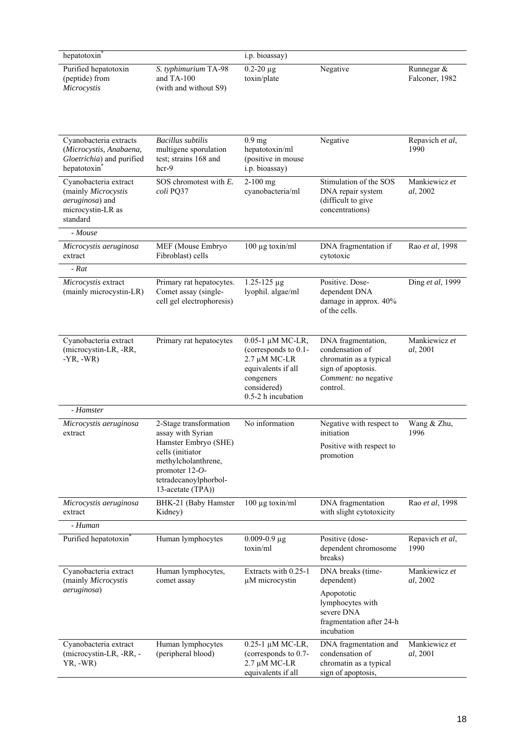| | | | | |
|---|---|---|---|---|
| hepatotoxin* | | i.p. bioassay) | | |
| Purified hepatotoxin (peptide) from *Microcystis* | *S. typhimurium* TA-98 and TA-100 (with and without S9) | 0.2-20 µg toxin/plate | Negative | Runnegar & Falconer, 1982 |
| Cyanobacteria extracts (*Microcystis, Anabaena, Gloetrichia*) and purified hepatotoxin* | *Bacillus subtilis* multigene sporulation test; strains 168 and hcr-9 | 0.9 mg hepatotoxin/ml (positive in mouse i.p. bioassay) | Negative | Repavich *et al*, 1990 |
| Cyanobacteria extract (mainly *Microcystis aeruginosa*) and microcystin-LR as standard | SOS chromotest with *E. coli* PQ37 | 2-100 mg cyanobacteria/ml | Stimulation of the SOS DNA repair system (difficult to give concentrations) | Mankiewicz *et al*, 2002 |
| *- Mouse* | | | | |
| *Microcystis aeruginosa* extract | MEF (Mouse Embryo Fibroblast) cells | 100 µg toxin/ml | DNA fragmentation if cytotoxic | Rao *et al*, 1998 |
| *- Rat* | | | | |
| *Microcystis* extract (mainly microcystin-LR) | Primary rat hepatocytes. Comet assay (single-cell gel electrophoresis) | 1.25-125 µg lyophil. algae/ml | Positive. Dose-dependent DNA damage in approx. 40% of the cells. | Ding *et al*, 1999 |
| Cyanobacteria extract (microcystin-LR, -RR, -YR, -WR) | Primary rat hepatocytes | 0.05-1 µM MC-LR, (corresponds to 0.1-2.7 µM MC-LR equivalents if all congeners considered) 0.5-2 h incubation | DNA fragmentation, condensation of chromatin as a typical sign of apoptosis. *Comment:* no negative control. | Mankiewicz *et al*, 2001 |
| *- Hamster* | | | | |
| *Microcystis aeruginosa* extract | 2-Stage transformation assay with Syrian Hamster Embryo (SHE) cells (initiator methylcholanthrene, promoter 12-*O*-tetradecanoylphorbol-13-acetate (TPA)) | No information | Negative with respect to initiation<br>Positive with respect to promotion | Wang & Zhu, 1996 |
| *Microcystis aeruginosa* extract | BHK-21 (Baby Hamster Kidney) | 100 µg toxin/ml | DNA fragmentation with slight cytotoxicity | Rao *et al*, 1998 |
| *- Human* | | | | |
| Purified hepatotoxin* | Human lymphocytes | 0.009-0.9 µg toxin/ml | Positive (dose-dependent chromosome breaks) | Repavich *et al*, 1990 |
| Cyanobacteria extract (mainly *Microcystis aeruginosa*) | Human lymphocytes, comet assay | Extracts with 0.25-1 µM microcystin | DNA breaks (time-dependent)<br>Apopotic lymphocytes with severe DNA fragmentation after 24-h incubation | Mankiewicz *et al*, 2002 |
| Cyanobacteria extract (microcystin-LR, -RR, -YR, -WR) | Human lymphocytes (peripheral blood) | 0.25-1 µM MC-LR, (corresponds to 0.7-2.7 µM MC-LR equivalents if all | DNA fragmentation and condensation of chromatin as a typical sign of apoptosis, | Mankiewicz *et al*, 2001 |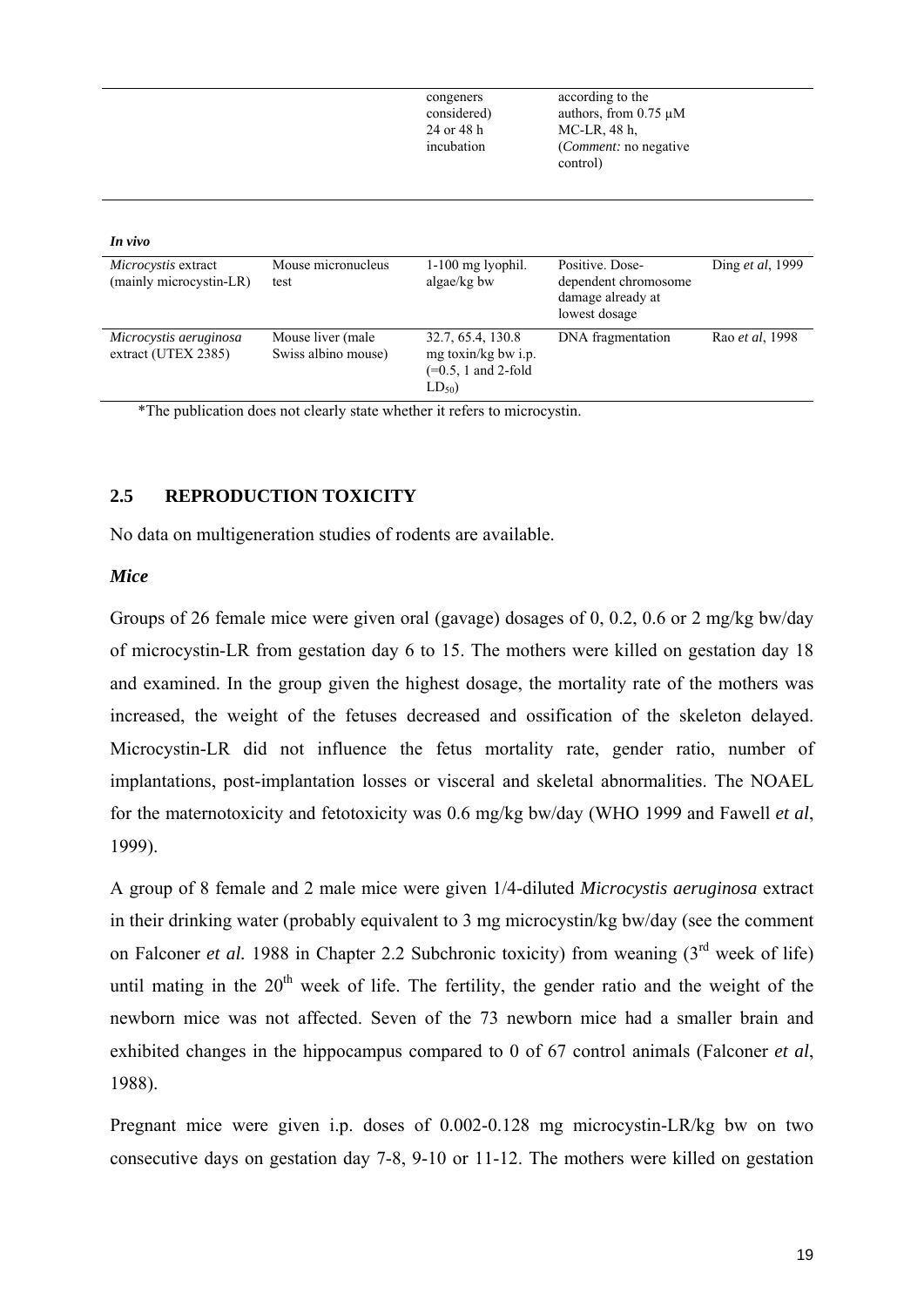| | | congeners considered) 24 or 48 h incubation | according to the authors, from 0.75 µM MC-LR, 48 h, (*Comment:* no negative control) | |
|---|---|---|---|---|
| ***In vivo*** | | | | |
| *Microcystis* extract (mainly microcystin-LR) | Mouse micronucleus test | 1-100 mg lyophil. algae/kg bw | Positive. Dose-dependent chromosome damage already at lowest dosage | Ding *et al*, 1999 |
| *Microcystis aeruginosa* extract (UTEX 2385) | Mouse liver (male Swiss albino mouse) | 32.7, 65.4, 130.8 mg toxin/kg bw i.p. (=0.5, 1 and 2-fold $LD_{50}$) | DNA fragmentation | Rao *et al*, 1998 |

*The publication does not clearly state whether it refers to microcystin.

## 2.5 REPRODUCTION TOXICITY

No data on multigeneration studies of rodents are available.

### *Mice*

Groups of 26 female mice were given oral (gavage) dosages of 0, 0.2, 0.6 or 2 mg/kg bw/day of microcystin-LR from gestation day 6 to 15. The mothers were killed on gestation day 18 and examined. In the group given the highest dosage, the mortality rate of the mothers was increased, the weight of the fetuses decreased and ossification of the skeleton delayed. Microcystin-LR did not influence the fetus mortality rate, gender ratio, number of implantations, post-implantation losses or visceral and skeletal abnormalities. The NOAEL for the maternotoxicity and fetotoxicity was 0.6 mg/kg bw/day (WHO 1999 and Fawell *et al*, 1999).

A group of 8 female and 2 male mice were given 1/4-diluted *Microcystis aeruginosa* extract in their drinking water (probably equivalent to 3 mg microcystin/kg bw/day (see the comment on Falconer *et al.* 1988 in Chapter 2.2 Subchronic toxicity) from weaning (3rd week of life) until mating in the 20th week of life. The fertility, the gender ratio and the weight of the newborn mice was not affected. Seven of the 73 newborn mice had a smaller brain and exhibited changes in the hippocampus compared to 0 of 67 control animals (Falconer *et al*, 1988).

Pregnant mice were given i.p. doses of 0.002-0.128 mg microcystin-LR/kg bw on two consecutive days on gestation day 7-8, 9-10 or 11-12. The mothers were killed on gestation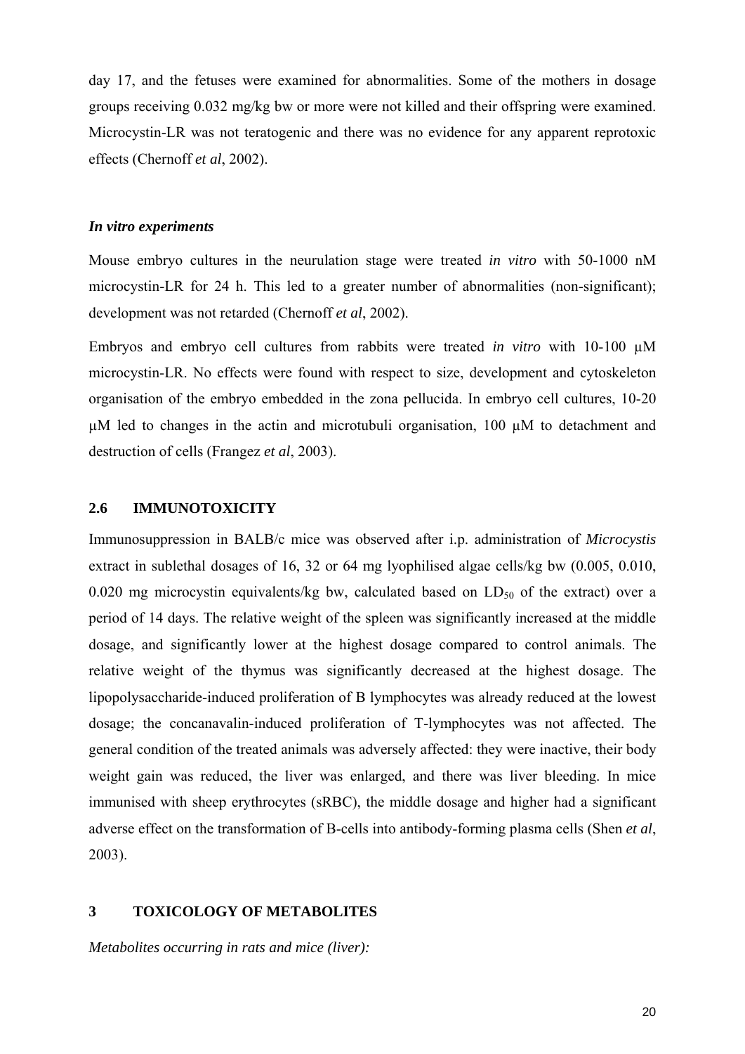day 17, and the fetuses were examined for abnormalities. Some of the mothers in dosage groups receiving 0.032 mg/kg bw or more were not killed and their offspring were examined. Microcystin-LR was not teratogenic and there was no evidence for any apparent reprotoxic effects (Chernoff *et al*, 2002).

***In vitro experiments***

Mouse embryo cultures in the neurulation stage were treated *in vitro* with 50-1000 nM microcystin-LR for 24 h. This led to a greater number of abnormalities (non-significant); development was not retarded (Chernoff *et al*, 2002).

Embryos and embryo cell cultures from rabbits were treated *in vitro* with 10-100 µM microcystin-LR. No effects were found with respect to size, development and cytoskeleton organisation of the embryo embedded in the zona pellucida. In embryo cell cultures, 10-20 µM led to changes in the actin and microtubuli organisation, 100 µM to detachment and destruction of cells (Frangez *et al*, 2003).

## 2.6 IMMUNOTOXICITY

Immunosuppression in BALB/c mice was observed after i.p. administration of *Microcystis* extract in sublethal dosages of 16, 32 or 64 mg lyophilised algae cells/kg bw (0.005, 0.010, 0.020 mg microcystin equivalents/kg bw, calculated based on $LD_{50}$ of the extract) over a period of 14 days. The relative weight of the spleen was significantly increased at the middle dosage, and significantly lower at the highest dosage compared to control animals. The relative weight of the thymus was significantly decreased at the highest dosage. The lipopolysaccharide-induced proliferation of B lymphocytes was already reduced at the lowest dosage; the concanavalin-induced proliferation of T-lymphocytes was not affected. The general condition of the treated animals was adversely affected: they were inactive, their body weight gain was reduced, the liver was enlarged, and there was liver bleeding. In mice immunised with sheep erythrocytes (sRBC), the middle dosage and higher had a significant adverse effect on the transformation of B-cells into antibody-forming plasma cells (Shen *et al*, 2003).

# 3 TOXICOLOGY OF METABOLITES

*Metabolites occurring in rats and mice (liver):*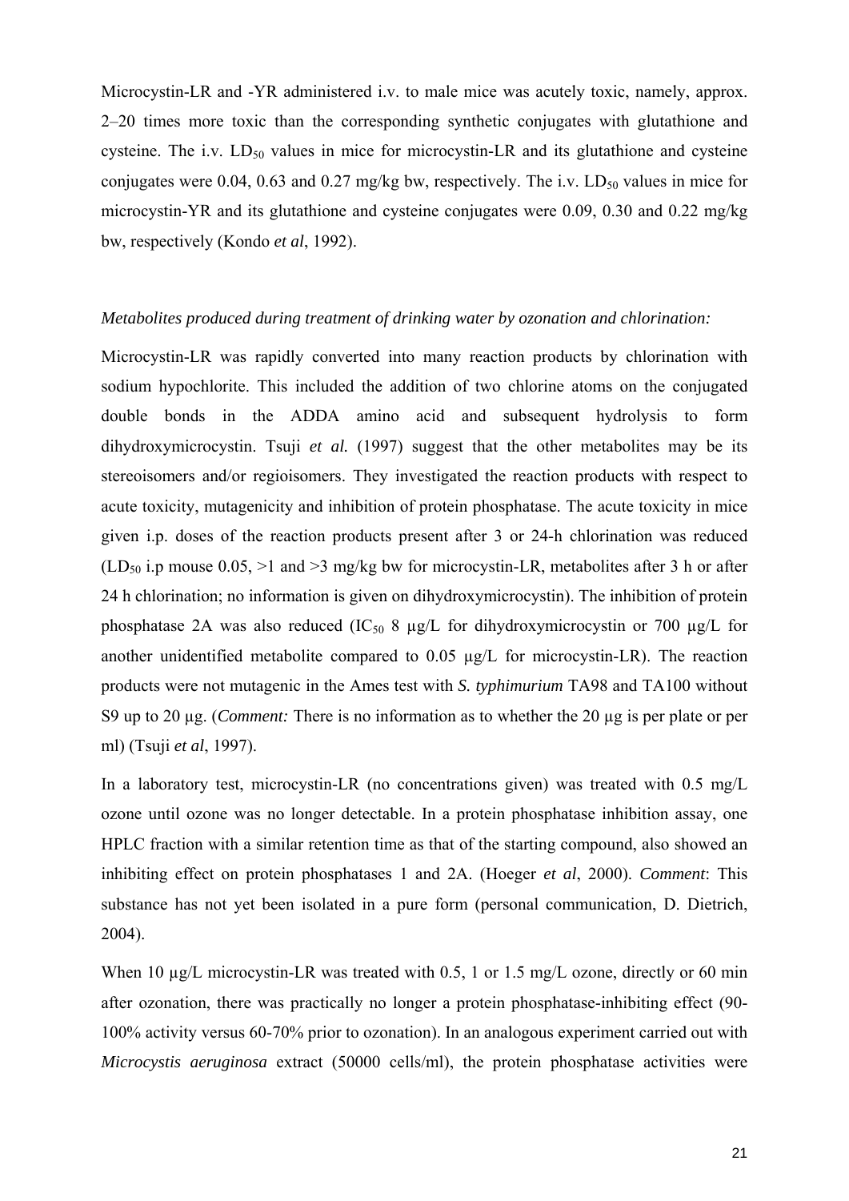Microcystin-LR and -YR administered i.v. to male mice was acutely toxic, namely, approx. 2–20 times more toxic than the corresponding synthetic conjugates with glutathione and cysteine. The i.v. $LD_{50}$ values in mice for microcystin-LR and its glutathione and cysteine conjugates were 0.04, 0.63 and 0.27 mg/kg bw, respectively. The i.v. $LD_{50}$ values in mice for microcystin-YR and its glutathione and cysteine conjugates were 0.09, 0.30 and 0.22 mg/kg bw, respectively (Kondo *et al*, 1992).

*Metabolites produced during treatment of drinking water by ozonation and chlorination:*

Microcystin-LR was rapidly converted into many reaction products by chlorination with sodium hypochlorite. This included the addition of two chlorine atoms on the conjugated double bonds in the ADDA amino acid and subsequent hydrolysis to form dihydroxymicrocystin. Tsuji *et al.* (1997) suggest that the other metabolites may be its stereoisomers and/or regioisomers. They investigated the reaction products with respect to acute toxicity, mutagenicity and inhibition of protein phosphatase. The acute toxicity in mice given i.p. doses of the reaction products present after 3 or 24-h chlorination was reduced ($LD_{50}$ i.p mouse 0.05, >1 and >3 mg/kg bw for microcystin-LR, metabolites after 3 h or after 24 h chlorination; no information is given on dihydroxymicrocystin). The inhibition of protein phosphatase 2A was also reduced ($IC_{50}$ 8 µg/L for dihydroxymicrocystin or 700 µg/L for another unidentified metabolite compared to 0.05 µg/L for microcystin-LR). The reaction products were not mutagenic in the Ames test with *S. typhimurium* TA98 and TA100 without S9 up to 20 µg. (*Comment:* There is no information as to whether the 20 µg is per plate or per ml) (Tsuji *et al*, 1997).

In a laboratory test, microcystin-LR (no concentrations given) was treated with 0.5 mg/L ozone until ozone was no longer detectable. In a protein phosphatase inhibition assay, one HPLC fraction with a similar retention time as that of the starting compound, also showed an inhibiting effect on protein phosphatases 1 and 2A. (Hoeger *et al*, 2000). *Comment*: This substance has not yet been isolated in a pure form (personal communication, D. Dietrich, 2004).

When 10 µg/L microcystin-LR was treated with 0.5, 1 or 1.5 mg/L ozone, directly or 60 min after ozonation, there was practically no longer a protein phosphatase-inhibiting effect (90-100% activity versus 60-70% prior to ozonation). In an analogous experiment carried out with *Microcystis aeruginosa* extract (50000 cells/ml), the protein phosphatase activities were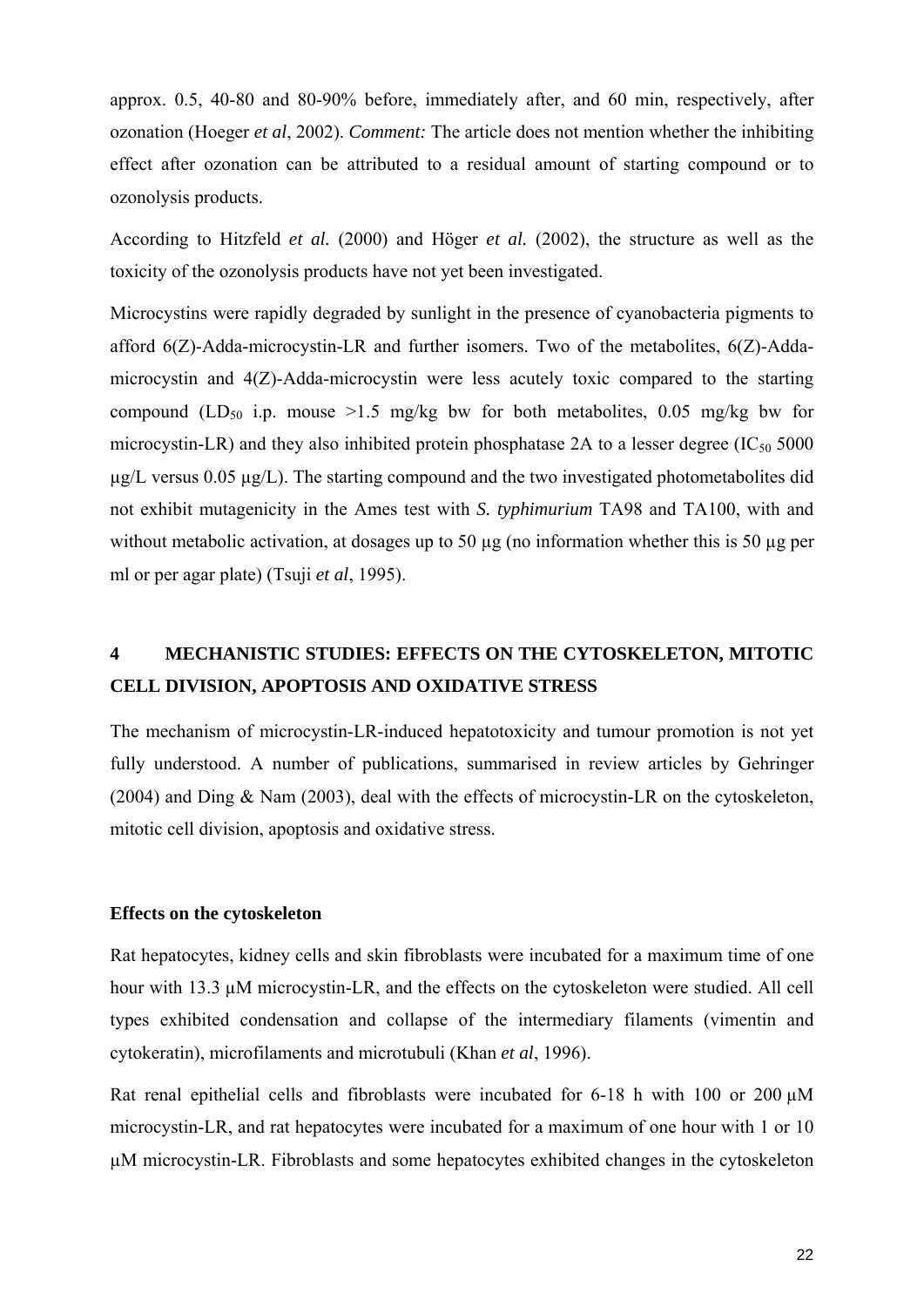approx. 0.5, 40-80 and 80-90% before, immediately after, and 60 min, respectively, after ozonation (Hoeger *et al*, 2002). *Comment:* The article does not mention whether the inhibiting effect after ozonation can be attributed to a residual amount of starting compound or to ozonolysis products.

According to Hitzfeld *et al.* (2000) and Höger *et al.* (2002), the structure as well as the toxicity of the ozonolysis products have not yet been investigated.

Microcystins were rapidly degraded by sunlight in the presence of cyanobacteria pigments to afford 6(Z)-Adda-microcystin-LR and further isomers. Two of the metabolites, 6(Z)-Adda-microcystin and 4(Z)-Adda-microcystin were less acutely toxic compared to the starting compound ($LD_{50}$ i.p. mouse >1.5 mg/kg bw for both metabolites, 0.05 mg/kg bw for microcystin-LR) and they also inhibited protein phosphatase 2A to a lesser degree ($IC_{50}$ 5000 µg/L versus 0.05 µg/L). The starting compound and the two investigated photometabolites did not exhibit mutagenicity in the Ames test with *S. typhimurium* TA98 and TA100, with and without metabolic activation, at dosages up to 50 µg (no information whether this is 50 µg per ml or per agar plate) (Tsuji *et al*, 1995).

## 4 MECHANISTIC STUDIES: EFFECTS ON THE CYTOSKELETON, MITOTIC CELL DIVISION, APOPTOSIS AND OXIDATIVE STRESS

The mechanism of microcystin-LR-induced hepatotoxicity and tumour promotion is not yet fully understood. A number of publications, summarised in review articles by Gehringer (2004) and Ding & Nam (2003), deal with the effects of microcystin-LR on the cytoskeleton, mitotic cell division, apoptosis and oxidative stress.

### Effects on the cytoskeleton

Rat hepatocytes, kidney cells and skin fibroblasts were incubated for a maximum time of one hour with 13.3 µM microcystin-LR, and the effects on the cytoskeleton were studied. All cell types exhibited condensation and collapse of the intermediary filaments (vimentin and cytokeratin), microfilaments and microtubuli (Khan *et al*, 1996).

Rat renal epithelial cells and fibroblasts were incubated for 6-18 h with 100 or 200 µM microcystin-LR, and rat hepatocytes were incubated for a maximum of one hour with 1 or 10 µM microcystin-LR. Fibroblasts and some hepatocytes exhibited changes in the cytoskeleton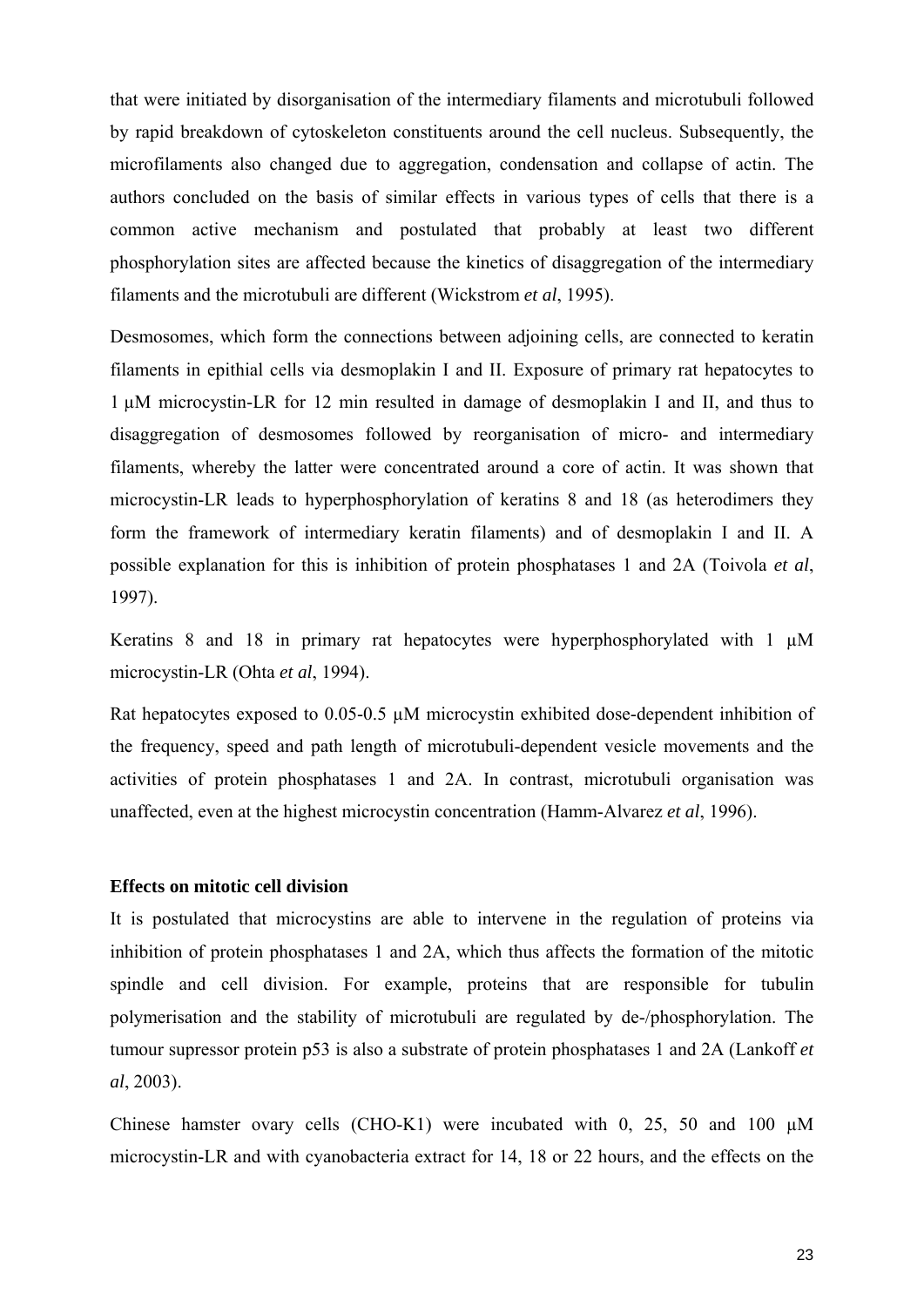that were initiated by disorganisation of the intermediary filaments and microtubuli followed by rapid breakdown of cytoskeleton constituents around the cell nucleus. Subsequently, the microfilaments also changed due to aggregation, condensation and collapse of actin. The authors concluded on the basis of similar effects in various types of cells that there is a common active mechanism and postulated that probably at least two different phosphorylation sites are affected because the kinetics of disaggregation of the intermediary filaments and the microtubuli are different (Wickstrom *et al*, 1995).

Desmosomes, which form the connections between adjoining cells, are connected to keratin filaments in epithial cells via desmoplakin I and II. Exposure of primary rat hepatocytes to 1 µM microcystin-LR for 12 min resulted in damage of desmoplakin I and II, and thus to disaggregation of desmosomes followed by reorganisation of micro- and intermediary filaments, whereby the latter were concentrated around a core of actin. It was shown that microcystin-LR leads to hyperphosphorylation of keratins 8 and 18 (as heterodimers they form the framework of intermediary keratin filaments) and of desmoplakin I and II. A possible explanation for this is inhibition of protein phosphatases 1 and 2A (Toivola *et al*, 1997).

Keratins 8 and 18 in primary rat hepatocytes were hyperphosphorylated with 1 µM microcystin-LR (Ohta *et al*, 1994).

Rat hepatocytes exposed to 0.05-0.5 µM microcystin exhibited dose-dependent inhibition of the frequency, speed and path length of microtubuli-dependent vesicle movements and the activities of protein phosphatases 1 and 2A. In contrast, microtubuli organisation was unaffected, even at the highest microcystin concentration (Hamm-Alvarez *et al*, 1996).

**Effects on mitotic cell division**

It is postulated that microcystins are able to intervene in the regulation of proteins via inhibition of protein phosphatases 1 and 2A, which thus affects the formation of the mitotic spindle and cell division. For example, proteins that are responsible for tubulin polymerisation and the stability of microtubuli are regulated by de-/phosphorylation. The tumour supressor protein p53 is also a substrate of protein phosphatases 1 and 2A (Lankoff *et al*, 2003).

Chinese hamster ovary cells (CHO-K1) were incubated with 0, 25, 50 and 100 µM microcystin-LR and with cyanobacteria extract for 14, 18 or 22 hours, and the effects on the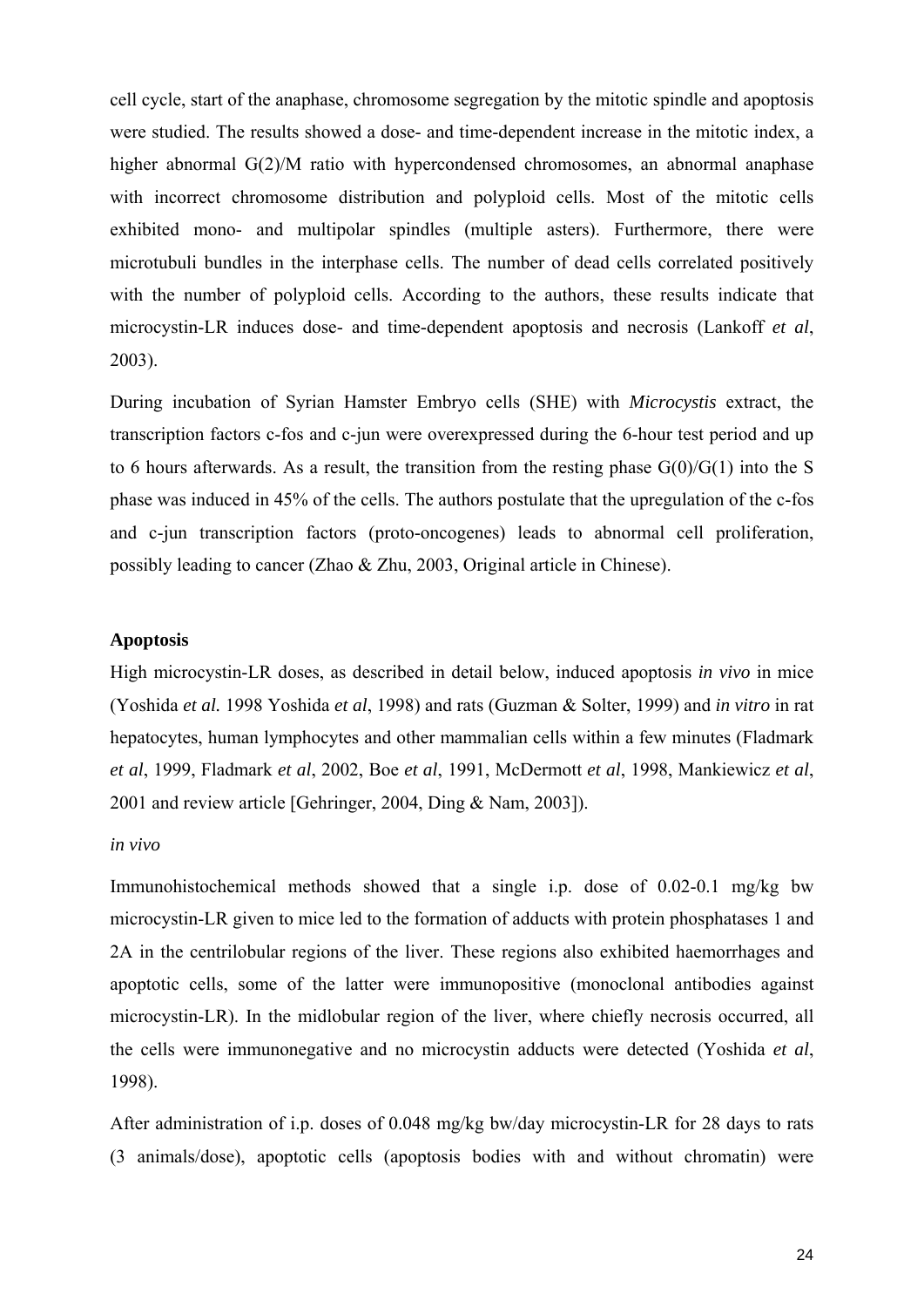cell cycle, start of the anaphase, chromosome segregation by the mitotic spindle and apoptosis were studied. The results showed a dose- and time-dependent increase in the mitotic index, a higher abnormal G(2)/M ratio with hypercondensed chromosomes, an abnormal anaphase with incorrect chromosome distribution and polyploid cells. Most of the mitotic cells exhibited mono- and multipolar spindles (multiple asters). Furthermore, there were microtubuli bundles in the interphase cells. The number of dead cells correlated positively with the number of polyploid cells. According to the authors, these results indicate that microcystin-LR induces dose- and time-dependent apoptosis and necrosis (Lankoff *et al*, 2003).

During incubation of Syrian Hamster Embryo cells (SHE) with *Microcystis* extract, the transcription factors c-fos and c-jun were overexpressed during the 6-hour test period and up to 6 hours afterwards. As a result, the transition from the resting phase G(0)/G(1) into the S phase was induced in 45% of the cells. The authors postulate that the upregulation of the c-fos and c-jun transcription factors (proto-oncogenes) leads to abnormal cell proliferation, possibly leading to cancer (Zhao & Zhu, 2003, Original article in Chinese).

**Apoptosis**

High microcystin-LR doses, as described in detail below, induced apoptosis *in vivo* in mice (Yoshida ***et al.*** 1998 Yoshida *et al*, 1998) and rats (Guzman & Solter, 1999) and *in vitro* in rat hepatocytes, human lymphocytes and other mammalian cells within a few minutes (Fladmark *et al*, 1999, Fladmark *et al*, 2002, Boe *et al*, 1991, McDermott *et al*, 1998, Mankiewicz *et al*, 2001 and review article [Gehringer, 2004, Ding & Nam, 2003]).

*in vivo*

Immunohistochemical methods showed that a single i.p. dose of 0.02-0.1 mg/kg bw microcystin-LR given to mice led to the formation of adducts with protein phosphatases 1 and 2A in the centrilobular regions of the liver. These regions also exhibited haemorrhages and apoptotic cells, some of the latter were immunopositive (monoclonal antibodies against microcystin-LR). In the midlobular region of the liver, where chiefly necrosis occurred, all the cells were immunonegative and no microcystin adducts were detected (Yoshida *et al*, 1998).

After administration of i.p. doses of 0.048 mg/kg bw/day microcystin-LR for 28 days to rats (3 animals/dose), apoptotic cells (apoptosis bodies with and without chromatin) were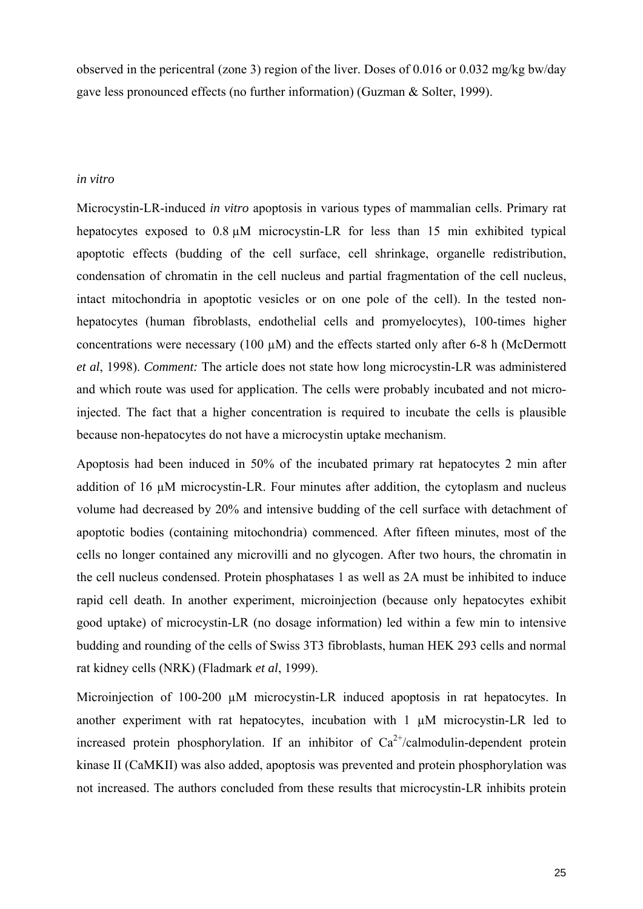observed in the pericentral (zone 3) region of the liver. Doses of 0.016 or 0.032 mg/kg bw/day gave less pronounced effects (no further information) (Guzman & Solter, 1999).

*in vitro*

Microcystin-LR-induced *in vitro* apoptosis in various types of mammalian cells. Primary rat hepatocytes exposed to 0.8 µM microcystin-LR for less than 15 min exhibited typical apoptotic effects (budding of the cell surface, cell shrinkage, organelle redistribution, condensation of chromatin in the cell nucleus and partial fragmentation of the cell nucleus, intact mitochondria in apoptotic vesicles or on one pole of the cell). In the tested non-hepatocytes (human fibroblasts, endothelial cells and promyelocytes), 100-times higher concentrations were necessary (100 µM) and the effects started only after 6-8 h (McDermott *et al*, 1998). *Comment:* The article does not state how long microcystin-LR was administered and which route was used for application. The cells were probably incubated and not micro-injected. The fact that a higher concentration is required to incubate the cells is plausible because non-hepatocytes do not have a microcystin uptake mechanism.

Apoptosis had been induced in 50% of the incubated primary rat hepatocytes 2 min after addition of 16 µM microcystin-LR. Four minutes after addition, the cytoplasm and nucleus volume had decreased by 20% and intensive budding of the cell surface with detachment of apoptotic bodies (containing mitochondria) commenced. After fifteen minutes, most of the cells no longer contained any microvilli and no glycogen. After two hours, the chromatin in the cell nucleus condensed. Protein phosphatases 1 as well as 2A must be inhibited to induce rapid cell death. In another experiment, microinjection (because only hepatocytes exhibit good uptake) of microcystin-LR (no dosage information) led within a few min to intensive budding and rounding of the cells of Swiss 3T3 fibroblasts, human HEK 293 cells and normal rat kidney cells (NRK) (Fladmark *et al*, 1999).

Microinjection of 100-200 µM microcystin-LR induced apoptosis in rat hepatocytes. In another experiment with rat hepatocytes, incubation with 1 µM microcystin-LR led to increased protein phosphorylation. If an inhibitor of $Ca^{2+}$/calmodulin-dependent protein kinase II (CaMKII) was also added, apoptosis was prevented and protein phosphorylation was not increased. The authors concluded from these results that microcystin-LR inhibits protein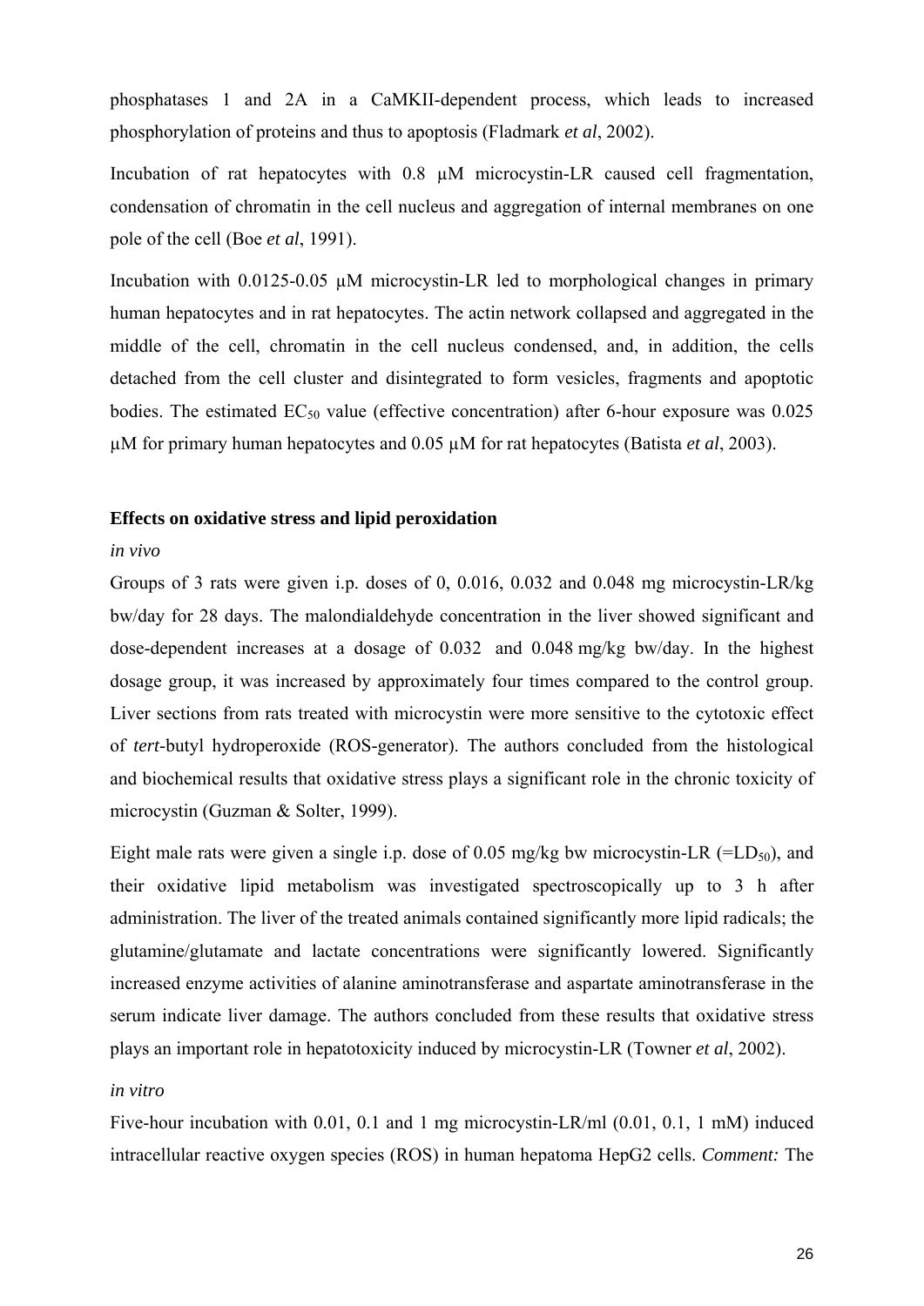phosphatases 1 and 2A in a CaMKII-dependent process, which leads to increased phosphorylation of proteins and thus to apoptosis (Fladmark *et al*, 2002).

Incubation of rat hepatocytes with 0.8 µM microcystin-LR caused cell fragmentation, condensation of chromatin in the cell nucleus and aggregation of internal membranes on one pole of the cell (Boe *et al*, 1991).

Incubation with 0.0125-0.05 µM microcystin-LR led to morphological changes in primary human hepatocytes and in rat hepatocytes. The actin network collapsed and aggregated in the middle of the cell, chromatin in the cell nucleus condensed, and, in addition, the cells detached from the cell cluster and disintegrated to form vesicles, fragments and apoptotic bodies. The estimated $EC_{50}$ value (effective concentration) after 6-hour exposure was 0.025 µM for primary human hepatocytes and 0.05 µM for rat hepatocytes (Batista *et al*, 2003).

**Effects on oxidative stress and lipid peroxidation**

*in vivo*

Groups of 3 rats were given i.p. doses of 0, 0.016, 0.032 and 0.048 mg microcystin-LR/kg bw/day for 28 days. The malondialdehyde concentration in the liver showed significant and dose-dependent increases at a dosage of 0.032 and 0.048 mg/kg bw/day. In the highest dosage group, it was increased by approximately four times compared to the control group. Liver sections from rats treated with microcystin were more sensitive to the cytotoxic effect of *tert*-butyl hydroperoxide (ROS-generator). The authors concluded from the histological and biochemical results that oxidative stress plays a significant role in the chronic toxicity of microcystin (Guzman & Solter, 1999).

Eight male rats were given a single i.p. dose of 0.05 mg/kg bw microcystin-LR (=$LD_{50}$), and their oxidative lipid metabolism was investigated spectroscopically up to 3 h after administration. The liver of the treated animals contained significantly more lipid radicals; the glutamine/glutamate and lactate concentrations were significantly lowered. Significantly increased enzyme activities of alanine aminotransferase and aspartate aminotransferase in the serum indicate liver damage. The authors concluded from these results that oxidative stress plays an important role in hepatotoxicity induced by microcystin-LR (Towner *et al*, 2002).

*in vitro*

Five-hour incubation with 0.01, 0.1 and 1 mg microcystin-LR/ml (0.01, 0.1, 1 mM) induced intracellular reactive oxygen species (ROS) in human hepatoma HepG2 cells. *Comment:* The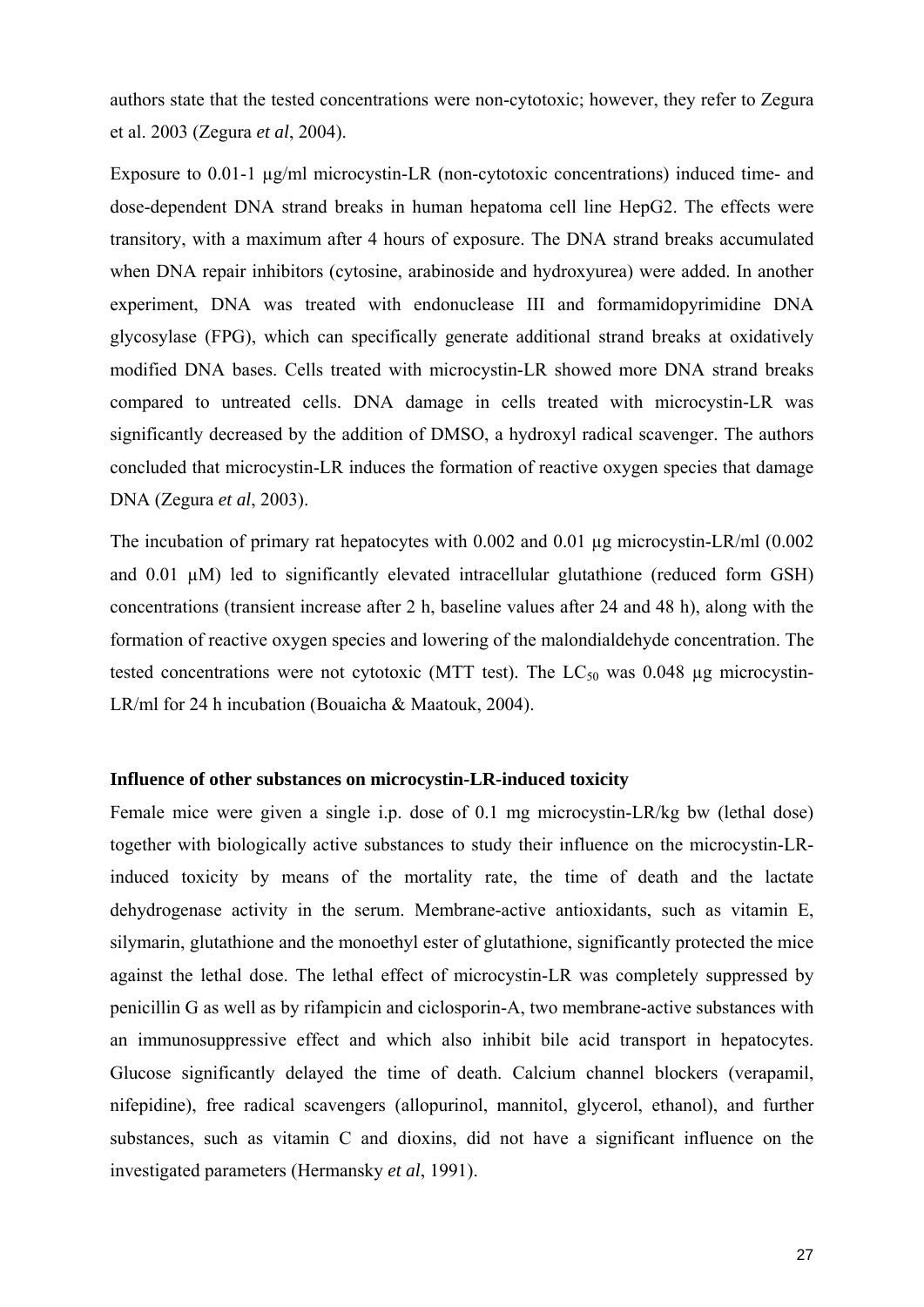authors state that the tested concentrations were non-cytotoxic; however, they refer to Zegura et al. 2003 (Zegura *et al*, 2004).

Exposure to 0.01-1 µg/ml microcystin-LR (non-cytotoxic concentrations) induced time- and dose-dependent DNA strand breaks in human hepatoma cell line HepG2. The effects were transitory, with a maximum after 4 hours of exposure. The DNA strand breaks accumulated when DNA repair inhibitors (cytosine, arabinoside and hydroxyurea) were added. In another experiment, DNA was treated with endonuclease III and formamidopyrimidine DNA glycosylase (FPG), which can specifically generate additional strand breaks at oxidatively modified DNA bases. Cells treated with microcystin-LR showed more DNA strand breaks compared to untreated cells. DNA damage in cells treated with microcystin-LR was significantly decreased by the addition of DMSO, a hydroxyl radical scavenger. The authors concluded that microcystin-LR induces the formation of reactive oxygen species that damage DNA (Zegura *et al*, 2003).

The incubation of primary rat hepatocytes with 0.002 and 0.01 µg microcystin-LR/ml (0.002 and 0.01 µM) led to significantly elevated intracellular glutathione (reduced form GSH) concentrations (transient increase after 2 h, baseline values after 24 and 48 h), along with the formation of reactive oxygen species and lowering of the malondialdehyde concentration. The tested concentrations were not cytotoxic (MTT test). The $LC_{50}$ was 0.048 µg microcystin-LR/ml for 24 h incubation (Bouaicha & Maatouk, 2004).

**Influence of other substances on microcystin-LR-induced toxicity**

Female mice were given a single i.p. dose of 0.1 mg microcystin-LR/kg bw (lethal dose) together with biologically active substances to study their influence on the microcystin-LR-induced toxicity by means of the mortality rate, the time of death and the lactate dehydrogenase activity in the serum. Membrane-active antioxidants, such as vitamin E, silymarin, glutathione and the monoethyl ester of glutathione, significantly protected the mice against the lethal dose. The lethal effect of microcystin-LR was completely suppressed by penicillin G as well as by rifampicin and ciclosporin-A, two membrane-active substances with an immunosuppressive effect and which also inhibit bile acid transport in hepatocytes. Glucose significantly delayed the time of death. Calcium channel blockers (verapamil, nifepidine), free radical scavengers (allopurinol, mannitol, glycerol, ethanol), and further substances, such as vitamin C and dioxins, did not have a significant influence on the investigated parameters (Hermansky *et al*, 1991).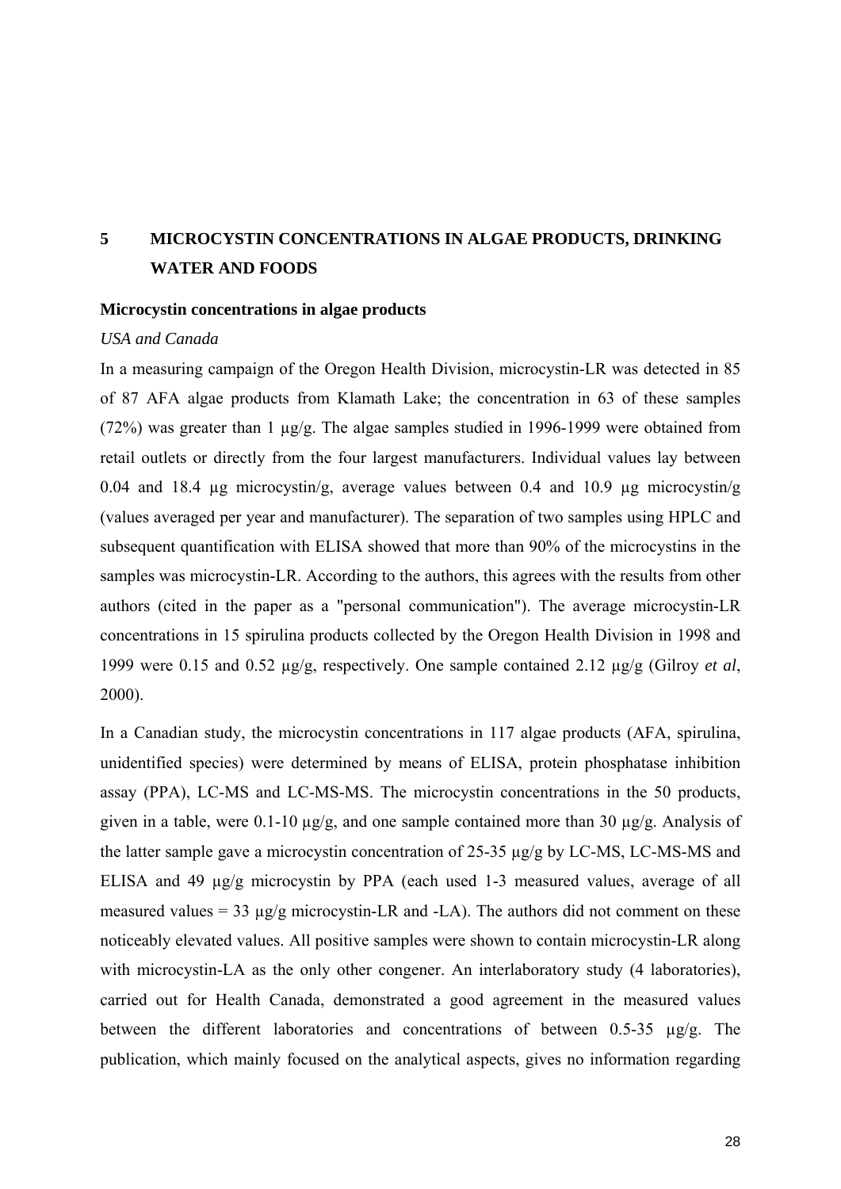# 5 MICROCYSTIN CONCENTRATIONS IN ALGAE PRODUCTS, DRINKING WATER AND FOODS

## Microcystin concentrations in algae products

### *USA and Canada*

In a measuring campaign of the Oregon Health Division, microcystin-LR was detected in 85 of 87 AFA algae products from Klamath Lake; the concentration in 63 of these samples (72%) was greater than 1 µg/g. The algae samples studied in 1996-1999 were obtained from retail outlets or directly from the four largest manufacturers. Individual values lay between 0.04 and 18.4 µg microcystin/g, average values between 0.4 and 10.9 µg microcystin/g (values averaged per year and manufacturer). The separation of two samples using HPLC and subsequent quantification with ELISA showed that more than 90% of the microcystins in the samples was microcystin-LR. According to the authors, this agrees with the results from other authors (cited in the paper as a "personal communication"). The average microcystin-LR concentrations in 15 spirulina products collected by the Oregon Health Division in 1998 and 1999 were 0.15 and 0.52 µg/g, respectively. One sample contained 2.12 µg/g (Gilroy *et al*, 2000).

In a Canadian study, the microcystin concentrations in 117 algae products (AFA, spirulina, unidentified species) were determined by means of ELISA, protein phosphatase inhibition assay (PPA), LC-MS and LC-MS-MS. The microcystin concentrations in the 50 products, given in a table, were 0.1-10 µg/g, and one sample contained more than 30 µg/g. Analysis of the latter sample gave a microcystin concentration of 25-35 µg/g by LC-MS, LC-MS-MS and ELISA and 49 µg/g microcystin by PPA (each used 1-3 measured values, average of all measured values = 33 µg/g microcystin-LR and -LA). The authors did not comment on these noticeably elevated values. All positive samples were shown to contain microcystin-LR along with microcystin-LA as the only other congener. An interlaboratory study (4 laboratories), carried out for Health Canada, demonstrated a good agreement in the measured values between the different laboratories and concentrations of between 0.5-35 µg/g. The publication, which mainly focused on the analytical aspects, gives no information regarding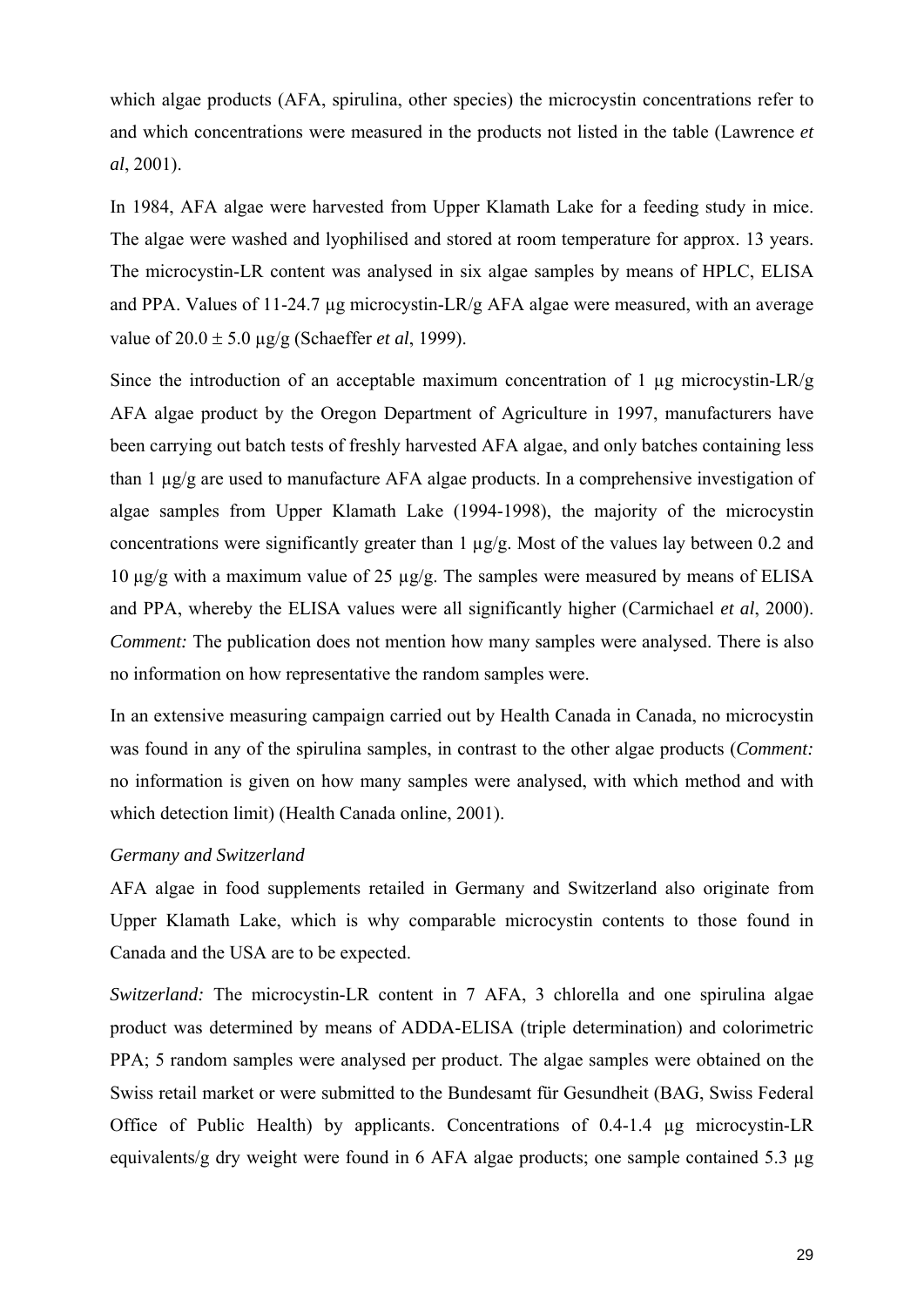which algae products (AFA, spirulina, other species) the microcystin concentrations refer to and which concentrations were measured in the products not listed in the table (Lawrence *et al*, 2001).

In 1984, AFA algae were harvested from Upper Klamath Lake for a feeding study in mice. The algae were washed and lyophilised and stored at room temperature for approx. 13 years. The microcystin-LR content was analysed in six algae samples by means of HPLC, ELISA and PPA. Values of 11-24.7 µg microcystin-LR/g AFA algae were measured, with an average value of 20.0 ± 5.0 µg/g (Schaeffer *et al*, 1999).

Since the introduction of an acceptable maximum concentration of 1 µg microcystin-LR/g AFA algae product by the Oregon Department of Agriculture in 1997, manufacturers have been carrying out batch tests of freshly harvested AFA algae, and only batches containing less than 1 µg/g are used to manufacture AFA algae products. In a comprehensive investigation of algae samples from Upper Klamath Lake (1994-1998), the majority of the microcystin concentrations were significantly greater than 1 µg/g. Most of the values lay between 0.2 and 10 µg/g with a maximum value of 25 µg/g. The samples were measured by means of ELISA and PPA, whereby the ELISA values were all significantly higher (Carmichael *et al*, 2000). *Comment:* The publication does not mention how many samples were analysed. There is also no information on how representative the random samples were.

In an extensive measuring campaign carried out by Health Canada in Canada, no microcystin was found in any of the spirulina samples, in contrast to the other algae products (*Comment:* no information is given on how many samples were analysed, with which method and with which detection limit) (Health Canada online, 2001).

*Germany and Switzerland*

AFA algae in food supplements retailed in Germany and Switzerland also originate from Upper Klamath Lake, which is why comparable microcystin contents to those found in Canada and the USA are to be expected.

*Switzerland:* The microcystin-LR content in 7 AFA, 3 chlorella and one spirulina algae product was determined by means of ADDA-ELISA (triple determination) and colorimetric PPA; 5 random samples were analysed per product. The algae samples were obtained on the Swiss retail market or were submitted to the Bundesamt für Gesundheit (BAG, Swiss Federal Office of Public Health) by applicants. Concentrations of 0.4-1.4 µg microcystin-LR equivalents/g dry weight were found in 6 AFA algae products; one sample contained 5.3 µg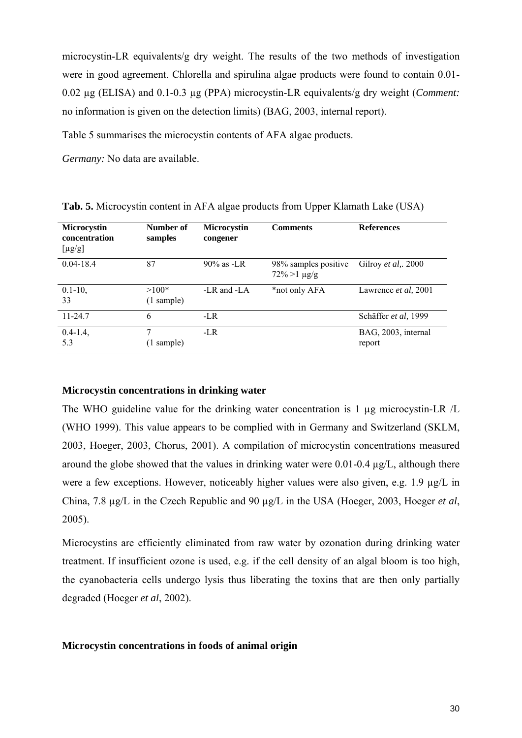microcystin-LR equivalents/g dry weight. The results of the two methods of investigation were in good agreement. Chlorella and spirulina algae products were found to contain 0.01-0.02 µg (ELISA) and 0.1-0.3 µg (PPA) microcystin-LR equivalents/g dry weight (*Comment:* no information is given on the detection limits) (BAG, 2003, internal report).

Table 5 summarises the microcystin contents of AFA algae products.

*Germany:* No data are available.

**Tab. 5.** Microcystin content in AFA algae products from Upper Klamath Lake (USA)

| Microcystin concentration [µg/g] | Number of samples | Microcystin congener | Comments | References |
|---|---|---|---|---|
| 0.04-18.4 | 87 | 90% as -LR | 98% samples positive 72% >1 µg/g | Gilroy *et al*,. 2000 |
| 0.1-10, 33 | >100* (1 sample) | -LR and -LA | *not only AFA | Lawrence *et al,* 2001 |
| 11-24.7 | 6 | -LR | | Schäffer *et al,* 1999 |
| 0.4-1.4, 5.3 | 7 (1 sample) | -LR | | BAG, 2003, internal report |

**Microcystin concentrations in drinking water**

The WHO guideline value for the drinking water concentration is 1 µg microcystin-LR /L (WHO 1999). This value appears to be complied with in Germany and Switzerland (SKLM, 2003, Hoeger, 2003, Chorus, 2001). A compilation of microcystin concentrations measured around the globe showed that the values in drinking water were 0.01-0.4 µg/L, although there were a few exceptions. However, noticeably higher values were also given, e.g. 1.9 µg/L in China, 7.8 µg/L in the Czech Republic and 90 µg/L in the USA (Hoeger, 2003, Hoeger *et al*, 2005).

Microcystins are efficiently eliminated from raw water by ozonation during drinking water treatment. If insufficient ozone is used, e.g. if the cell density of an algal bloom is too high, the cyanobacteria cells undergo lysis thus liberating the toxins that are then only partially degraded (Hoeger *et al*, 2002).

**Microcystin concentrations in foods of animal origin**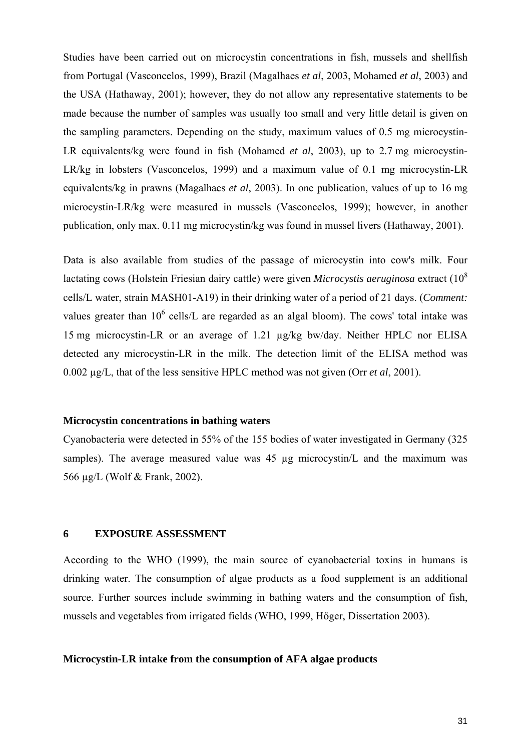Studies have been carried out on microcystin concentrations in fish, mussels and shellfish from Portugal (Vasconcelos, 1999), Brazil (Magalhaes *et al*, 2003, Mohamed *et al*, 2003) and the USA (Hathaway, 2001); however, they do not allow any representative statements to be made because the number of samples was usually too small and very little detail is given on the sampling parameters. Depending on the study, maximum values of 0.5 mg microcystin-LR equivalents/kg were found in fish (Mohamed *et al*, 2003), up to 2.7 mg microcystin-LR/kg in lobsters (Vasconcelos, 1999) and a maximum value of 0.1 mg microcystin-LR equivalents/kg in prawns (Magalhaes *et al*, 2003). In one publication, values of up to 16 mg microcystin-LR/kg were measured in mussels (Vasconcelos, 1999); however, in another publication, only max. 0.11 mg microcystin/kg was found in mussel livers (Hathaway, 2001).

Data is also available from studies of the passage of microcystin into cow's milk. Four lactating cows (Holstein Friesian dairy cattle) were given *Microcystis aeruginosa* extract ($10^8$ cells/L water, strain MASH01-A19) in their drinking water of a period of 21 days. (*Comment:* values greater than $10^6$ cells/L are regarded as an algal bloom). The cows' total intake was 15 mg microcystin-LR or an average of 1.21 µg/kg bw/day. Neither HPLC nor ELISA detected any microcystin-LR in the milk. The detection limit of the ELISA method was 0.002 µg/L, that of the less sensitive HPLC method was not given (Orr *et al*, 2001).

**Microcystin concentrations in bathing waters**

Cyanobacteria were detected in 55% of the 155 bodies of water investigated in Germany (325 samples). The average measured value was 45 µg microcystin/L and the maximum was 566 µg/L (Wolf & Frank, 2002).

## 6 EXPOSURE ASSESSMENT

According to the WHO (1999), the main source of cyanobacterial toxins in humans is drinking water. The consumption of algae products as a food supplement is an additional source. Further sources include swimming in bathing waters and the consumption of fish, mussels and vegetables from irrigated fields (WHO, 1999, Höger, Dissertation 2003).

**Microcystin-LR intake from the consumption of AFA algae products**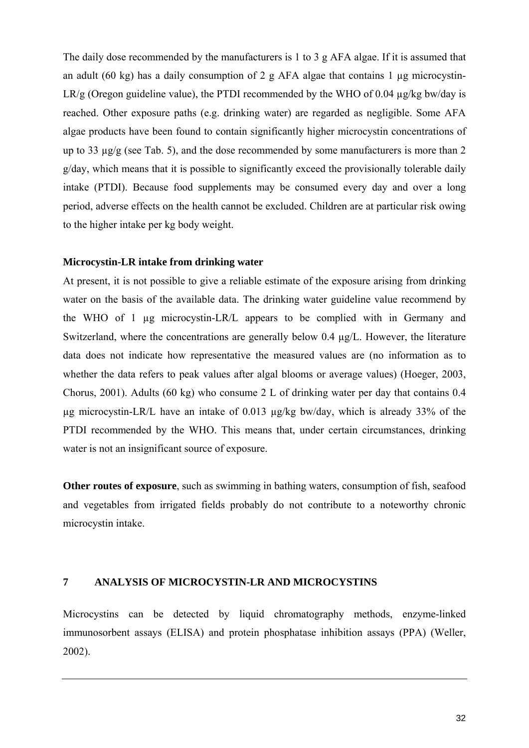The daily dose recommended by the manufacturers is 1 to 3 g AFA algae. If it is assumed that an adult (60 kg) has a daily consumption of 2 g AFA algae that contains 1 µg microcystin-LR/g (Oregon guideline value), the PTDI recommended by the WHO of 0.04 µg/kg bw/day is reached. Other exposure paths (e.g. drinking water) are regarded as negligible. Some AFA algae products have been found to contain significantly higher microcystin concentrations of up to 33 µg/g (see Tab. 5), and the dose recommended by some manufacturers is more than 2 g/day, which means that it is possible to significantly exceed the provisionally tolerable daily intake (PTDI). Because food supplements may be consumed every day and over a long period, adverse effects on the health cannot be excluded. Children are at particular risk owing to the higher intake per kg body weight.

**Microcystin-LR intake from drinking water**

At present, it is not possible to give a reliable estimate of the exposure arising from drinking water on the basis of the available data. The drinking water guideline value recommend by the WHO of 1 µg microcystin-LR/L appears to be complied with in Germany and Switzerland, where the concentrations are generally below 0.4 µg/L. However, the literature data does not indicate how representative the measured values are (no information as to whether the data refers to peak values after algal blooms or average values) (Hoeger, 2003, Chorus, 2001). Adults (60 kg) who consume 2 L of drinking water per day that contains 0.4 µg microcystin-LR/L have an intake of 0.013 µg/kg bw/day, which is already 33% of the PTDI recommended by the WHO. This means that, under certain circumstances, drinking water is not an insignificant source of exposure.

**Other routes of exposure**, such as swimming in bathing waters, consumption of fish, seafood and vegetables from irrigated fields probably do not contribute to a noteworthy chronic microcystin intake.

## 7 ANALYSIS OF MICROCYSTIN-LR AND MICROCYSTINS

Microcystins can be detected by liquid chromatography methods, enzyme-linked immunosorbent assays (ELISA) and protein phosphatase inhibition assays (PPA) (Weller, 2002).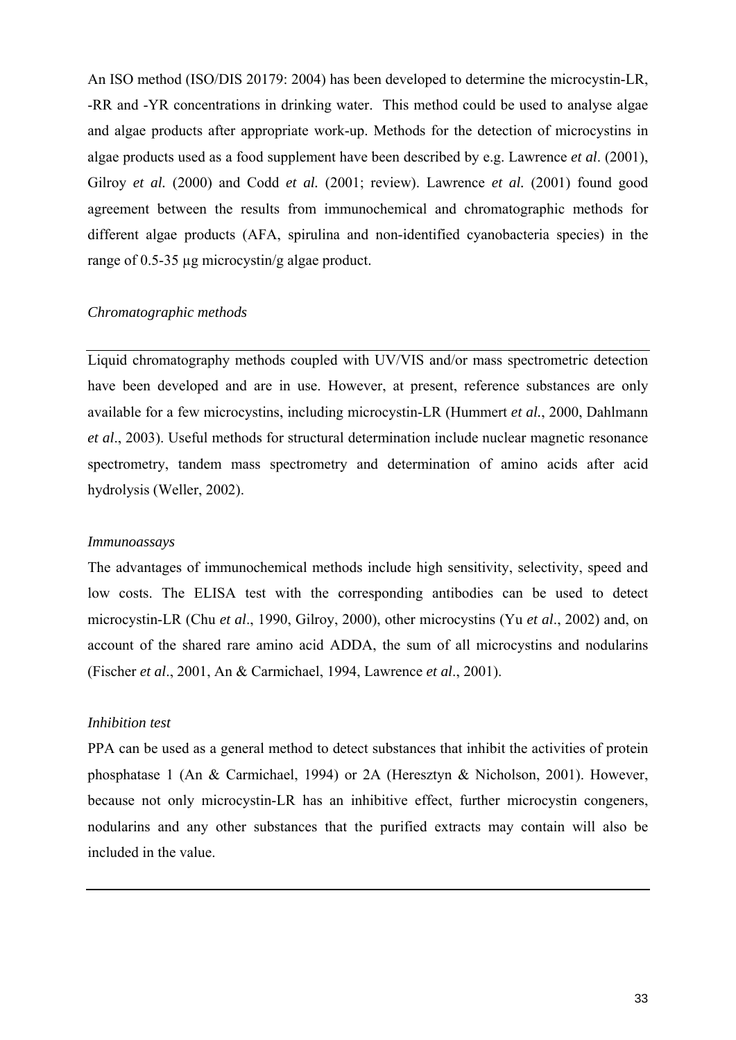An ISO method (ISO/DIS 20179: 2004) has been developed to determine the microcystin-LR, -RR and -YR concentrations in drinking water. This method could be used to analyse algae and algae products after appropriate work-up. Methods for the detection of microcystins in algae products used as a food supplement have been described by e.g. Lawrence *et al*. (2001), Gilroy *et al.* (2000) and Codd *et al.* (2001; review). Lawrence *et al.* (2001) found good agreement between the results from immunochemical and chromatographic methods for different algae products (AFA, spirulina and non-identified cyanobacteria species) in the range of 0.5-35 µg microcystin/g algae product.

*Chromatographic methods*

Liquid chromatography methods coupled with UV/VIS and/or mass spectrometric detection have been developed and are in use. However, at present, reference substances are only available for a few microcystins, including microcystin-LR (Hummert *et al.*, 2000, Dahlmann *et al*., 2003). Useful methods for structural determination include nuclear magnetic resonance spectrometry, tandem mass spectrometry and determination of amino acids after acid hydrolysis (Weller, 2002).

*Immunoassays*

The advantages of immunochemical methods include high sensitivity, selectivity, speed and low costs. The ELISA test with the corresponding antibodies can be used to detect microcystin-LR (Chu *et al*., 1990, Gilroy, 2000), other microcystins (Yu *et al*., 2002) and, on account of the shared rare amino acid ADDA, the sum of all microcystins and nodularins (Fischer *et al*., 2001, An & Carmichael, 1994, Lawrence *et al*., 2001).

*Inhibition test*

PPA can be used as a general method to detect substances that inhibit the activities of protein phosphatase 1 (An & Carmichael, 1994) or 2A (Heresztyn & Nicholson, 2001). However, because not only microcystin-LR has an inhibitive effect, further microcystin congeners, nodularins and any other substances that the purified extracts may contain will also be included in the value.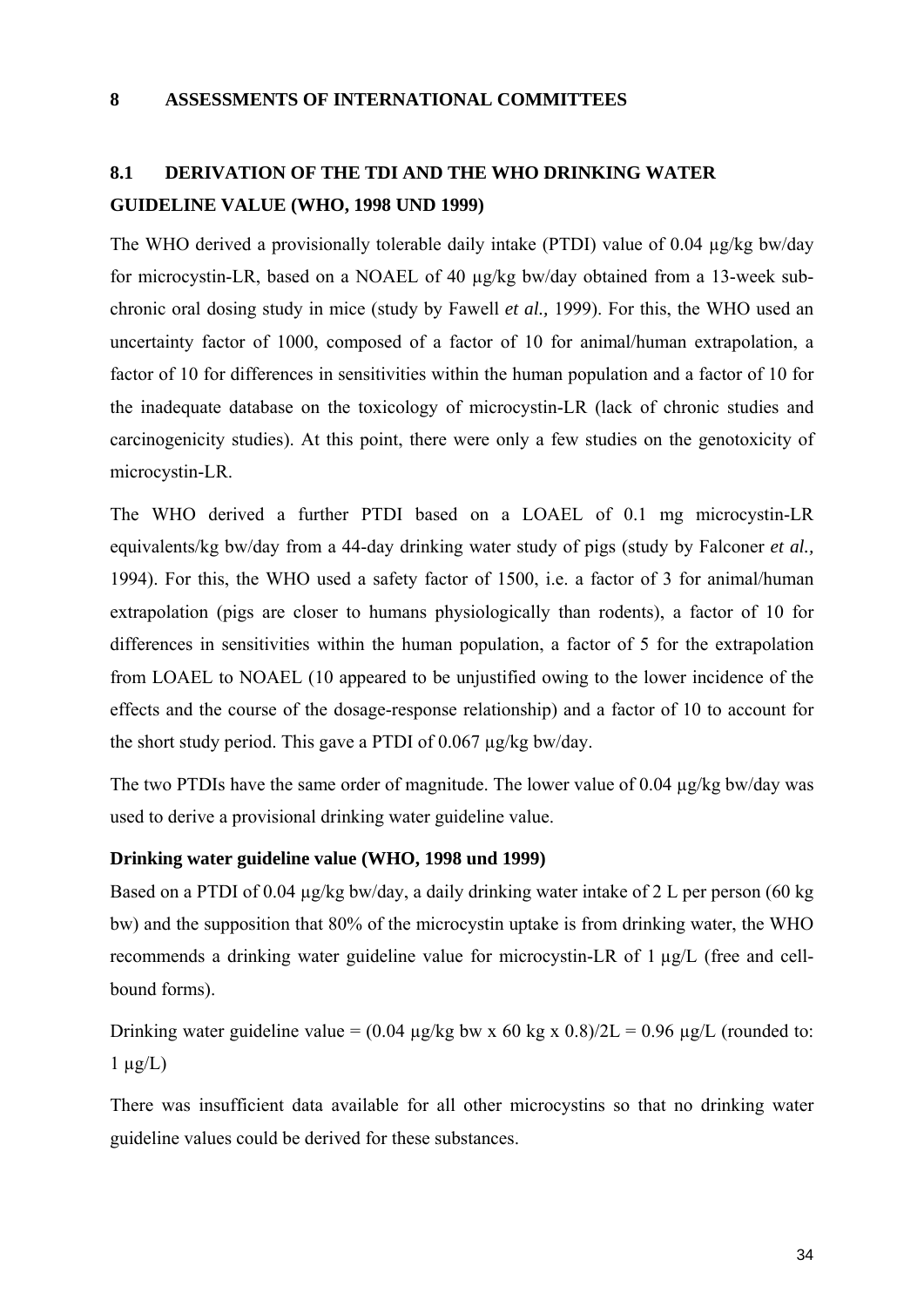# 8 ASSESSMENTS OF INTERNATIONAL COMMITTEES

## 8.1 DERIVATION OF THE TDI AND THE WHO DRINKING WATER GUIDELINE VALUE (WHO, 1998 UND 1999)

The WHO derived a provisionally tolerable daily intake (PTDI) value of 0.04 µg/kg bw/day for microcystin-LR, based on a NOAEL of 40 µg/kg bw/day obtained from a 13-week sub-chronic oral dosing study in mice (study by Fawell *et al.,* 1999). For this, the WHO used an uncertainty factor of 1000, composed of a factor of 10 for animal/human extrapolation, a factor of 10 for differences in sensitivities within the human population and a factor of 10 for the inadequate database on the toxicology of microcystin-LR (lack of chronic studies and carcinogenicity studies). At this point, there were only a few studies on the genotoxicity of microcystin-LR.

The WHO derived a further PTDI based on a LOAEL of 0.1 mg microcystin-LR equivalents/kg bw/day from a 44-day drinking water study of pigs (study by Falconer *et al.,* 1994). For this, the WHO used a safety factor of 1500, i.e. a factor of 3 for animal/human extrapolation (pigs are closer to humans physiologically than rodents), a factor of 10 for differences in sensitivities within the human population, a factor of 5 for the extrapolation from LOAEL to NOAEL (10 appeared to be unjustified owing to the lower incidence of the effects and the course of the dosage-response relationship) and a factor of 10 to account for the short study period. This gave a PTDI of 0.067 µg/kg bw/day.

The two PTDIs have the same order of magnitude. The lower value of 0.04 µg/kg bw/day was used to derive a provisional drinking water guideline value.

**Drinking water guideline value (WHO, 1998 und 1999)**

Based on a PTDI of 0.04 µg/kg bw/day, a daily drinking water intake of 2 L per person (60 kg bw) and the supposition that 80% of the microcystin uptake is from drinking water, the WHO recommends a drinking water guideline value for microcystin-LR of 1 µg/L (free and cell-bound forms).

Drinking water guideline value = (0.04 µg/kg bw x 60 kg x 0.8)/2L = 0.96 µg/L (rounded to: 1 µg/L)

There was insufficient data available for all other microcystins so that no drinking water guideline values could be derived for these substances.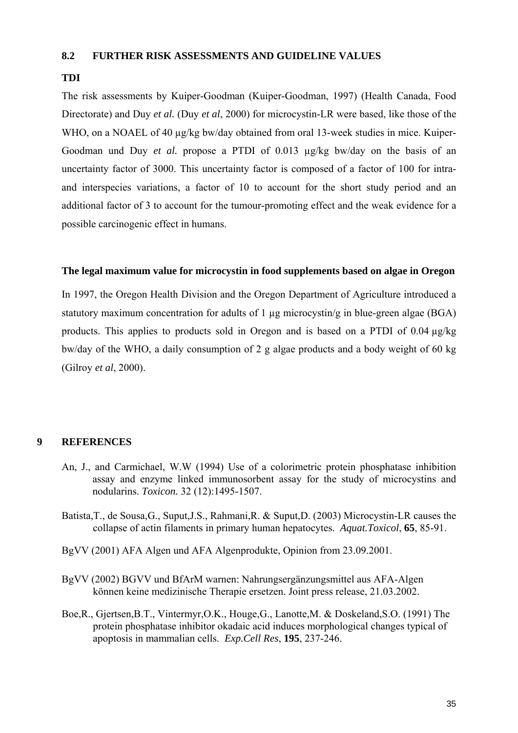## 8.2 FURTHER RISK ASSESSMENTS AND GUIDELINE VALUES

**TDI**

The risk assessments by Kuiper-Goodman (Kuiper-Goodman, 1997) (Health Canada, Food Directorate) and Duy *et al.* (Duy *et al*, 2000) for microcystin-LR were based, like those of the WHO, on a NOAEL of 40 µg/kg bw/day obtained from oral 13-week studies in mice. Kuiper-Goodman und Duy *et al.* propose a PTDI of 0.013 µg/kg bw/day on the basis of an uncertainty factor of 3000. This uncertainty factor is composed of a factor of 100 for intra- and interspecies variations, a factor of 10 to account for the short study period and an additional factor of 3 to account for the tumour-promoting effect and the weak evidence for a possible carcinogenic effect in humans.

**The legal maximum value for microcystin in food supplements based on algae in Oregon**

In 1997, the Oregon Health Division and the Oregon Department of Agriculture introduced a statutory maximum concentration for adults of 1 µg microcystin/g in blue-green algae (BGA) products. This applies to products sold in Oregon and is based on a PTDI of 0.04 µg/kg bw/day of the WHO, a daily consumption of 2 g algae products and a body weight of 60 kg (Gilroy *et al*, 2000).

# 9 REFERENCES

An, J., and Carmichael, W.W (1994) Use of a colorimetric protein phosphatase inhibition assay and enzyme linked immunosorbent assay for the study of microcystins and nodularins. *Toxicon.* 32 (12):1495-1507.

Batista,T., de Sousa,G., Suput,J.S., Rahmani,R. & Suput,D. (2003) Microcystin-LR causes the collapse of actin filaments in primary human hepatocytes. *Aquat.Toxicol*, **65**, 85-91.

BgVV (2001) AFA Algen und AFA Algenprodukte, Opinion from 23.09.2001.

BgVV (2002) BGVV und BfArM warnen: Nahrungsergänzungsmittel aus AFA-Algen können keine medizinische Therapie ersetzen. Joint press release, 21.03.2002.

Boe,R., Gjertsen,B.T., Vintermyr,O.K., Houge,G., Lanotte,M. & Doskeland,S.O. (1991) The protein phosphatase inhibitor okadaic acid induces morphological changes typical of apoptosis in mammalian cells. *Exp.Cell Res*, **195**, 237-246.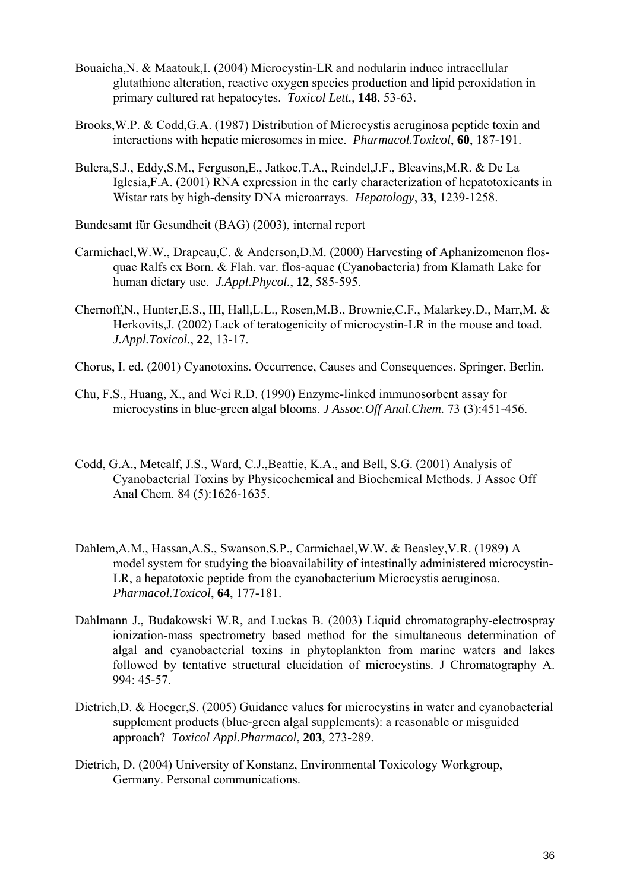Bouaicha,N. & Maatouk,I. (2004) Microcystin-LR and nodularin induce intracellular glutathione alteration, reactive oxygen species production and lipid peroxidation in primary cultured rat hepatocytes. *Toxicol Lett.*, **148**, 53-63.

Brooks,W.P. & Codd,G.A. (1987) Distribution of Microcystis aeruginosa peptide toxin and interactions with hepatic microsomes in mice. *Pharmacol.Toxicol*, **60**, 187-191.

Bulera,S.J., Eddy,S.M., Ferguson,E., Jatkoe,T.A., Reindel,J.F., Bleavins,M.R. & De La Iglesia,F.A. (2001) RNA expression in the early characterization of hepatotoxicants in Wistar rats by high-density DNA microarrays. *Hepatology*, **33**, 1239-1258.

Bundesamt für Gesundheit (BAG) (2003), internal report

Carmichael,W.W., Drapeau,C. & Anderson,D.M. (2000) Harvesting of Aphanizomenon flos-quae Ralfs ex Born. & Flah. var. flos-aquae (Cyanobacteria) from Klamath Lake for human dietary use. *J.Appl.Phycol.*, **12**, 585-595.

Chernoff,N., Hunter,E.S., III, Hall,L.L., Rosen,M.B., Brownie,C.F., Malarkey,D., Marr,M. & Herkovits,J. (2002) Lack of teratogenicity of microcystin-LR in the mouse and toad. *J.Appl.Toxicol.*, **22**, 13-17.

Chorus, I. ed. (2001) Cyanotoxins. Occurrence, Causes and Consequences. Springer, Berlin.

Chu, F.S., Huang, X., and Wei R.D. (1990) Enzyme-linked immunosorbent assay for microcystins in blue-green algal blooms. *J Assoc.Off Anal.Chem.* 73 (3):451-456.

Codd, G.A., Metcalf, J.S., Ward, C.J.,Beattie, K.A., and Bell, S.G. (2001) Analysis of Cyanobacterial Toxins by Physicochemical and Biochemical Methods. J Assoc Off Anal Chem. 84 (5):1626-1635.

Dahlem,A.M., Hassan,A.S., Swanson,S.P., Carmichael,W.W. & Beasley,V.R. (1989) A model system for studying the bioavailability of intestinally administered microcystin-LR, a hepatotoxic peptide from the cyanobacterium Microcystis aeruginosa. *Pharmacol.Toxicol*, **64**, 177-181.

Dahlmann J., Budakowski W.R, and Luckas B. (2003) Liquid chromatography-electrospray ionization-mass spectrometry based method for the simultaneous determination of algal and cyanobacterial toxins in phytoplankton from marine waters and lakes followed by tentative structural elucidation of microcystins. J Chromatography A. 994: 45-57.

Dietrich,D. & Hoeger,S. (2005) Guidance values for microcystins in water and cyanobacterial supplement products (blue-green algal supplements): a reasonable or misguided approach? *Toxicol Appl.Pharmacol*, **203**, 273-289.

Dietrich, D. (2004) University of Konstanz, Environmental Toxicology Workgroup, Germany. Personal communications.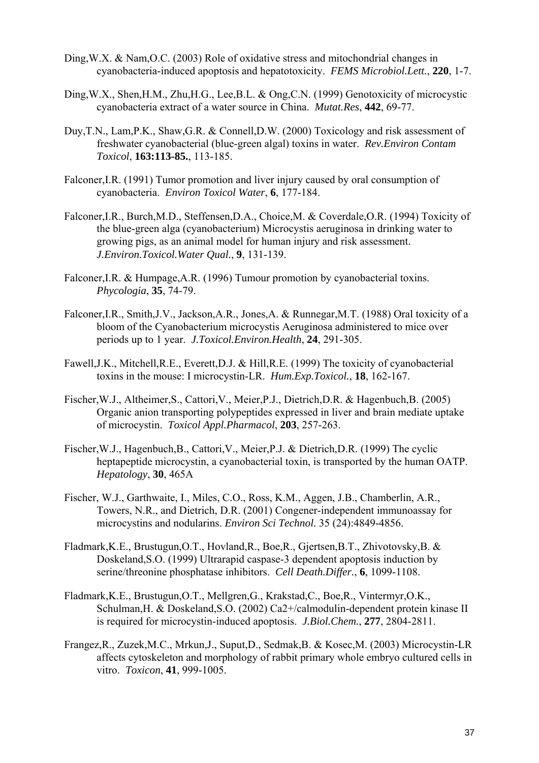Ding,W.X. & Nam,O.C. (2003) Role of oxidative stress and mitochondrial changes in cyanobacteria-induced apoptosis and hepatotoxicity. *FEMS Microbiol.Lett.*, **220**, 1-7.

Ding,W.X., Shen,H.M., Zhu,H.G., Lee,B.L. & Ong,C.N. (1999) Genotoxicity of microcystic cyanobacteria extract of a water source in China. *Mutat.Res*, **442**, 69-77.

Duy,T.N., Lam,P.K., Shaw,G.R. & Connell,D.W. (2000) Toxicology and risk assessment of freshwater cyanobacterial (blue-green algal) toxins in water. *Rev.Environ Contam Toxicol*, **163:113-85.**, 113-185.

Falconer,I.R. (1991) Tumor promotion and liver injury caused by oral consumption of cyanobacteria. *Environ Toxicol Water*, **6**, 177-184.

Falconer,I.R., Burch,M.D., Steffensen,D.A., Choice,M. & Coverdale,O.R. (1994) Toxicity of the blue-green alga (cyanobacterium) Microcystis aeruginosa in drinking water to growing pigs, as an animal model for human injury and risk assessment. *J.Environ.Toxicol.Water Qual.*, **9**, 131-139.

Falconer,I.R. & Humpage,A.R. (1996) Tumour promotion by cyanobacterial toxins. *Phycologia*, **35**, 74-79.

Falconer,I.R., Smith,J.V., Jackson,A.R., Jones,A. & Runnegar,M.T. (1988) Oral toxicity of a bloom of the Cyanobacterium microcystis Aeruginosa administered to mice over periods up to 1 year. *J.Toxicol.Environ.Health*, **24**, 291-305.

Fawell,J.K., Mitchell,R.E., Everett,D.J. & Hill,R.E. (1999) The toxicity of cyanobacterial toxins in the mouse: I microcystin-LR. *Hum.Exp.Toxicol.*, **18**, 162-167.

Fischer,W.J., Altheimer,S., Cattori,V., Meier,P.J., Dietrich,D.R. & Hagenbuch,B. (2005) Organic anion transporting polypeptides expressed in liver and brain mediate uptake of microcystin. *Toxicol Appl.Pharmacol*, **203**, 257-263.

Fischer,W.J., Hagenbuch,B., Cattori,V., Meier,P.J. & Dietrich,D.R. (1999) The cyclic heptapeptide microcystin, a cyanobacterial toxin, is transported by the human OATP. *Hepatology*, **30**, 465A

Fischer, W.J., Garthwaite, I., Miles, C.O., Ross, K.M., Aggen, J.B., Chamberlin, A.R., Towers, N.R., and Dietrich, D.R. (2001) Congener-independent immunoassay for microcystins and nodularins. *Environ Sci Technol.* 35 (24):4849-4856.

Fladmark,K.E., Brustugun,O.T., Hovland,R., Boe,R., Gjertsen,B.T., Zhivotovsky,B. & Doskeland,S.O. (1999) Ultrarapid caspase-3 dependent apoptosis induction by serine/threonine phosphatase inhibitors. *Cell Death.Differ.*, **6**, 1099-1108.

Fladmark,K.E., Brustugun,O.T., Mellgren,G., Krakstad,C., Boe,R., Vintermyr,O.K., Schulman,H. & Doskeland,S.O. (2002) Ca2+/calmodulin-dependent protein kinase II is required for microcystin-induced apoptosis. *J.Biol.Chem.*, **277**, 2804-2811.

Frangez,R., Zuzek,M.C., Mrkun,J., Suput,D., Sedmak,B. & Kosec,M. (2003) Microcystin-LR affects cytoskeleton and morphology of rabbit primary whole embryo cultured cells in vitro. *Toxicon*, **41**, 999-1005.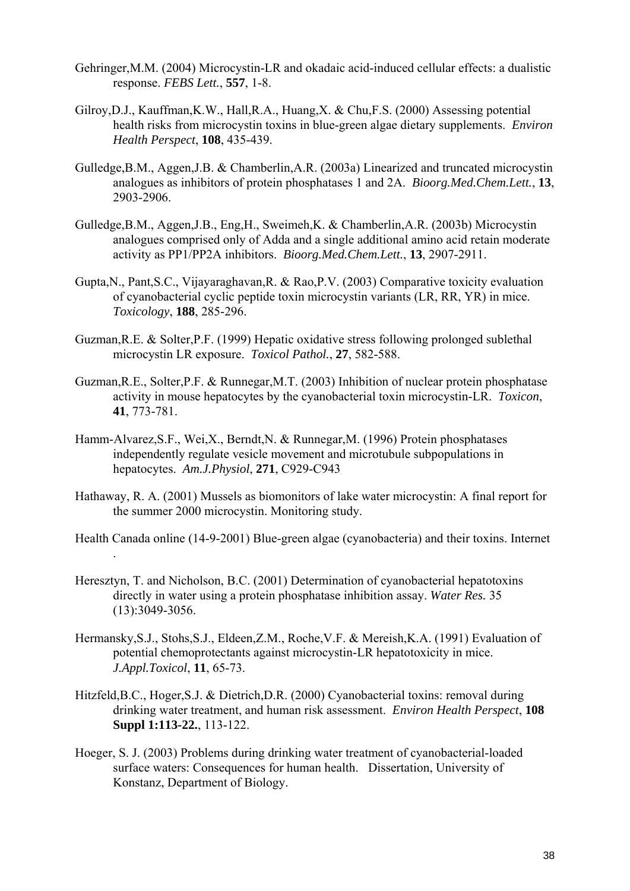Gehringer,M.M. (2004) Microcystin-LR and okadaic acid-induced cellular effects: a dualistic response. *FEBS Lett.*, **557**, 1-8.

Gilroy,D.J., Kauffman,K.W., Hall,R.A., Huang,X. & Chu,F.S. (2000) Assessing potential health risks from microcystin toxins in blue-green algae dietary supplements. *Environ Health Perspect*, **108**, 435-439.

Gulledge,B.M., Aggen,J.B. & Chamberlin,A.R. (2003a) Linearized and truncated microcystin analogues as inhibitors of protein phosphatases 1 and 2A. *Bioorg.Med.Chem.Lett.*, **13**, 2903-2906.

Gulledge,B.M., Aggen,J.B., Eng,H., Sweimeh,K. & Chamberlin,A.R. (2003b) Microcystin analogues comprised only of Adda and a single additional amino acid retain moderate activity as PP1/PP2A inhibitors. *Bioorg.Med.Chem.Lett.*, **13**, 2907-2911.

Gupta,N., Pant,S.C., Vijayaraghavan,R. & Rao,P.V. (2003) Comparative toxicity evaluation of cyanobacterial cyclic peptide toxin microcystin variants (LR, RR, YR) in mice. *Toxicology*, **188**, 285-296.

Guzman,R.E. & Solter,P.F. (1999) Hepatic oxidative stress following prolonged sublethal microcystin LR exposure. *Toxicol Pathol.*, **27**, 582-588.

Guzman,R.E., Solter,P.F. & Runnegar,M.T. (2003) Inhibition of nuclear protein phosphatase activity in mouse hepatocytes by the cyanobacterial toxin microcystin-LR. *Toxicon*, **41**, 773-781.

Hamm-Alvarez,S.F., Wei,X., Berndt,N. & Runnegar,M. (1996) Protein phosphatases independently regulate vesicle movement and microtubule subpopulations in hepatocytes. *Am.J.Physiol*, **271**, C929-C943

Hathaway, R. A. (2001) Mussels as biomonitors of lake water microcystin: A final report for the summer 2000 microcystin. Monitoring study.

Health Canada online (14-9-2001) Blue-green algae (cyanobacteria) and their toxins. Internet .

Heresztyn, T. and Nicholson, B.C. (2001) Determination of cyanobacterial hepatotoxins directly in water using a protein phosphatase inhibition assay. *Water Res.* 35 (13):3049-3056.

Hermansky,S.J., Stohs,S.J., Eldeen,Z.M., Roche,V.F. & Mereish,K.A. (1991) Evaluation of potential chemoprotectants against microcystin-LR hepatotoxicity in mice. *J.Appl.Toxicol*, **11**, 65-73.

Hitzfeld,B.C., Hoger,S.J. & Dietrich,D.R. (2000) Cyanobacterial toxins: removal during drinking water treatment, and human risk assessment. *Environ Health Perspect*, **108 Suppl 1:113-22.**, 113-122.

Hoeger, S. J. (2003) Problems during drinking water treatment of cyanobacterial-loaded surface waters: Consequences for human health. Dissertation, University of Konstanz, Department of Biology.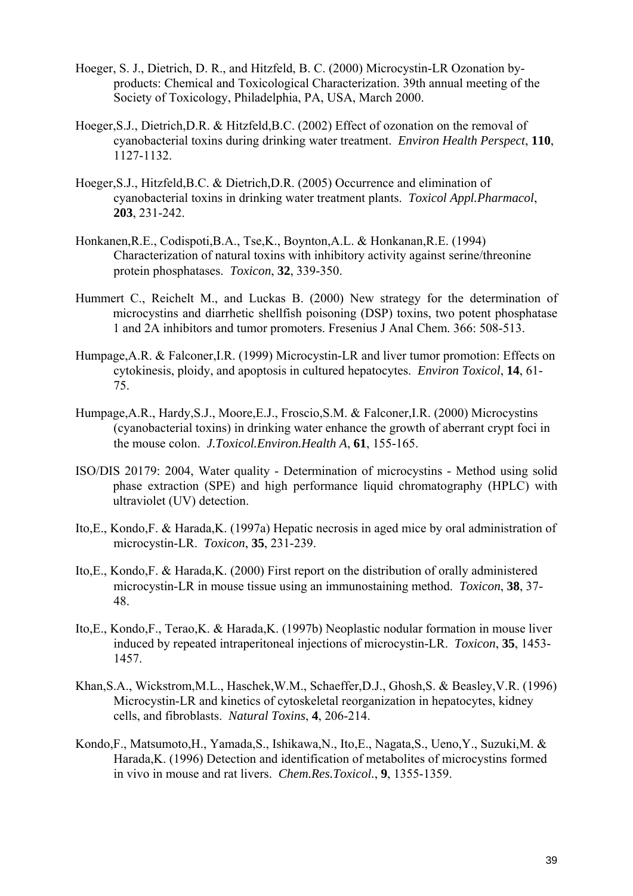Hoeger, S. J., Dietrich, D. R., and Hitzfeld, B. C. (2000) Microcystin-LR Ozonation by-products: Chemical and Toxicological Characterization. 39th annual meeting of the Society of Toxicology, Philadelphia, PA, USA, March 2000.

Hoeger,S.J., Dietrich,D.R. & Hitzfeld,B.C. (2002) Effect of ozonation on the removal of cyanobacterial toxins during drinking water treatment. *Environ Health Perspect*, **110**, 1127-1132.

Hoeger,S.J., Hitzfeld,B.C. & Dietrich,D.R. (2005) Occurrence and elimination of cyanobacterial toxins in drinking water treatment plants. *Toxicol Appl.Pharmacol*, **203**, 231-242.

Honkanen,R.E., Codispoti,B.A., Tse,K., Boynton,A.L. & Honkanan,R.E. (1994) Characterization of natural toxins with inhibitory activity against serine/threonine protein phosphatases. *Toxicon*, **32**, 339-350.

Hummert C., Reichelt M., and Luckas B. (2000) New strategy for the determination of microcystins and diarrhetic shellfish poisoning (DSP) toxins, two potent phosphatase 1 and 2A inhibitors and tumor promoters. Fresenius J Anal Chem. 366: 508-513.

Humpage,A.R. & Falconer,I.R. (1999) Microcystin-LR and liver tumor promotion: Effects on cytokinesis, ploidy, and apoptosis in cultured hepatocytes. *Environ Toxicol*, **14**, 61-75.

Humpage,A.R., Hardy,S.J., Moore,E.J., Froscio,S.M. & Falconer,I.R. (2000) Microcystins (cyanobacterial toxins) in drinking water enhance the growth of aberrant crypt foci in the mouse colon. *J.Toxicol.Environ.Health A*, **61**, 155-165.

ISO/DIS 20179: 2004, Water quality - Determination of microcystins - Method using solid phase extraction (SPE) and high performance liquid chromatography (HPLC) with ultraviolet (UV) detection.

Ito,E., Kondo,F. & Harada,K. (1997a) Hepatic necrosis in aged mice by oral administration of microcystin-LR. *Toxicon*, **35**, 231-239.

Ito,E., Kondo,F. & Harada,K. (2000) First report on the distribution of orally administered microcystin-LR in mouse tissue using an immunostaining method. *Toxicon*, **38**, 37-48.

Ito,E., Kondo,F., Terao,K. & Harada,K. (1997b) Neoplastic nodular formation in mouse liver induced by repeated intraperitoneal injections of microcystin-LR. *Toxicon*, **35**, 1453-1457.

Khan,S.A., Wickstrom,M.L., Haschek,W.M., Schaeffer,D.J., Ghosh,S. & Beasley,V.R. (1996) Microcystin-LR and kinetics of cytoskeletal reorganization in hepatocytes, kidney cells, and fibroblasts. *Natural Toxins*, **4**, 206-214.

Kondo,F., Matsumoto,H., Yamada,S., Ishikawa,N., Ito,E., Nagata,S., Ueno,Y., Suzuki,M. & Harada,K. (1996) Detection and identification of metabolites of microcystins formed in vivo in mouse and rat livers. *Chem.Res.Toxicol.*, **9**, 1355-1359.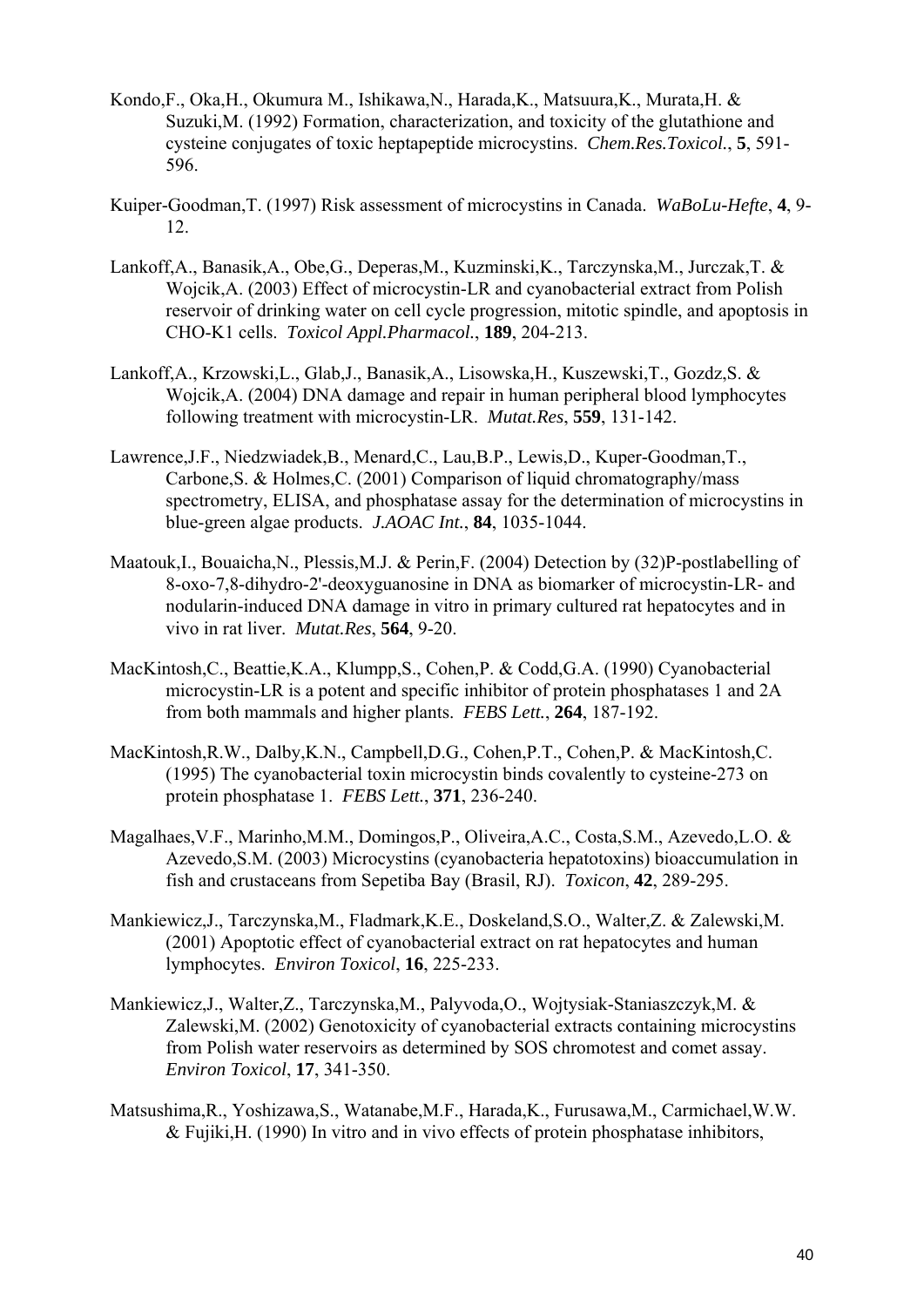Kondo,F., Oka,H., Okumura M., Ishikawa,N., Harada,K., Matsuura,K., Murata,H. & Suzuki,M. (1992) Formation, characterization, and toxicity of the glutathione and cysteine conjugates of toxic heptapeptide microcystins. *Chem.Res.Toxicol.*, **5**, 591-596.

Kuiper-Goodman,T. (1997) Risk assessment of microcystins in Canada. *WaBoLu-Hefte*, **4**, 9-12.

Lankoff,A., Banasik,A., Obe,G., Deperas,M., Kuzminski,K., Tarczynska,M., Jurczak,T. & Wojcik,A. (2003) Effect of microcystin-LR and cyanobacterial extract from Polish reservoir of drinking water on cell cycle progression, mitotic spindle, and apoptosis in CHO-K1 cells. *Toxicol Appl.Pharmacol.*, **189**, 204-213.

Lankoff,A., Krzowski,L., Glab,J., Banasik,A., Lisowska,H., Kuszewski,T., Gozdz,S. & Wojcik,A. (2004) DNA damage and repair in human peripheral blood lymphocytes following treatment with microcystin-LR. *Mutat.Res*, **559**, 131-142.

Lawrence,J.F., Niedzwiadek,B., Menard,C., Lau,B.P., Lewis,D., Kuper-Goodman,T., Carbone,S. & Holmes,C. (2001) Comparison of liquid chromatography/mass spectrometry, ELISA, and phosphatase assay for the determination of microcystins in blue-green algae products. *J.AOAC Int.*, **84**, 1035-1044.

Maatouk,I., Bouaicha,N., Plessis,M.J. & Perin,F. (2004) Detection by (32)P-postlabelling of 8-oxo-7,8-dihydro-2'-deoxyguanosine in DNA as biomarker of microcystin-LR- and nodularin-induced DNA damage in vitro in primary cultured rat hepatocytes and in vivo in rat liver. *Mutat.Res*, **564**, 9-20.

MacKintosh,C., Beattie,K.A., Klumpp,S., Cohen,P. & Codd,G.A. (1990) Cyanobacterial microcystin-LR is a potent and specific inhibitor of protein phosphatases 1 and 2A from both mammals and higher plants. *FEBS Lett.*, **264**, 187-192.

MacKintosh,R.W., Dalby,K.N., Campbell,D.G., Cohen,P.T., Cohen,P. & MacKintosh,C. (1995) The cyanobacterial toxin microcystin binds covalently to cysteine-273 on protein phosphatase 1. *FEBS Lett.*, **371**, 236-240.

Magalhaes,V.F., Marinho,M.M., Domingos,P., Oliveira,A.C., Costa,S.M., Azevedo,L.O. & Azevedo,S.M. (2003) Microcystins (cyanobacteria hepatotoxins) bioaccumulation in fish and crustaceans from Sepetiba Bay (Brasil, RJ). *Toxicon*, **42**, 289-295.

Mankiewicz,J., Tarczynska,M., Fladmark,K.E., Doskeland,S.O., Walter,Z. & Zalewski,M. (2001) Apoptotic effect of cyanobacterial extract on rat hepatocytes and human lymphocytes. *Environ Toxicol*, **16**, 225-233.

Mankiewicz,J., Walter,Z., Tarczynska,M., Palyvoda,O., Wojtysiak-Staniaszczyk,M. & Zalewski,M. (2002) Genotoxicity of cyanobacterial extracts containing microcystins from Polish water reservoirs as determined by SOS chromotest and comet assay. *Environ Toxicol*, **17**, 341-350.

Matsushima,R., Yoshizawa,S., Watanabe,M.F., Harada,K., Furusawa,M., Carmichael,W.W. & Fujiki,H. (1990) In vitro and in vivo effects of protein phosphatase inhibitors,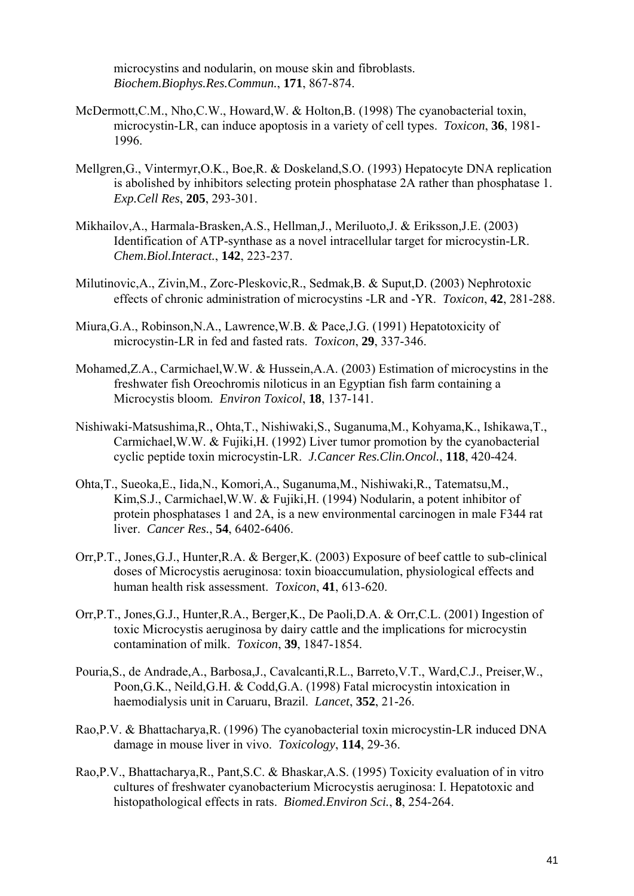microcystins and nodularin, on mouse skin and fibroblasts. *Biochem.Biophys.Res.Commun.*, **171**, 867-874.

McDermott,C.M., Nho,C.W., Howard,W. & Holton,B. (1998) The cyanobacterial toxin, microcystin-LR, can induce apoptosis in a variety of cell types. *Toxicon*, **36**, 1981-1996.

Mellgren,G., Vintermyr,O.K., Boe,R. & Doskeland,S.O. (1993) Hepatocyte DNA replication is abolished by inhibitors selecting protein phosphatase 2A rather than phosphatase 1. *Exp.Cell Res*, **205**, 293-301.

Mikhailov,A., Harmala-Brasken,A.S., Hellman,J., Meriluoto,J. & Eriksson,J.E. (2003) Identification of ATP-synthase as a novel intracellular target for microcystin-LR. *Chem.Biol.Interact.*, **142**, 223-237.

Milutinovic,A., Zivin,M., Zorc-Pleskovic,R., Sedmak,B. & Suput,D. (2003) Nephrotoxic effects of chronic administration of microcystins -LR and -YR. *Toxicon*, **42**, 281-288.

Miura,G.A., Robinson,N.A., Lawrence,W.B. & Pace,J.G. (1991) Hepatotoxicity of microcystin-LR in fed and fasted rats. *Toxicon*, **29**, 337-346.

Mohamed,Z.A., Carmichael,W.W. & Hussein,A.A. (2003) Estimation of microcystins in the freshwater fish Oreochromis niloticus in an Egyptian fish farm containing a Microcystis bloom. *Environ Toxicol*, **18**, 137-141.

Nishiwaki-Matsushima,R., Ohta,T., Nishiwaki,S., Suganuma,M., Kohyama,K., Ishikawa,T., Carmichael,W.W. & Fujiki,H. (1992) Liver tumor promotion by the cyanobacterial cyclic peptide toxin microcystin-LR. *J.Cancer Res.Clin.Oncol.*, **118**, 420-424.

Ohta,T., Sueoka,E., Iida,N., Komori,A., Suganuma,M., Nishiwaki,R., Tatematsu,M., Kim,S.J., Carmichael,W.W. & Fujiki,H. (1994) Nodularin, a potent inhibitor of protein phosphatases 1 and 2A, is a new environmental carcinogen in male F344 rat liver. *Cancer Res.*, **54**, 6402-6406.

Orr,P.T., Jones,G.J., Hunter,R.A. & Berger,K. (2003) Exposure of beef cattle to sub-clinical doses of Microcystis aeruginosa: toxin bioaccumulation, physiological effects and human health risk assessment. *Toxicon*, **41**, 613-620.

Orr,P.T., Jones,G.J., Hunter,R.A., Berger,K., De Paoli,D.A. & Orr,C.L. (2001) Ingestion of toxic Microcystis aeruginosa by dairy cattle and the implications for microcystin contamination of milk. *Toxicon*, **39**, 1847-1854.

Pouria,S., de Andrade,A., Barbosa,J., Cavalcanti,R.L., Barreto,V.T., Ward,C.J., Preiser,W., Poon,G.K., Neild,G.H. & Codd,G.A. (1998) Fatal microcystin intoxication in haemodialysis unit in Caruaru, Brazil. *Lancet*, **352**, 21-26.

Rao,P.V. & Bhattacharya,R. (1996) The cyanobacterial toxin microcystin-LR induced DNA damage in mouse liver in vivo. *Toxicology*, **114**, 29-36.

Rao,P.V., Bhattacharya,R., Pant,S.C. & Bhaskar,A.S. (1995) Toxicity evaluation of in vitro cultures of freshwater cyanobacterium Microcystis aeruginosa: I. Hepatotoxic and histopathological effects in rats. *Biomed.Environ Sci.*, **8**, 254-264.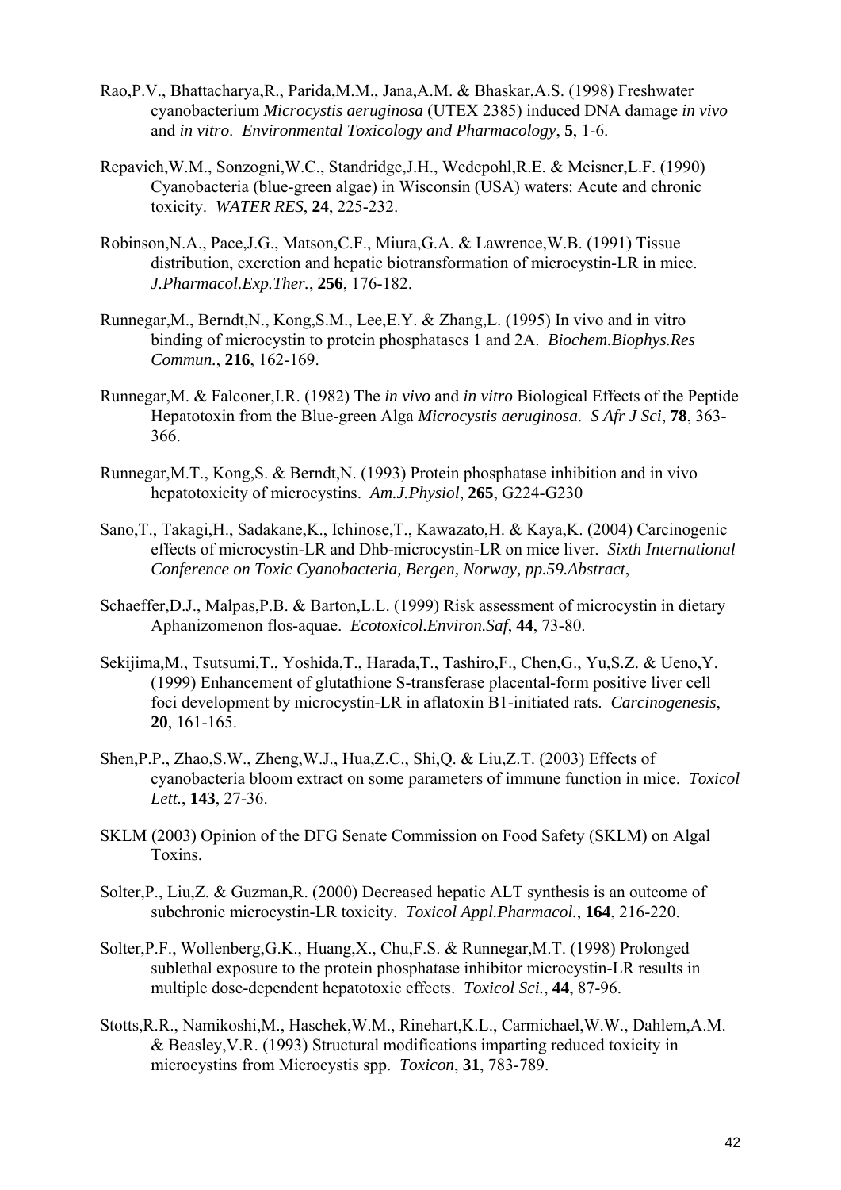Rao,P.V., Bhattacharya,R., Parida,M.M., Jana,A.M. & Bhaskar,A.S. (1998) Freshwater cyanobacterium *Microcystis aeruginosa* (UTEX 2385) induced DNA damage *in vivo* and *in vitro*. *Environmental Toxicology and Pharmacology*, **5**, 1-6.

Repavich,W.M., Sonzogni,W.C., Standridge,J.H., Wedepohl,R.E. & Meisner,L.F. (1990) Cyanobacteria (blue-green algae) in Wisconsin (USA) waters: Acute and chronic toxicity. *WATER RES*, **24**, 225-232.

Robinson,N.A., Pace,J.G., Matson,C.F., Miura,G.A. & Lawrence,W.B. (1991) Tissue distribution, excretion and hepatic biotransformation of microcystin-LR in mice. *J.Pharmacol.Exp.Ther.*, **256**, 176-182.

Runnegar,M., Berndt,N., Kong,S.M., Lee,E.Y. & Zhang,L. (1995) In vivo and in vitro binding of microcystin to protein phosphatases 1 and 2A. *Biochem.Biophys.Res Commun.*, **216**, 162-169.

Runnegar,M. & Falconer,I.R. (1982) The *in vivo* and *in vitro* Biological Effects of the Peptide Hepatotoxin from the Blue-green Alga *Microcystis aeruginosa*. *S Afr J Sci*, **78**, 363-366.

Runnegar,M.T., Kong,S. & Berndt,N. (1993) Protein phosphatase inhibition and in vivo hepatotoxicity of microcystins. *Am.J.Physiol*, **265**, G224-G230

Sano,T., Takagi,H., Sadakane,K., Ichinose,T., Kawazato,H. & Kaya,K. (2004) Carcinogenic effects of microcystin-LR and Dhb-microcystin-LR on mice liver. *Sixth International Conference on Toxic Cyanobacteria, Bergen, Norway, pp.59.Abstract*,

Schaeffer,D.J., Malpas,P.B. & Barton,L.L. (1999) Risk assessment of microcystin in dietary Aphanizomenon flos-aquae. *Ecotoxicol.Environ.Saf*, **44**, 73-80.

Sekijima,M., Tsutsumi,T., Yoshida,T., Harada,T., Tashiro,F., Chen,G., Yu,S.Z. & Ueno,Y. (1999) Enhancement of glutathione S-transferase placental-form positive liver cell foci development by microcystin-LR in aflatoxin B1-initiated rats. *Carcinogenesis*, **20**, 161-165.

Shen,P.P., Zhao,S.W., Zheng,W.J., Hua,Z.C., Shi,Q. & Liu,Z.T. (2003) Effects of cyanobacteria bloom extract on some parameters of immune function in mice. *Toxicol Lett.*, **143**, 27-36.

SKLM (2003) Opinion of the DFG Senate Commission on Food Safety (SKLM) on Algal Toxins.

Solter,P., Liu,Z. & Guzman,R. (2000) Decreased hepatic ALT synthesis is an outcome of subchronic microcystin-LR toxicity. *Toxicol Appl.Pharmacol.*, **164**, 216-220.

Solter,P.F., Wollenberg,G.K., Huang,X., Chu,F.S. & Runnegar,M.T. (1998) Prolonged sublethal exposure to the protein phosphatase inhibitor microcystin-LR results in multiple dose-dependent hepatotoxic effects. *Toxicol Sci.*, **44**, 87-96.

Stotts,R.R., Namikoshi,M., Haschek,W.M., Rinehart,K.L., Carmichael,W.W., Dahlem,A.M. & Beasley,V.R. (1993) Structural modifications imparting reduced toxicity in microcystins from Microcystis spp. *Toxicon*, **31**, 783-789.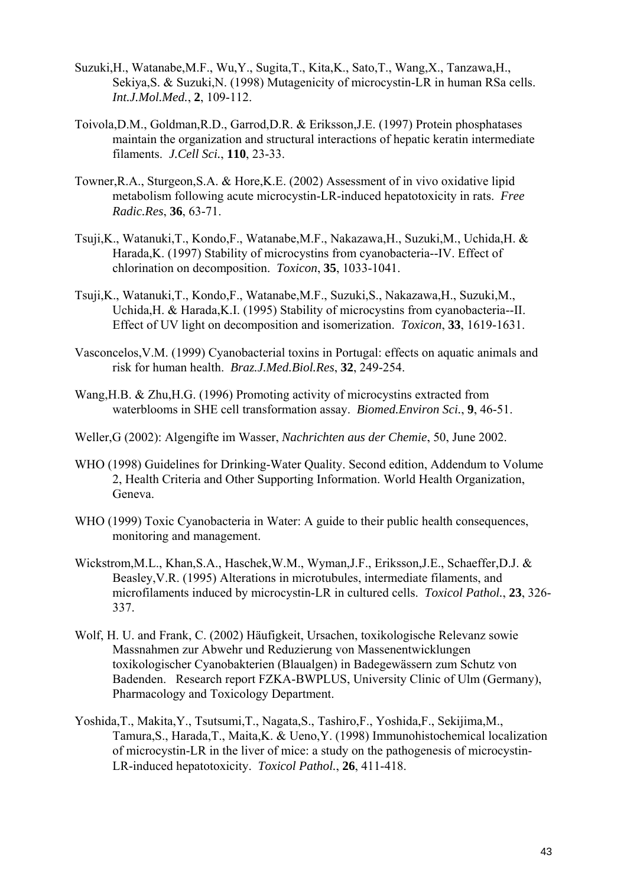Suzuki,H., Watanabe,M.F., Wu,Y., Sugita,T., Kita,K., Sato,T., Wang,X., Tanzawa,H., Sekiya,S. & Suzuki,N. (1998) Mutagenicity of microcystin-LR in human RSa cells. *Int.J.Mol.Med.*, **2**, 109-112.

Toivola,D.M., Goldman,R.D., Garrod,D.R. & Eriksson,J.E. (1997) Protein phosphatases maintain the organization and structural interactions of hepatic keratin intermediate filaments. *J.Cell Sci.*, **110**, 23-33.

Towner,R.A., Sturgeon,S.A. & Hore,K.E. (2002) Assessment of in vivo oxidative lipid metabolism following acute microcystin-LR-induced hepatotoxicity in rats. *Free Radic.Res*, **36**, 63-71.

Tsuji,K., Watanuki,T., Kondo,F., Watanabe,M.F., Nakazawa,H., Suzuki,M., Uchida,H. & Harada,K. (1997) Stability of microcystins from cyanobacteria--IV. Effect of chlorination on decomposition. *Toxicon*, **35**, 1033-1041.

Tsuji,K., Watanuki,T., Kondo,F., Watanabe,M.F., Suzuki,S., Nakazawa,H., Suzuki,M., Uchida,H. & Harada,K.I. (1995) Stability of microcystins from cyanobacteria--II. Effect of UV light on decomposition and isomerization. *Toxicon*, **33**, 1619-1631.

Vasconcelos,V.M. (1999) Cyanobacterial toxins in Portugal: effects on aquatic animals and risk for human health. *Braz.J.Med.Biol.Res*, **32**, 249-254.

Wang,H.B. & Zhu,H.G. (1996) Promoting activity of microcystins extracted from waterblooms in SHE cell transformation assay. *Biomed.Environ Sci.*, **9**, 46-51.

Weller,G (2002): Algengifte im Wasser, *Nachrichten aus der Chemie*, 50, June 2002.

WHO (1998) Guidelines for Drinking-Water Quality. Second edition, Addendum to Volume 2, Health Criteria and Other Supporting Information. World Health Organization, Geneva.

WHO (1999) Toxic Cyanobacteria in Water: A guide to their public health consequences, monitoring and management.

Wickstrom,M.L., Khan,S.A., Haschek,W.M., Wyman,J.F., Eriksson,J.E., Schaeffer,D.J. & Beasley,V.R. (1995) Alterations in microtubules, intermediate filaments, and microfilaments induced by microcystin-LR in cultured cells. *Toxicol Pathol.*, **23**, 326-337.

Wolf, H. U. and Frank, C. (2002) Häufigkeit, Ursachen, toxikologische Relevanz sowie Massnahmen zur Abwehr und Reduzierung von Massenentwicklungen toxikologischer Cyanobakterien (Blaualgen) in Badegewässern zum Schutz von Badenden. Research report FZKA-BWPLUS, University Clinic of Ulm (Germany), Pharmacology and Toxicology Department.

Yoshida,T., Makita,Y., Tsutsumi,T., Nagata,S., Tashiro,F., Yoshida,F., Sekijima,M., Tamura,S., Harada,T., Maita,K. & Ueno,Y. (1998) Immunohistochemical localization of microcystin-LR in the liver of mice: a study on the pathogenesis of microcystin-LR-induced hepatotoxicity. *Toxicol Pathol.*, **26**, 411-418.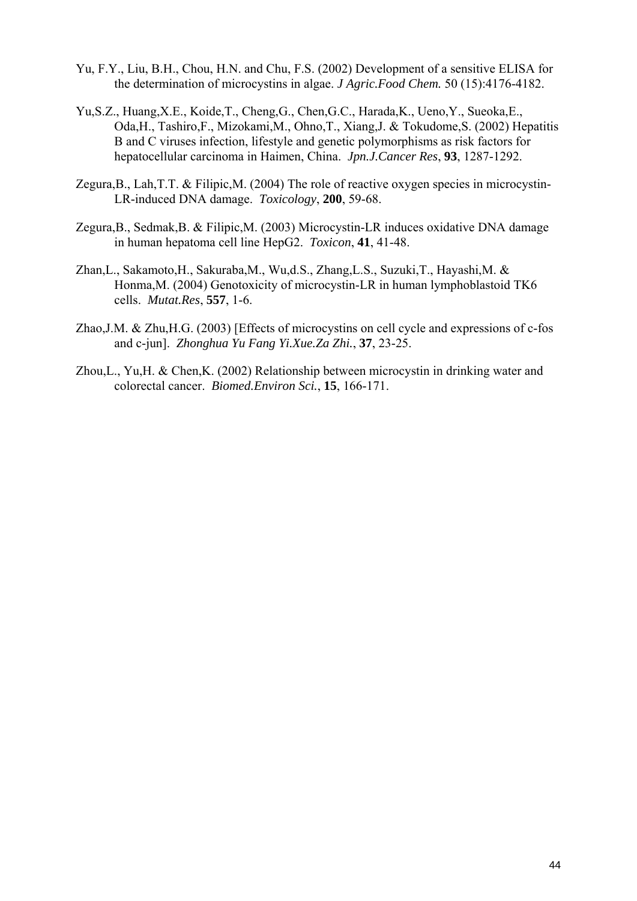Yu, F.Y., Liu, B.H., Chou, H.N. and Chu, F.S. (2002) Development of a sensitive ELISA for the determination of microcystins in algae. *J Agric.Food Chem.* 50 (15):4176-4182.

Yu,S.Z., Huang,X.E., Koide,T., Cheng,G., Chen,G.C., Harada,K., Ueno,Y., Sueoka,E., Oda,H., Tashiro,F., Mizokami,M., Ohno,T., Xiang,J. & Tokudome,S. (2002) Hepatitis B and C viruses infection, lifestyle and genetic polymorphisms as risk factors for hepatocellular carcinoma in Haimen, China. *Jpn.J.Cancer Res*, **93**, 1287-1292.

Zegura,B., Lah,T.T. & Filipic,M. (2004) The role of reactive oxygen species in microcystin-LR-induced DNA damage. *Toxicology*, **200**, 59-68.

Zegura,B., Sedmak,B. & Filipic,M. (2003) Microcystin-LR induces oxidative DNA damage in human hepatoma cell line HepG2. *Toxicon*, **41**, 41-48.

Zhan,L., Sakamoto,H., Sakuraba,M., Wu,d.S., Zhang,L.S., Suzuki,T., Hayashi,M. & Honma,M. (2004) Genotoxicity of microcystin-LR in human lymphoblastoid TK6 cells. *Mutat.Res*, **557**, 1-6.

Zhao,J.M. & Zhu,H.G. (2003) [Effects of microcystins on cell cycle and expressions of c-fos and c-jun]. *Zhonghua Yu Fang Yi.Xue.Za Zhi.*, **37**, 23-25.

Zhou,L., Yu,H. & Chen,K. (2002) Relationship between microcystin in drinking water and colorectal cancer. *Biomed.Environ Sci.*, **15**, 166-171.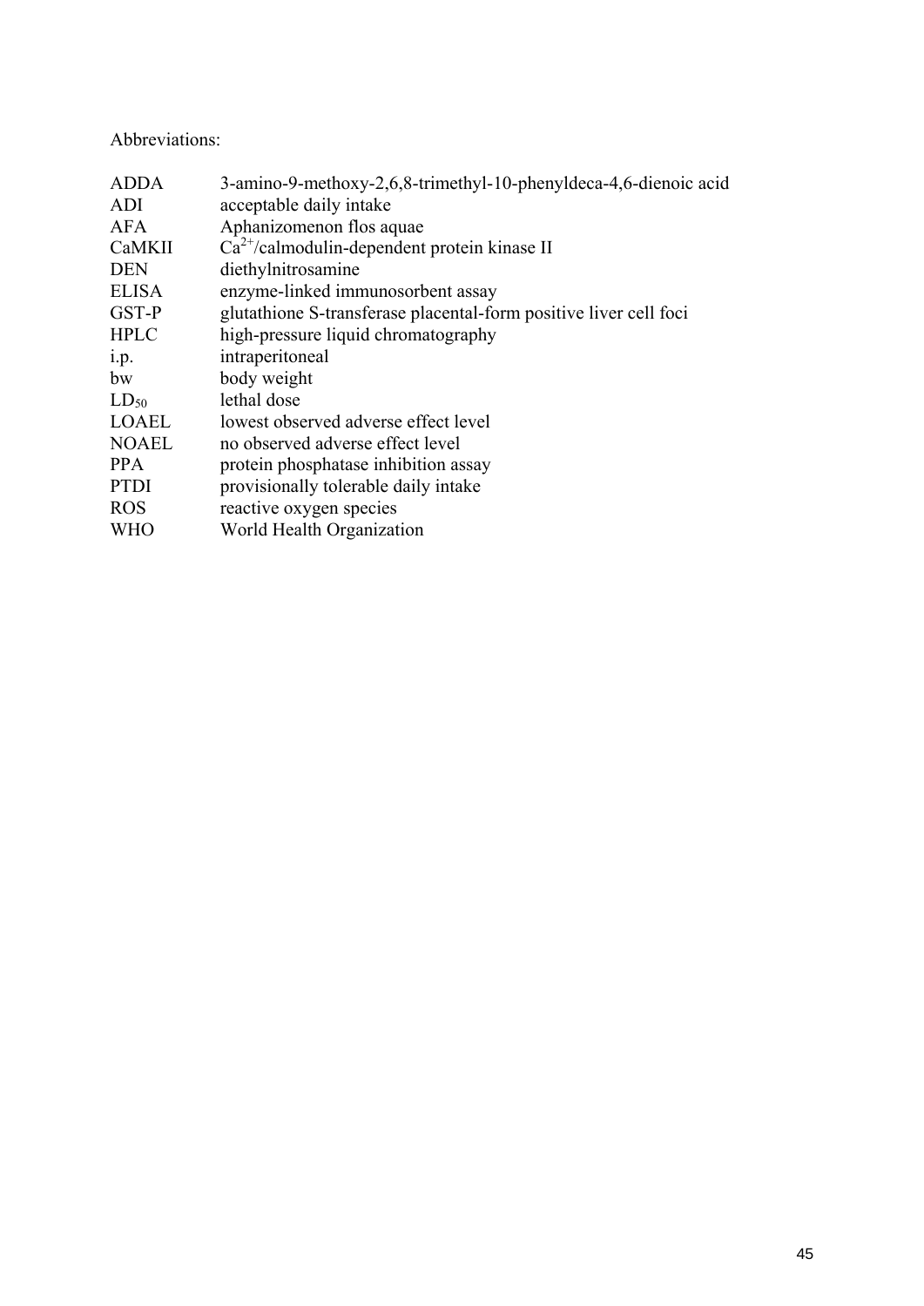Abbreviations:

| | |
|---|---|
| ADDA | 3-amino-9-methoxy-2,6,8-trimethyl-10-phenyldeca-4,6-dienoic acid |
| ADI | acceptable daily intake |
| AFA | Aphanizomenon flos aquae |
| CaMKII | $Ca^{2+}$/calmodulin-dependent protein kinase II |
| DEN | diethylnitrosamine |
| ELISA | enzyme-linked immunosorbent assay |
| GST-P | glutathione S-transferase placental-form positive liver cell foci |
| HPLC | high-pressure liquid chromatography |
| i.p. | intraperitoneal |
| bw | body weight |
| $LD_{50}$ | lethal dose |
| LOAEL | lowest observed adverse effect level |
| NOAEL | no observed adverse effect level |
| PPA | protein phosphatase inhibition assay |
| PTDI | provisionally tolerable daily intake |
| ROS | reactive oxygen species |
| WHO | World Health Organization |